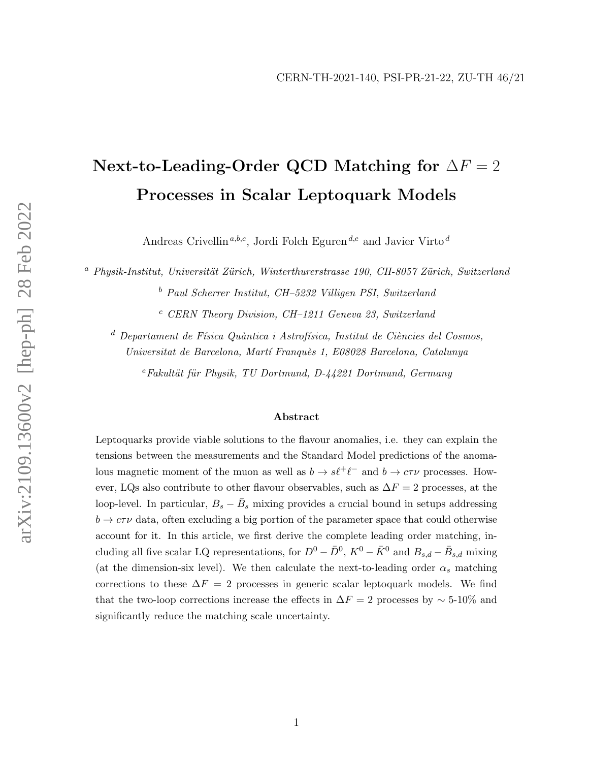CERN-TH-2021-140, PSI-PR-21-22, ZU-TH 46/21

# Next-to-Leading-Order QCD Matching for $\Delta F = 2$ Processes in Scalar Leptoquark Models

Andreas Crivellin[a,b,c], Jordi Folch Eguren[d,e] and Javier Virto[d]

[a] *Physik-Institut, Universität Zürich, Winterthurerstrasse 190, CH-8057 Zürich, Switzerland*

[b] *Paul Scherrer Institut, CH–5232 Villigen PSI, Switzerland*

[c] *CERN Theory Division, CH–1211 Geneva 23, Switzerland*

[d] *Departament de Física Quàntica i Astrofísica, Institut de Ciències del Cosmos, Universitat de Barcelona, Martí Franquès 1, E08028 Barcelona, Catalunya*

[e] *Fakultät für Physik, TU Dortmund, D-44221 Dortmund, Germany*

### Abstract

Leptoquarks provide viable solutions to the flavour anomalies, i.e. they can explain the tensions between the measurements and the Standard Model predictions of the anomalous magnetic moment of the muon as well as $b \to s\ell^+\ell^-$ and $b \to c\tau\nu$ processes. However, LQs also contribute to other flavour observables, such as $\Delta F = 2$ processes, at the loop-level. In particular, $B_s - \bar{B}_s$ mixing provides a crucial bound in setups addressing $b \to c\tau\nu$ data, often excluding a big portion of the parameter space that could otherwise account for it. In this article, we first derive the complete leading order matching, including all five scalar LQ representations, for $D^0 - \bar{D}^0$, $K^0 - \bar{K}^0$ and $B_{s,d} - \bar{B}_{s,d}$ mixing (at the dimension-six level). We then calculate the next-to-leading order $\alpha_s$ matching corrections to these $\Delta F = 2$ processes in generic scalar leptoquark models. We find that the two-loop corrections increase the effects in $\Delta F = 2$ processes by $\sim$ 5-10% and significantly reduce the matching scale uncertainty.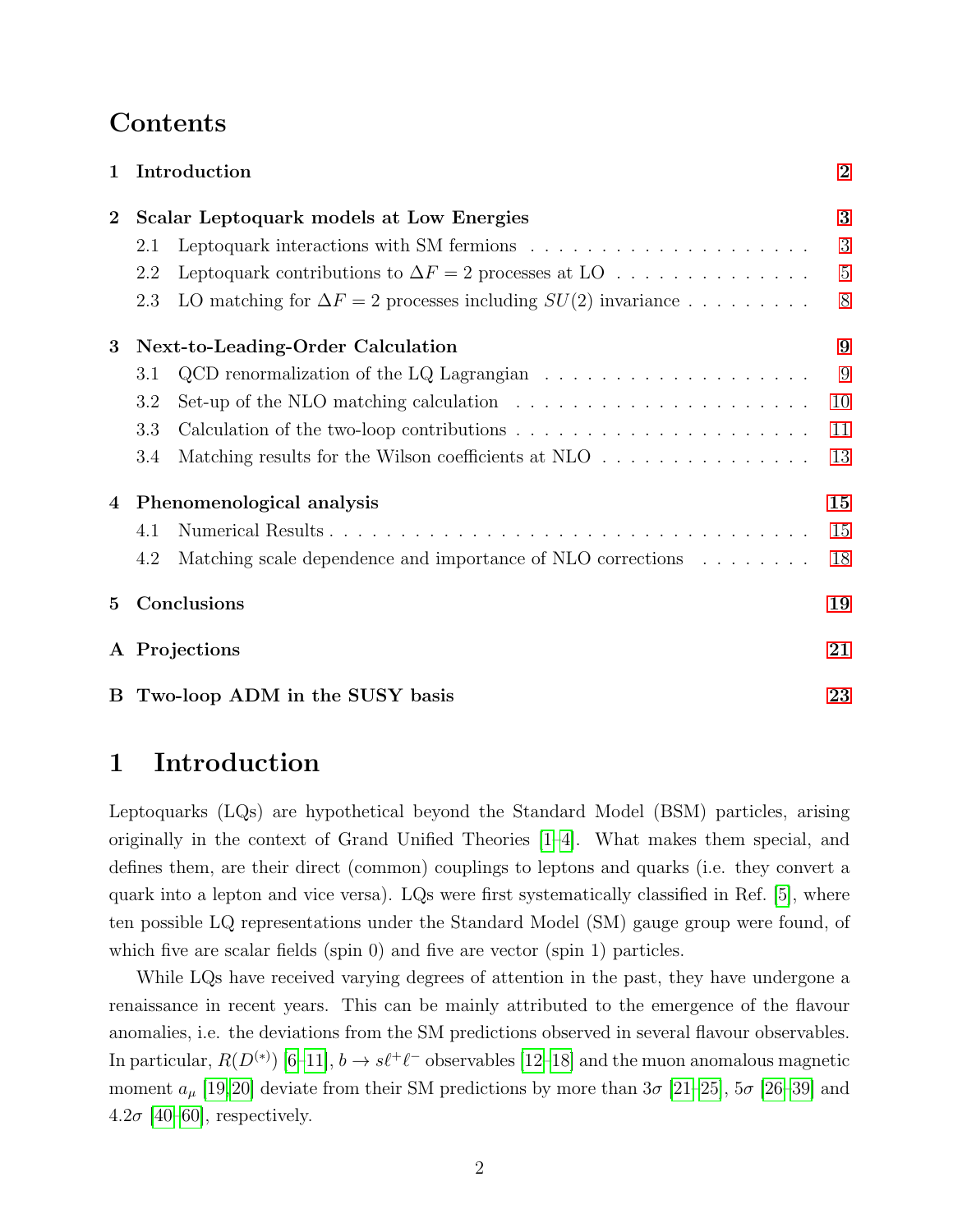# Contents

1 Introduction 2

2 Scalar Leptoquark models at Low Energies 3
- 2.1 Leptoquark interactions with SM fermions 3
- 2.2 Leptoquark contributions to $\Delta F = 2$ processes at LO 5
- 2.3 LO matching for $\Delta F = 2$ processes including $SU(2)$ invariance 8

3 Next-to-Leading-Order Calculation 9
- 3.1 QCD renormalization of the LQ Lagrangian 9
- 3.2 Set-up of the NLO matching calculation 10
- 3.3 Calculation of the two-loop contributions 11
- 3.4 Matching results for the Wilson coefficients at NLO 13

4 Phenomenological analysis 15
- 4.1 Numerical Results 15
- 4.2 Matching scale dependence and importance of NLO corrections 18

5 Conclusions 19

A Projections 21

B Two-loop ADM in the SUSY basis 23

# 1 Introduction

Leptoquarks (LQs) are hypothetical beyond the Standard Model (BSM) particles, arising originally in the context of Grand Unified Theories [1–4]. What makes them special, and defines them, are their direct (common) couplings to leptons and quarks (i.e. they convert a quark into a lepton and vice versa). LQs were first systematically classified in Ref. [5], where ten possible LQ representations under the Standard Model (SM) gauge group were found, of which five are scalar fields (spin 0) and five are vector (spin 1) particles.

While LQs have received varying degrees of attention in the past, they have undergone a renaissance in recent years. This can be mainly attributed to the emergence of the flavour anomalies, i.e. the deviations from the SM predictions observed in several flavour observables. In particular, $R(D^{(*)})$ [6–11], $b \to s\ell^+\ell^-$ observables [12–18] and the muon anomalous magnetic moment $a_\mu$ [19, 20] deviate from their SM predictions by more than $3\sigma$ [21–25], $5\sigma$ [26–39] and $4.2\sigma$ [40–60], respectively.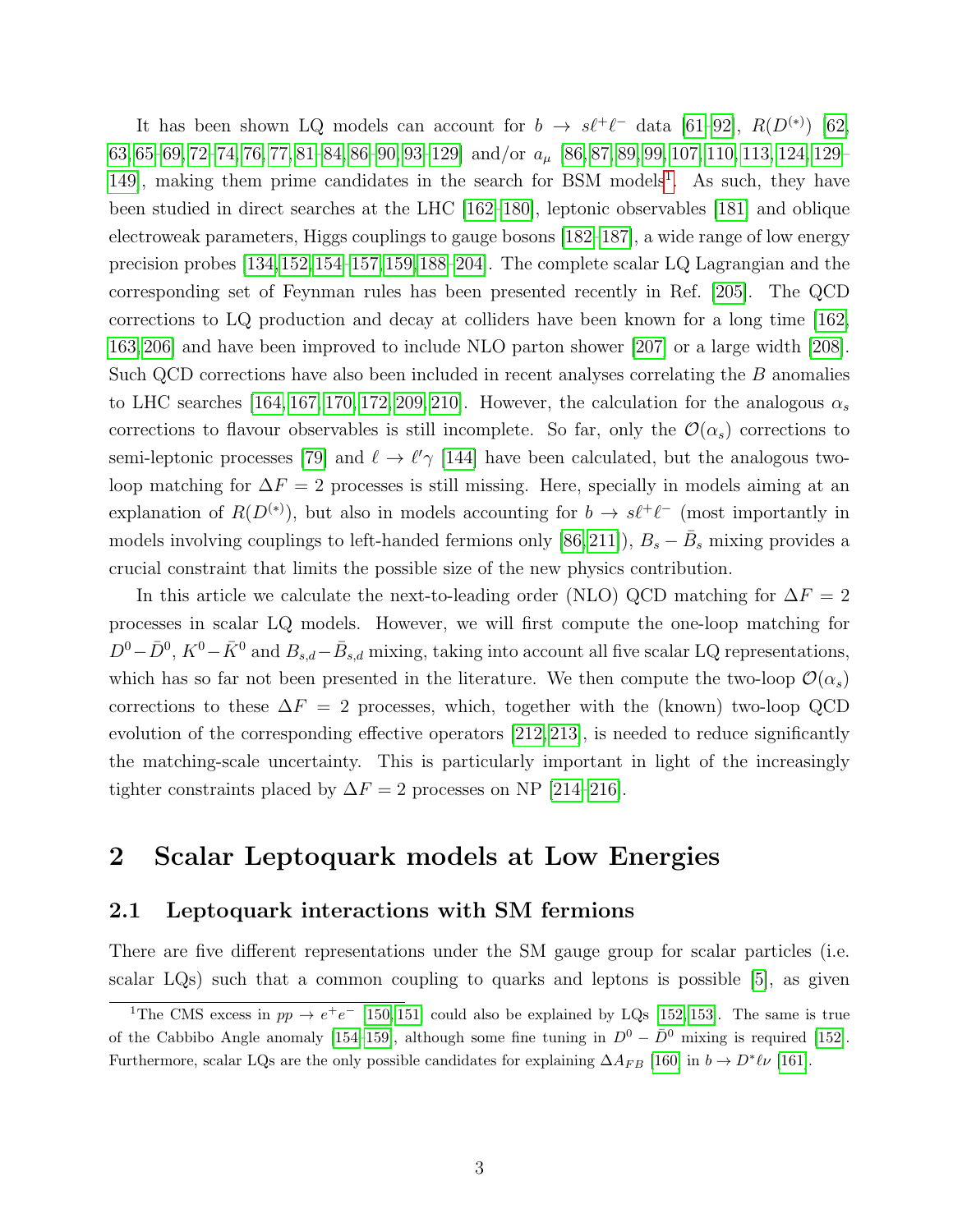It has been shown LQ models can account for $b \to s\ell^+\ell^-$ data [61–92], $R(D^{(*)})$ [62, 63, 65–69, 72–74, 76, 77, 81–84, 86–90, 93–129] and/or $a_\mu$ [86, 87, 89, 99, 107, 110, 113, 124, 129–149], making them prime candidates in the search for BSM models[1]. As such, they have been studied in direct searches at the LHC [162–180], leptonic observables [181] and oblique electroweak parameters, Higgs couplings to gauge bosons [182–187], a wide range of low energy precision probes [134, 152, 154–157, 159, 188–204]. The complete scalar LQ Lagrangian and the corresponding set of Feynman rules has been presented recently in Ref. [205]. The QCD corrections to LQ production and decay at colliders have been known for a long time [162, 163, 206] and have been improved to include NLO parton shower [207] or a large width [208]. Such QCD corrections have also been included in recent analyses correlating the $B$ anomalies to LHC searches [164, 167, 170, 172, 209, 210]. However, the calculation for the analogous $\alpha_s$ corrections to flavour observables is still incomplete. So far, only the $\mathcal{O}(\alpha_s)$ corrections to semi-leptonic processes [79] and $\ell \to \ell'\gamma$ [144] have been calculated, but the analogous two-loop matching for $\Delta F = 2$ processes is still missing. Here, specially in models aiming at an explanation of $R(D^{(*)})$, but also in models accounting for $b \to s\ell^+\ell^-$ (most importantly in models involving couplings to left-handed fermions only [86, 211]), $B_s - \bar{B}_s$ mixing provides a crucial constraint that limits the possible size of the new physics contribution.

In this article we calculate the next-to-leading order (NLO) QCD matching for $\Delta F = 2$ processes in scalar LQ models. However, we will first compute the one-loop matching for $D^0 - \bar{D}^0$, $K^0 - \bar{K}^0$ and $B_{s,d} - \bar{B}_{s,d}$ mixing, taking into account all five scalar LQ representations, which has so far not been presented in the literature. We then compute the two-loop $\mathcal{O}(\alpha_s)$ corrections to these $\Delta F = 2$ processes, which, together with the (known) two-loop QCD evolution of the corresponding effective operators [212, 213], is needed to reduce significantly the matching-scale uncertainty. This is particularly important in light of the increasingly tighter constraints placed by $\Delta F = 2$ processes on NP [214–216].

# 2 Scalar Leptoquark models at Low Energies

## 2.1 Leptoquark interactions with SM fermions

There are five different representations under the SM gauge group for scalar particles (i.e. scalar LQs) such that a common coupling to quarks and leptons is possible [5], as given

[1] The CMS excess in $pp \to e^+e^-$ [150, 151] could also be explained by LQs [152, 153]. The same is true of the Cabbibo Angle anomaly [154–159], although some fine tuning in $D^0 - \bar{D}^0$ mixing is required [152]. Furthermore, scalar LQs are the only possible candidates for explaining $\Delta A_{FB}$ [160] in $b \to D^*\ell\nu$ [161].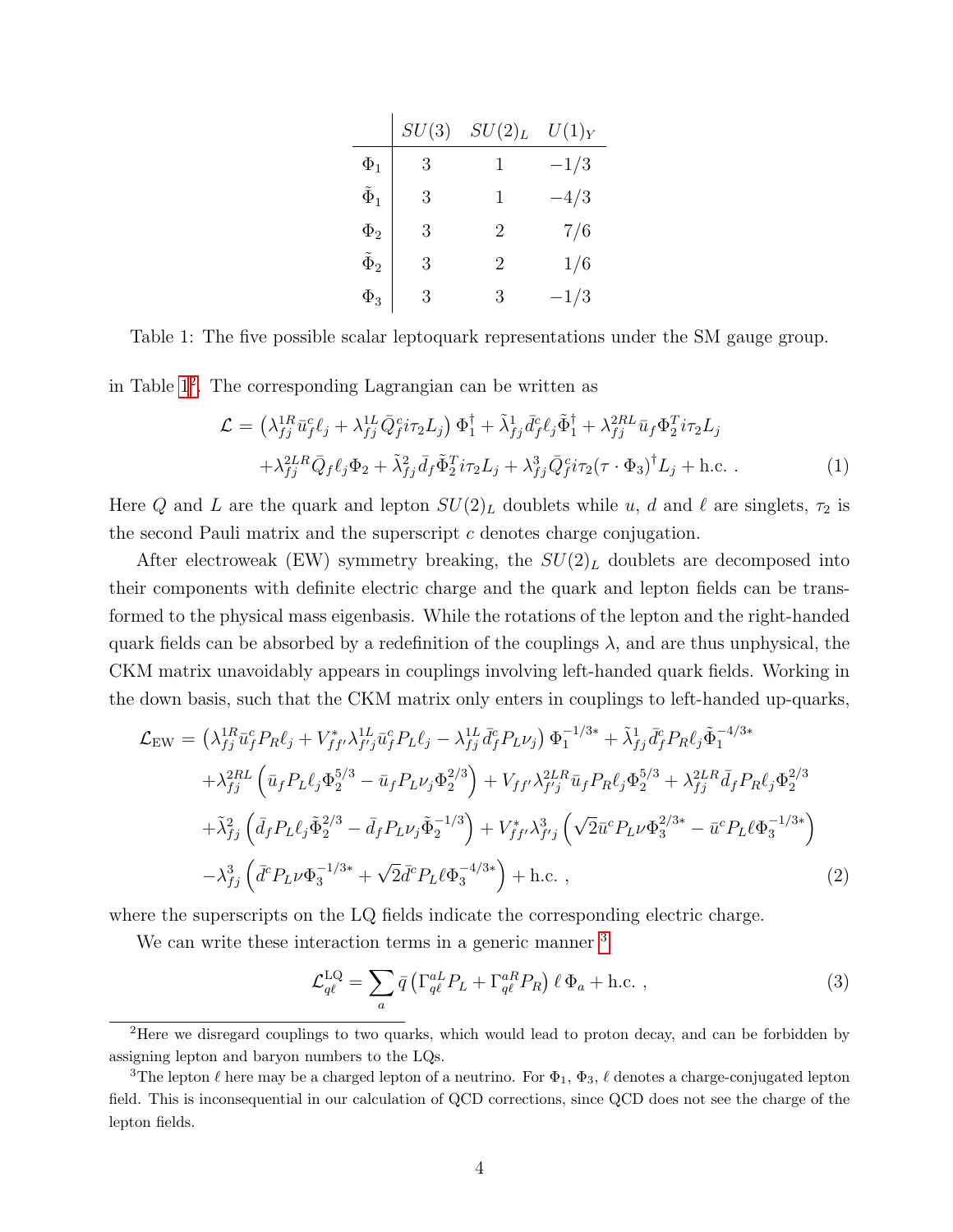| | $SU(3)$ | $SU(2)_L$ | $U(1)_Y$ |
|---|---|---|---|
| $\Phi_1$ | 3 | 1 | $-1/3$ |
| $\tilde{\Phi}_1$ | 3 | 1 | $-4/3$ |
| $\Phi_2$ | 3 | 2 | $7/6$ |
| $\tilde{\Phi}_2$ | 3 | 2 | $1/6$ |
| $\Phi_3$ | 3 | 3 | $-1/3$ |

Table 1: The five possible scalar leptoquark representations under the SM gauge group.

in Table 1[2]. The corresponding Lagrangian can be written as

$$\begin{aligned}\mathcal{L} = &\left(\lambda^{1R}_{fj}\bar{u}^c_f\ell_j + \lambda^{1L}_{fj}\bar{Q}^c_f i\tau_2 L_j\right)\Phi_1^\dagger + \tilde{\lambda}^1_{fj}\bar{d}^c_f\ell_j\tilde{\Phi}_1^\dagger + \lambda^{2RL}_{fj}\bar{u}_f\Phi_2^T i\tau_2 L_j \\ &+\lambda^{2LR}_{fj}\bar{Q}_f\ell_j\Phi_2 + \tilde{\lambda}^2_{fj}\bar{d}_f\tilde{\Phi}_2^T i\tau_2 L_j + \lambda^3_{fj}\bar{Q}^c_f i\tau_2(\tau\cdot\Phi_3)^\dagger L_j + \text{h.c.}\ .\end{aligned} \tag{1}$$

Here $Q$ and $L$ are the quark and lepton $SU(2)_L$ doublets while $u$, $d$ and $\ell$ are singlets, $\tau_2$ is the second Pauli matrix and the superscript $c$ denotes charge conjugation.

After electroweak (EW) symmetry breaking, the $SU(2)_L$ doublets are decomposed into their components with definite electric charge and the quark and lepton fields can be transformed to the physical mass eigenbasis. While the rotations of the lepton and the right-handed quark fields can be absorbed by a redefinition of the couplings $\lambda$, and are thus unphysical, the CKM matrix unavoidably appears in couplings involving left-handed quark fields. Working in the down basis, such that the CKM matrix only enters in couplings to left-handed up-quarks,

$$\begin{aligned}\mathcal{L}_{\text{EW}} = &\left(\lambda^{1R}_{fj}\bar{u}^c_f P_R\ell_j + V^*_{ff'}\lambda^{1L}_{f'j}\bar{u}^c_f P_L\ell_j - \lambda^{1L}_{fj}\bar{d}^c_f P_L\nu_j\right)\Phi_1^{-1/3*} + \tilde{\lambda}^1_{fj}\bar{d}^c_f P_R\ell_j\tilde{\Phi}_1^{-4/3*} \\ &+\lambda^{2RL}_{fj}\left(\bar{u}_f P_L\ell_j\Phi_2^{5/3} - \bar{u}_f P_L\nu_j\Phi_2^{2/3}\right) + V_{ff'}\lambda^{2LR}_{f'j}\bar{u}_f P_R\ell_j\Phi_2^{5/3} + \lambda^{2LR}_{fj}\bar{d}_f P_R\ell_j\Phi_2^{2/3} \\ &+\tilde{\lambda}^2_{fj}\left(\bar{d}_f P_L\ell_j\tilde{\Phi}_2^{2/3} - \bar{d}_f P_L\nu_j\tilde{\Phi}_2^{-1/3}\right) + V^*_{ff'}\lambda^3_{f'j}\left(\sqrt{2}\bar{u}^c P_L\nu\Phi_3^{2/3*} - \bar{u}^c P_L\ell\Phi_3^{-1/3*}\right) \\ &-\lambda^3_{fj}\left(\bar{d}^c P_L\nu\Phi_3^{-1/3*} + \sqrt{2}\bar{d}^c P_L\ell\Phi_3^{-4/3*}\right) + \text{h.c.}\ ,\end{aligned} \tag{2}$$

where the superscripts on the LQ fields indicate the corresponding electric charge.

We can write these interaction terms in a generic manner [3]

$$\mathcal{L}^{\text{LQ}}_{q\ell} = \sum_a \bar{q}\left(\Gamma^{aL}_{q\ell}P_L + \Gamma^{aR}_{q\ell}P_R\right)\ell\,\Phi_a + \text{h.c.}\ , \tag{3}$$

[2] Here we disregard couplings to two quarks, which would lead to proton decay, and can be forbidden by assigning lepton and baryon numbers to the LQs.

[3] The lepton $\ell$ here may be a charged lepton of a neutrino. For $\Phi_1$, $\Phi_3$, $\ell$ denotes a charge-conjugated lepton field. This is inconsequential in our calculation of QCD corrections, since QCD does not see the charge of the lepton fields.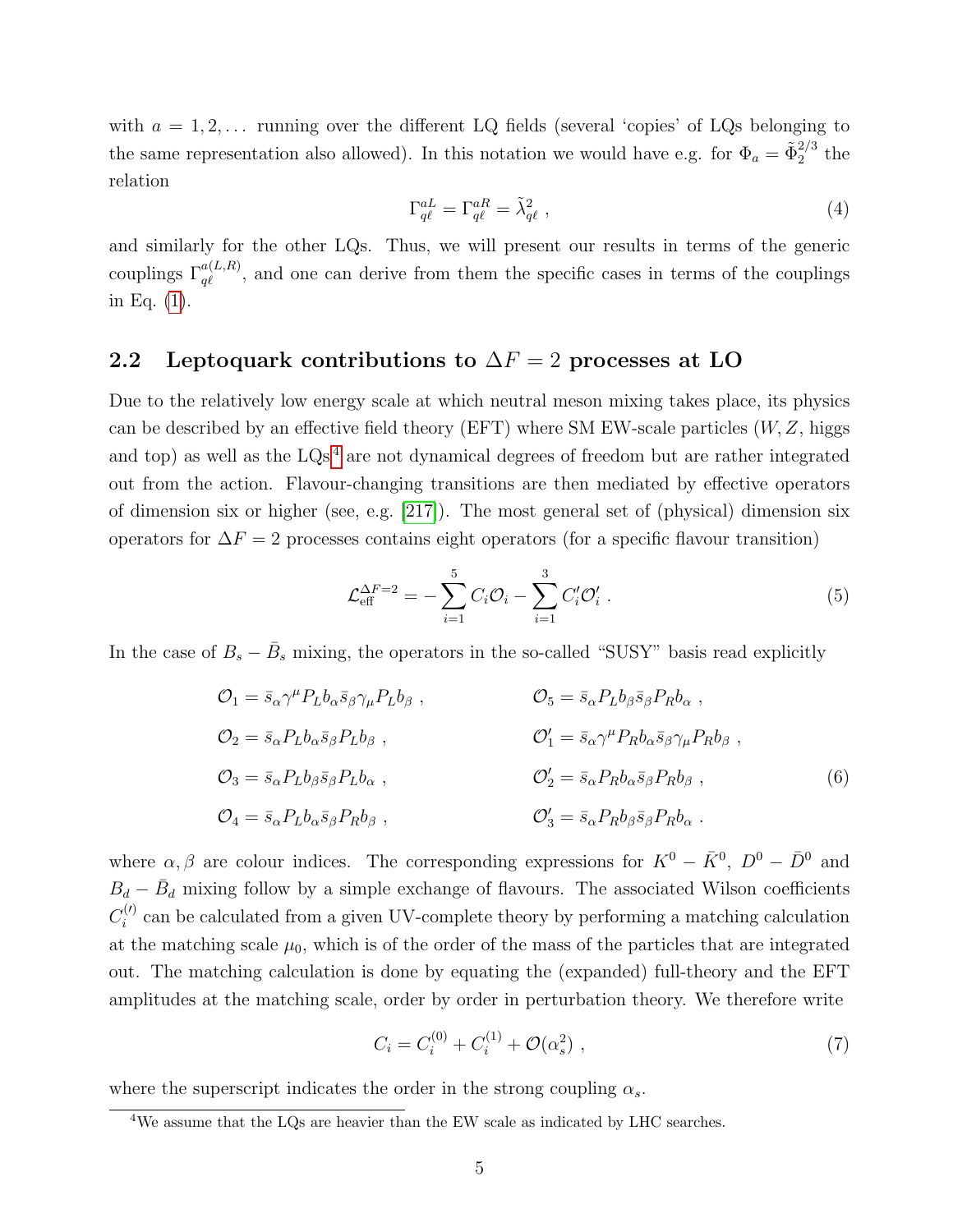with $a = 1, 2, \dots$ running over the different LQ fields (several 'copies' of LQs belonging to the same representation also allowed). In this notation we would have e.g. for $\Phi_a = \tilde{\Phi}_2^{2/3}$ the relation

$$\Gamma_{q\ell}^{aL} = \Gamma_{q\ell}^{aR} = \tilde{\lambda}_{q\ell}^2 \ , \tag{4}$$

and similarly for the other LQs. Thus, we will present our results in terms of the generic couplings $\Gamma_{q\ell}^{a(L,R)}$, and one can derive from them the specific cases in terms of the couplings in Eq. (1).

## 2.2 Leptoquark contributions to $\Delta F = 2$ processes at LO

Due to the relatively low energy scale at which neutral meson mixing takes place, its physics can be described by an effective field theory (EFT) where SM EW-scale particles ($W, Z$, higgs and top) as well as the LQs[4] are not dynamical degrees of freedom but are rather integrated out from the action. Flavour-changing transitions are then mediated by effective operators of dimension six or higher (see, e.g. [217]). The most general set of (physical) dimension six operators for $\Delta F = 2$ processes contains eight operators (for a specific flavour transition)

$$\mathcal{L}_{\text{eff}}^{\Delta F=2} = -\sum_{i=1}^{5} C_i \mathcal{O}_i - \sum_{i=1}^{3} C_i' \mathcal{O}_i' \ . \tag{5}$$

In the case of $B_s - \bar{B}_s$ mixing, the operators in the so-called "SUSY" basis read explicitly

$$\begin{aligned}
\mathcal{O}_1 &= \bar{s}_\alpha \gamma^\mu P_L b_\alpha \bar{s}_\beta \gamma_\mu P_L b_\beta \ , & \mathcal{O}_5 &= \bar{s}_\alpha P_L b_\beta \bar{s}_\beta P_R b_\alpha \ , \\
\mathcal{O}_2 &= \bar{s}_\alpha P_L b_\alpha \bar{s}_\beta P_L b_\beta \ , & \mathcal{O}_1' &= \bar{s}_\alpha \gamma^\mu P_R b_\alpha \bar{s}_\beta \gamma_\mu P_R b_\beta \ , \\
\mathcal{O}_3 &= \bar{s}_\alpha P_L b_\beta \bar{s}_\beta P_L b_\alpha \ , & \mathcal{O}_2' &= \bar{s}_\alpha P_R b_\alpha \bar{s}_\beta P_R b_\beta \ , \\
\mathcal{O}_4 &= \bar{s}_\alpha P_L b_\alpha \bar{s}_\beta P_R b_\beta \ , & \mathcal{O}_3' &= \bar{s}_\alpha P_R b_\beta \bar{s}_\beta P_R b_\alpha \ .
\end{aligned} \tag{6}$$

where $\alpha, \beta$ are colour indices. The corresponding expressions for $K^0 - \bar{K}^0$, $D^0 - \bar{D}^0$ and $B_d - \bar{B}_d$ mixing follow by a simple exchange of flavours. The associated Wilson coefficients $C_i^{(\prime)}$ can be calculated from a given UV-complete theory by performing a matching calculation at the matching scale $\mu_0$, which is of the order of the mass of the particles that are integrated out. The matching calculation is done by equating the (expanded) full-theory and the EFT amplitudes at the matching scale, order by order in perturbation theory. We therefore write

$$C_i = C_i^{(0)} + C_i^{(1)} + \mathcal{O}(\alpha_s^2) \ , \tag{7}$$

where the superscript indicates the order in the strong coupling $\alpha_s$.

[4] We assume that the LQs are heavier than the EW scale as indicated by LHC searches.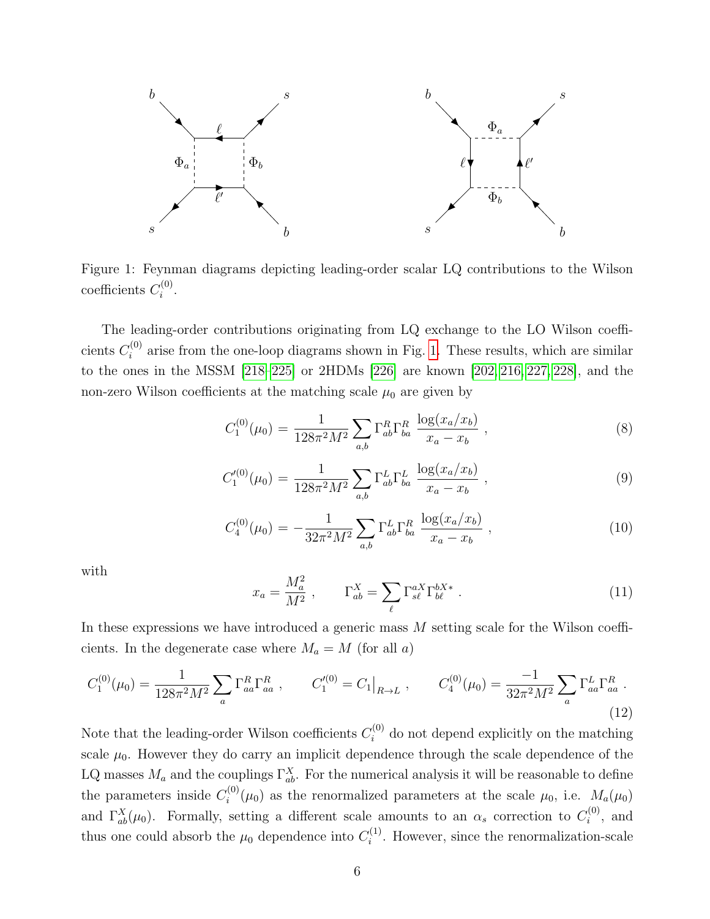b s ℓ Φ_a Φ_b ℓ' s b

b s Φ_a ℓ ℓ' Φ_b s b

Figure 1: Feynman diagrams depicting leading-order scalar LQ contributions to the Wilson coefficients $C_i^{(0)}$.

The leading-order contributions originating from LQ exchange to the LO Wilson coefficients $C_i^{(0)}$ arise from the one-loop diagrams shown in Fig. 1. These results, which are similar to the ones in the MSSM [218–225] or 2HDMs [226] are known [202, 216, 227, 228], and the non-zero Wilson coefficients at the matching scale $\mu_0$ are given by

$$C_1^{(0)}(\mu_0) = \frac{1}{128\pi^2 M^2} \sum_{a,b} \Gamma^R_{ab} \Gamma^R_{ba} \, \frac{\log(x_a/x_b)}{x_a - x_b} \,, \tag{8}$$

$$C_1^{\prime(0)}(\mu_0) = \frac{1}{128\pi^2 M^2} \sum_{a,b} \Gamma^L_{ab} \Gamma^L_{ba} \, \frac{\log(x_a/x_b)}{x_a - x_b} \,, \tag{9}$$

$$C_4^{(0)}(\mu_0) = -\frac{1}{32\pi^2 M^2} \sum_{a,b} \Gamma^L_{ab} \Gamma^R_{ba} \, \frac{\log(x_a/x_b)}{x_a - x_b} \,, \tag{10}$$

with

$$x_a = \frac{M_a^2}{M^2} \,, \qquad \Gamma^X_{ab} = \sum_\ell \Gamma^{aX}_{s\ell} \Gamma^{bX*}_{b\ell} \,. \tag{11}$$

In these expressions we have introduced a generic mass $M$ setting scale for the Wilson coefficients. In the degenerate case where $M_a = M$ (for all $a$)

$$C_1^{(0)}(\mu_0) = \frac{1}{128\pi^2 M^2} \sum_a \Gamma^R_{aa} \Gamma^R_{aa} \,, \qquad C_1^{\prime(0)} = C_1\big|_{R\to L} \,, \qquad C_4^{(0)}(\mu_0) = \frac{-1}{32\pi^2 M^2} \sum_a \Gamma^L_{aa} \Gamma^R_{aa} \,. \tag{12}$$

Note that the leading-order Wilson coefficients $C_i^{(0)}$ do not depend explicitly on the matching scale $\mu_0$. However they do carry an implicit dependence through the scale dependence of the LQ masses $M_a$ and the couplings $\Gamma^X_{ab}$. For the numerical analysis it will be reasonable to define the parameters inside $C_i^{(0)}(\mu_0)$ as the renormalized parameters at the scale $\mu_0$, i.e. $M_a(\mu_0)$ and $\Gamma^X_{ab}(\mu_0)$. Formally, setting a different scale amounts to an $\alpha_s$ correction to $C_i^{(0)}$, and thus one could absorb the $\mu_0$ dependence into $C_i^{(1)}$. However, since the renormalization-scale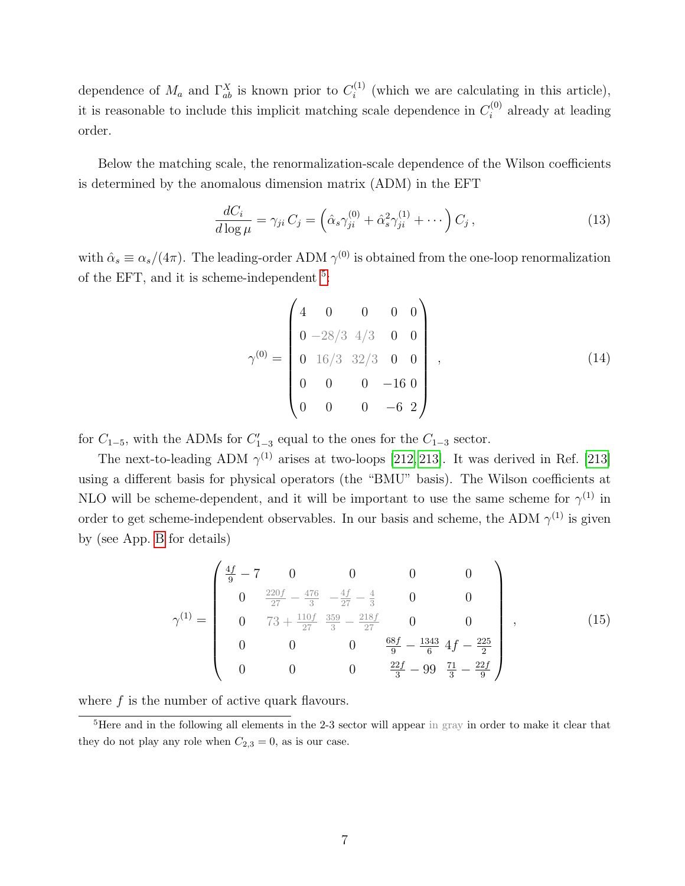dependence of $M_a$ and $\Gamma^X_{ab}$ is known prior to $C_i^{(1)}$ (which we are calculating in this article), it is reasonable to include this implicit matching scale dependence in $C_i^{(0)}$ already at leading order.

Below the matching scale, the renormalization-scale dependence of the Wilson coefficients is determined by the anomalous dimension matrix (ADM) in the EFT

$$\frac{dC_i}{d\log\mu} = \gamma_{ji}\,C_j = \left(\hat{\alpha}_s\gamma_{ji}^{(0)} + \hat{\alpha}_s^2\gamma_{ji}^{(1)} + \cdots\right)C_j\,, \tag{13}$$

with $\hat{\alpha}_s \equiv \alpha_s/(4\pi)$. The leading-order ADM $\gamma^{(0)}$ is obtained from the one-loop renormalization of the EFT, and it is scheme-independent [5]:

$$\gamma^{(0)} = \begin{pmatrix} 4 & 0 & 0 & 0 & 0 \\ 0 & -28/3 & 4/3 & 0 & 0 \\ 0 & 16/3 & 32/3 & 0 & 0 \\ 0 & 0 & 0 & -16 & 0 \\ 0 & 0 & 0 & -6 & 2 \end{pmatrix}\,, \tag{14}$$

for $C_{1-5}$, with the ADMs for $C'_{1-3}$ equal to the ones for the $C_{1-3}$ sector.

The next-to-leading ADM $\gamma^{(1)}$ arises at two-loops [212, 213]. It was derived in Ref. [213] using a different basis for physical operators (the "BMU" basis). The Wilson coefficients at NLO will be scheme-dependent, and it will be important to use the same scheme for $\gamma^{(1)}$ in order to get scheme-independent observables. In our basis and scheme, the ADM $\gamma^{(1)}$ is given by (see App. B for details)

$$\gamma^{(1)} = \begin{pmatrix} \frac{4f}{9}-7 & 0 & 0 & 0 & 0 \\ 0 & \frac{220f}{27}-\frac{476}{3} & -\frac{4f}{27}-\frac{4}{3} & 0 & 0 \\ 0 & 73+\frac{110f}{27} & \frac{359}{3}-\frac{218f}{27} & 0 & 0 \\ 0 & 0 & 0 & \frac{68f}{9}-\frac{1343}{6} & 4f-\frac{225}{2} \\ 0 & 0 & 0 & \frac{22f}{3}-99 & \frac{71}{3}-\frac{22f}{9} \end{pmatrix}\,, \tag{15}$$

where $f$ is the number of active quark flavours.

[5] Here and in the following all elements in the 2-3 sector will appear in gray in order to make it clear that they do not play any role when $C_{2,3} = 0$, as is our case.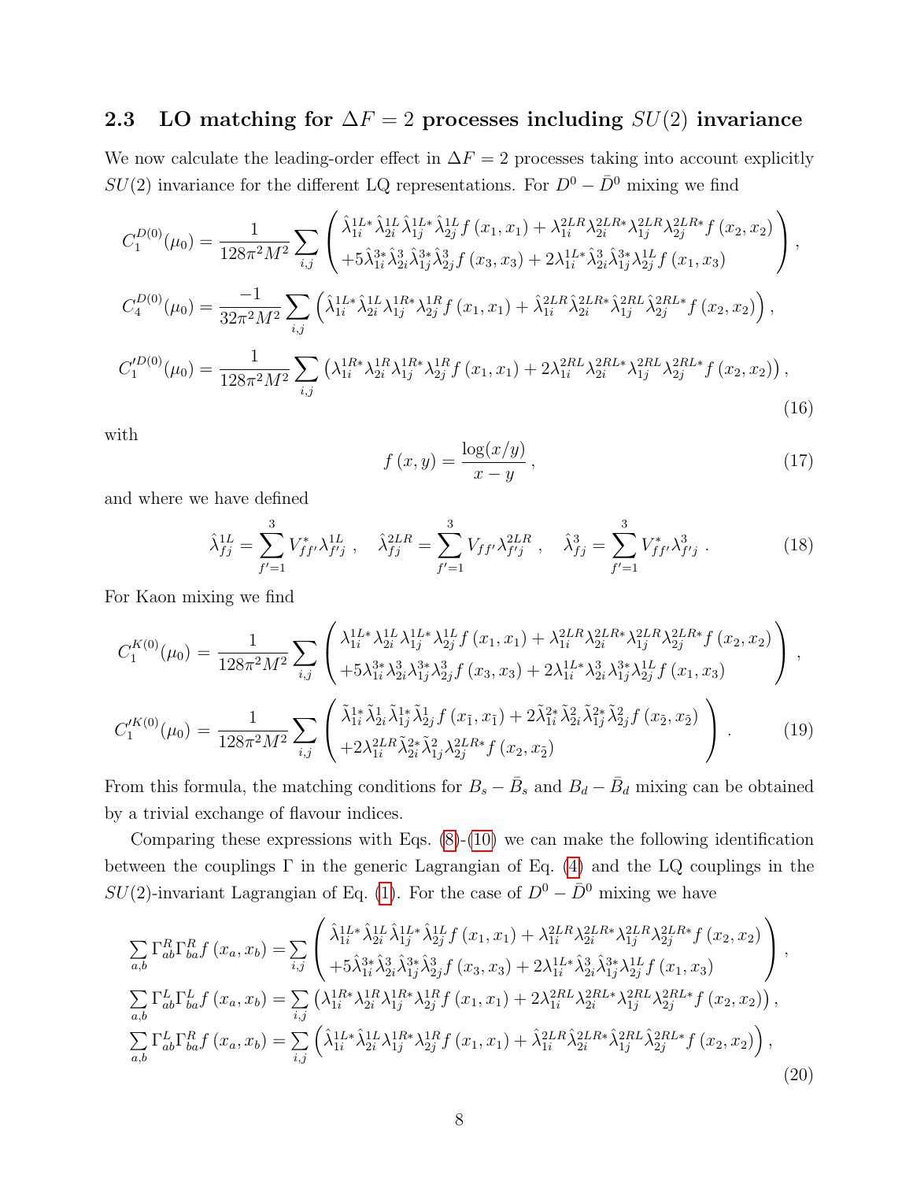### 2.3 LO matching for $\Delta F = 2$ processes including $SU(2)$ invariance

We now calculate the leading-order effect in $\Delta F = 2$ processes taking into account explicitly $SU(2)$ invariance for the different LQ representations. For $D^0 - \bar{D}^0$ mixing we find

$$
\begin{aligned}
C_1^{D(0)}(\mu_0) &= \frac{1}{128\pi^2 M^2} \sum_{i,j} \begin{pmatrix} \hat{\lambda}_{1i}^{1L*} \hat{\lambda}_{2i}^{1L} \hat{\lambda}_{1j}^{1L*} \hat{\lambda}_{2j}^{1L} f(x_1, x_1) + \lambda_{1i}^{2LR} \lambda_{2i}^{2LR*} \lambda_{1j}^{2LR} \lambda_{2j}^{2LR*} f(x_2, x_2) \\ +5 \hat{\lambda}_{1i}^{3*} \hat{\lambda}_{2i}^{3} \hat{\lambda}_{1j}^{3*} \hat{\lambda}_{2j}^{3} f(x_3, x_3) + 2 \lambda_{1i}^{1L*} \hat{\lambda}_{2i}^{3} \hat{\lambda}_{1j}^{3*} \lambda_{2j}^{1L} f(x_1, x_3) \end{pmatrix}, \\
C_4^{D(0)}(\mu_0) &= \frac{-1}{32\pi^2 M^2} \sum_{i,j} \left( \hat{\lambda}_{1i}^{1L*} \hat{\lambda}_{2i}^{1L} \lambda_{1j}^{1R*} \lambda_{2j}^{1R} f(x_1, x_1) + \hat{\lambda}_{1i}^{2LR} \hat{\lambda}_{2i}^{2LR*} \hat{\lambda}_{1j}^{2RL} \hat{\lambda}_{2j}^{2RL*} f(x_2, x_2) \right), \\
C_1'^{D(0)}(\mu_0) &= \frac{1}{128\pi^2 M^2} \sum_{i,j} \left( \lambda_{1i}^{1R*} \lambda_{2i}^{1R} \lambda_{1j}^{1R*} \lambda_{2j}^{1R} f(x_1, x_1) + 2 \lambda_{1i}^{2RL} \lambda_{2i}^{2RL*} \lambda_{1j}^{2RL} \lambda_{2j}^{2RL*} f(x_2, x_2) \right),
\end{aligned} \tag{16}
$$

with

$$
f(x, y) = \frac{\log(x/y)}{x - y}, \tag{17}
$$

and where we have defined

$$
\hat{\lambda}_{fj}^{1L} = \sum_{f'=1}^{3} V_{ff'}^* \lambda_{f'j}^{1L}, \quad \hat{\lambda}_{fj}^{2LR} = \sum_{f'=1}^{3} V_{ff'} \lambda_{f'j}^{2LR}, \quad \hat{\lambda}_{fj}^{3} = \sum_{f'=1}^{3} V_{ff'}^* \lambda_{f'j}^{3}. \tag{18}
$$

For Kaon mixing we find

$$
\begin{aligned}
C_1^{K(0)}(\mu_0) &= \frac{1}{128\pi^2 M^2} \sum_{i,j} \begin{pmatrix} \lambda_{1i}^{1L*} \lambda_{2i}^{1L} \lambda_{1j}^{1L*} \lambda_{2j}^{1L} f(x_1, x_1) + \lambda_{1i}^{2LR} \lambda_{2i}^{2LR*} \lambda_{1j}^{2LR} \lambda_{2j}^{2LR*} f(x_2, x_2) \\ +5 \lambda_{1i}^{3*} \lambda_{2i}^{3} \lambda_{1j}^{3*} \lambda_{2j}^{3} f(x_3, x_3) + 2 \lambda_{1i}^{1L*} \lambda_{2i}^{3} \lambda_{1j}^{3*} \lambda_{2j}^{1L} f(x_1, x_3) \end{pmatrix}, \\
C_1'^{K(0)}(\mu_0) &= \frac{1}{128\pi^2 M^2} \sum_{i,j} \begin{pmatrix} \tilde{\lambda}_{1i}^{1*} \tilde{\lambda}_{2i}^{1} \tilde{\lambda}_{1j}^{1*} \tilde{\lambda}_{2j}^{1} f(x_{\tilde{1}}, x_{\tilde{1}}) + 2 \tilde{\lambda}_{1i}^{2*} \tilde{\lambda}_{2i}^{2} \tilde{\lambda}_{1j}^{2*} \tilde{\lambda}_{2j}^{2} f(x_{\tilde{2}}, x_{\tilde{2}}) \\ +2 \lambda_{1i}^{2LR} \tilde{\lambda}_{2i}^{2*} \tilde{\lambda}_{1j}^{2} \lambda_{2j}^{2LR*} f(x_2, x_{\tilde{2}}) \end{pmatrix}.
\end{aligned} \tag{19}
$$

From this formula, the matching conditions for $B_s - \bar{B}_s$ and $B_d - \bar{B}_d$ mixing can be obtained by a trivial exchange of flavour indices.

Comparing these expressions with Eqs. (8)-(10) we can make the following identification between the couplings $\Gamma$ in the generic Lagrangian of Eq. (4) and the LQ couplings in the $SU(2)$-invariant Lagrangian of Eq. (1). For the case of $D^0 - \bar{D}^0$ mixing we have

$$
\begin{aligned}
\sum_{a,b} \Gamma_{ab}^R \Gamma_{ba}^R f(x_a, x_b) &= \sum_{i,j} \begin{pmatrix} \hat{\lambda}_{1i}^{1L*} \hat{\lambda}_{2i}^{1L} \hat{\lambda}_{1j}^{1L*} \hat{\lambda}_{2j}^{1L} f(x_1, x_1) + \lambda_{1i}^{2LR} \lambda_{2i}^{2LR*} \lambda_{1j}^{2LR} \lambda_{2j}^{2LR*} f(x_2, x_2) \\ +5 \hat{\lambda}_{1i}^{3*} \hat{\lambda}_{2i}^{3} \hat{\lambda}_{1j}^{3*} \hat{\lambda}_{2j}^{3} f(x_3, x_3) + 2 \lambda_{1i}^{1L*} \hat{\lambda}_{2i}^{3} \hat{\lambda}_{1j}^{3*} \lambda_{2j}^{1L} f(x_1, x_3) \end{pmatrix}, \\
\sum_{a,b} \Gamma_{ab}^L \Gamma_{ba}^L f(x_a, x_b) &= \sum_{i,j} \left( \lambda_{1i}^{1R*} \lambda_{2i}^{1R} \lambda_{1j}^{1R*} \lambda_{2j}^{1R} f(x_1, x_1) + 2 \lambda_{1i}^{2RL} \lambda_{2i}^{2RL*} \lambda_{1j}^{2RL} \lambda_{2j}^{2RL*} f(x_2, x_2) \right), \\
\sum_{a,b} \Gamma_{ab}^L \Gamma_{ba}^R f(x_a, x_b) &= \sum_{i,j} \left( \hat{\lambda}_{1i}^{1L*} \hat{\lambda}_{2i}^{1L} \lambda_{1j}^{1R*} \lambda_{2j}^{1R} f(x_1, x_1) + \hat{\lambda}_{1i}^{2LR} \hat{\lambda}_{2i}^{2LR*} \hat{\lambda}_{1j}^{2RL} \hat{\lambda}_{2j}^{2RL*} f(x_2, x_2) \right),
\end{aligned} \tag{20}
$$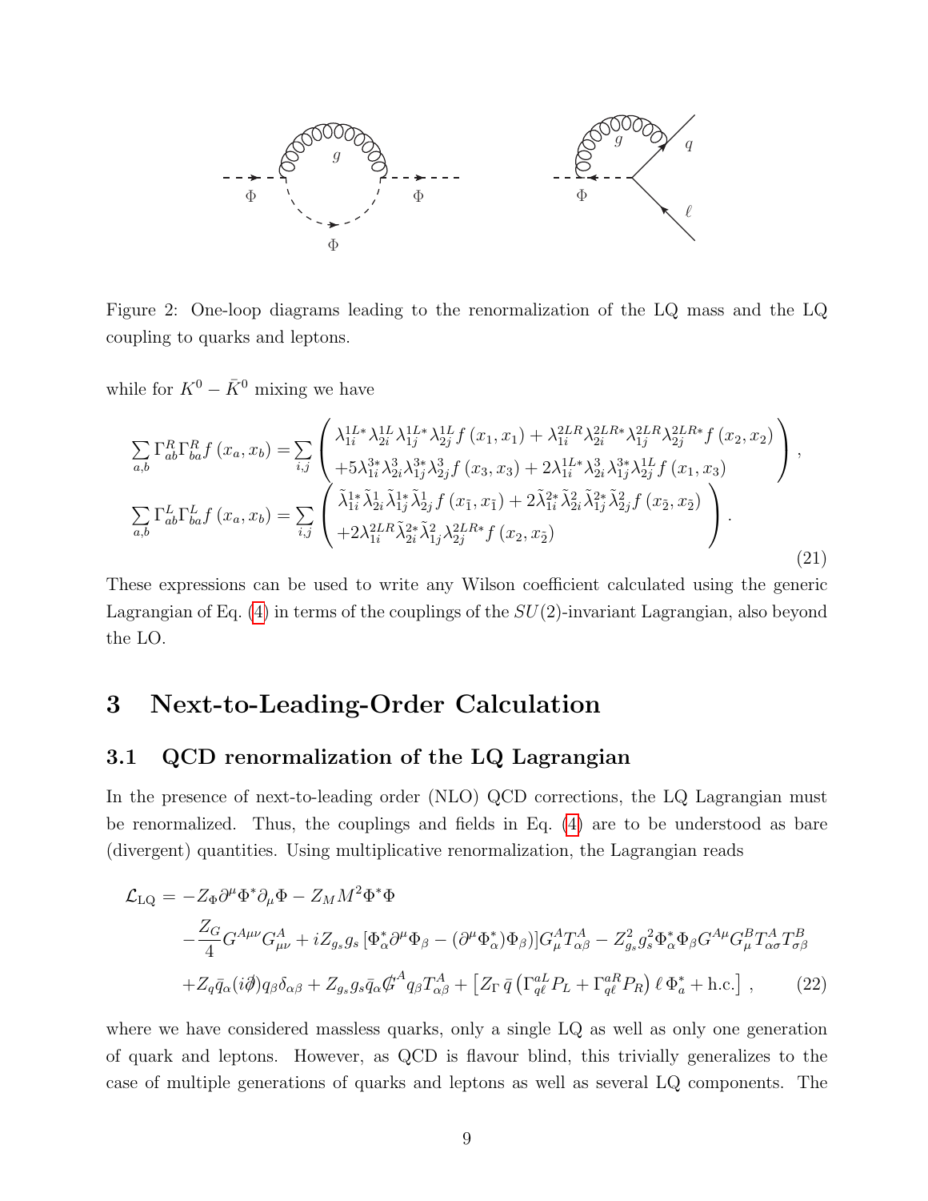Figure 2: One-loop diagrams leading to the renormalization of the LQ mass and the LQ coupling to quarks and leptons.

while for $K^0 - \bar{K}^0$ mixing we have

$$
\begin{aligned}
\sum_{a,b} \Gamma^R_{ab} \Gamma^R_{ba} f\left(x_a, x_b\right) &= \sum_{i,j} \begin{pmatrix} \lambda^{1L*}_{1i} \lambda^{1L}_{2i} \lambda^{1L*}_{1j} \lambda^{1L}_{2j} f\left(x_1, x_1\right) + \lambda^{2LR}_{1i} \lambda^{2LR*}_{2i} \lambda^{2LR}_{1j} \lambda^{2LR*}_{2j} f\left(x_2, x_2\right) \\ +5 \lambda^{3*}_{1i} \lambda^{3}_{2i} \lambda^{3*}_{1j} \lambda^{3}_{2j} f\left(x_3, x_3\right) + 2 \lambda^{1L*}_{1i} \lambda^{3}_{2i} \lambda^{3*}_{1j} \lambda^{1L}_{2j} f\left(x_1, x_3\right) \end{pmatrix}, \\
\sum_{a,b} \Gamma^L_{ab} \Gamma^L_{ba} f\left(x_a, x_b\right) &= \sum_{i,j} \begin{pmatrix} \tilde{\lambda}^{1*}_{1i} \tilde{\lambda}^{1}_{2i} \tilde{\lambda}^{1*}_{1j} \tilde{\lambda}^{1}_{2j} f\left(x_{\tilde{1}}, x_{\tilde{1}}\right) + 2 \tilde{\lambda}^{2*}_{1i} \tilde{\lambda}^{2}_{2i} \tilde{\lambda}^{2*}_{1j} \tilde{\lambda}^{2}_{2j} f\left(x_{\tilde{2}}, x_{\tilde{2}}\right) \\ +2 \lambda^{2LR}_{1i} \tilde{\lambda}^{2*}_{2i} \tilde{\lambda}^{2}_{1j} \lambda^{2LR*}_{2j} f\left(x_2, x_{\tilde{2}}\right) \end{pmatrix}.
\end{aligned}
\tag{21}
$$

These expressions can be used to write any Wilson coefficient calculated using the generic Lagrangian of Eq. (4) in terms of the couplings of the $SU(2)$-invariant Lagrangian, also beyond the LO.

# 3 Next-to-Leading-Order Calculation

## 3.1 QCD renormalization of the LQ Lagrangian

In the presence of next-to-leading order (NLO) QCD corrections, the LQ Lagrangian must be renormalized. Thus, the couplings and fields in Eq. (4) are to be understood as bare (divergent) quantities. Using multiplicative renormalization, the Lagrangian reads

$$
\begin{aligned}
\mathcal{L}_{\rm LQ} = &-Z_\Phi \partial^\mu \Phi^* \partial_\mu \Phi - Z_M M^2 \Phi^* \Phi \\
&- \frac{Z_G}{4} G^{A\mu\nu} G^A_{\mu\nu} + i Z_{g_s} g_s \left[\Phi^*_\alpha \partial^\mu \Phi_\beta - (\partial^\mu \Phi^*_\alpha) \Phi_\beta)\right] G^A_\mu T^A_{\alpha\beta} - Z^2_{g_s} g^2_s \Phi^*_\alpha \Phi_\beta G^{A\mu} G^B_\mu T^A_{\alpha\sigma} T^B_{\sigma\beta} \\
&+ Z_q \bar{q}_\alpha (i \partial\!\!\!/) q_\beta \delta_{\alpha\beta} + Z_{g_s} g_s \bar{q}_\alpha G\!\!\!/^A q_\beta T^A_{\alpha\beta} + \left[Z_\Gamma\, \bar{q} \left(\Gamma^{aL}_{q\ell} P_L + \Gamma^{aR}_{q\ell} P_R\right) \ell\, \Phi^*_a + {\rm h.c.}\right],
\end{aligned}
\tag{22}
$$

where we have considered massless quarks, only a single LQ as well as only one generation of quark and leptons. However, as QCD is flavour blind, this trivially generalizes to the case of multiple generations of quarks and leptons as well as several LQ components. The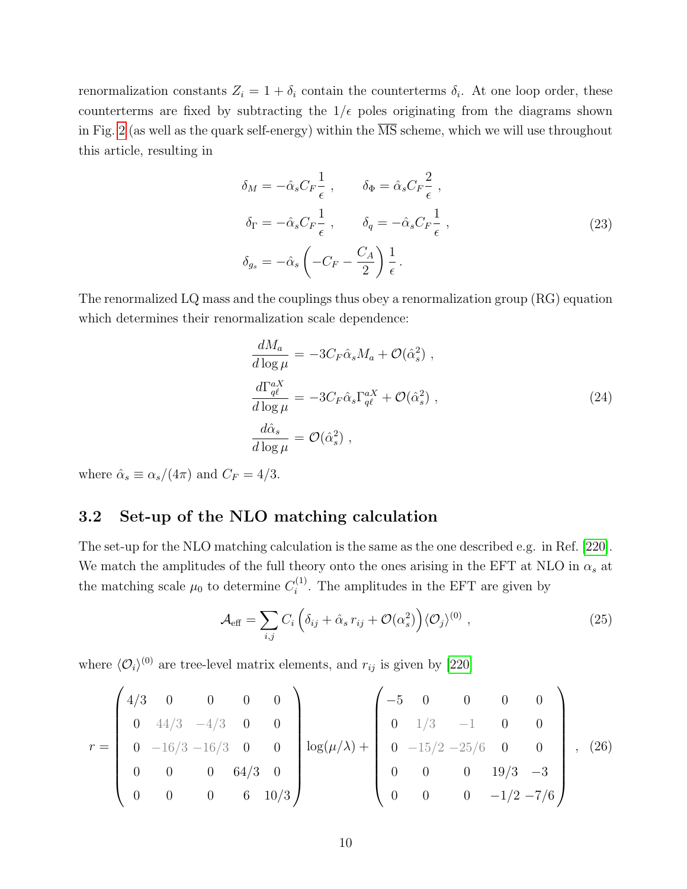renormalization constants $Z_i = 1 + \delta_i$ contain the counterterms $\delta_i$. At one loop order, these counterterms are fixed by subtracting the $1/\epsilon$ poles originating from the diagrams shown in Fig. 2 (as well as the quark self-energy) within the $\overline{\text{MS}}$ scheme, which we will use throughout this article, resulting in

$$
\begin{aligned}
\delta_M &= -\hat{\alpha}_s C_F \frac{1}{\epsilon} \,, \qquad \delta_\Phi = \hat{\alpha}_s C_F \frac{2}{\epsilon} \,, \\
\delta_\Gamma &= -\hat{\alpha}_s C_F \frac{1}{\epsilon} \,, \qquad \delta_q = -\hat{\alpha}_s C_F \frac{1}{\epsilon} \,, \\
\delta_{g_s} &= -\hat{\alpha}_s \left( -C_F - \frac{C_A}{2} \right) \frac{1}{\epsilon} \,.
\end{aligned}
\tag{23}
$$

The renormalized LQ mass and the couplings thus obey a renormalization group (RG) equation which determines their renormalization scale dependence:

$$
\begin{aligned}
\frac{dM_a}{d\log\mu} &= -3C_F \hat{\alpha}_s M_a + \mathcal{O}(\hat{\alpha}_s^2) \,, \\
\frac{d\Gamma_{q\ell}^{aX}}{d\log\mu} &= -3C_F \hat{\alpha}_s \Gamma_{q\ell}^{aX} + \mathcal{O}(\hat{\alpha}_s^2) \,, \\
\frac{d\hat{\alpha}_s}{d\log\mu} &= \mathcal{O}(\hat{\alpha}_s^2) \,,
\end{aligned}
\tag{24}
$$

where $\hat{\alpha}_s \equiv \alpha_s/(4\pi)$ and $C_F = 4/3$.

## 3.2 Set-up of the NLO matching calculation

The set-up for the NLO matching calculation is the same as the one described e.g. in Ref. [220]. We match the amplitudes of the full theory onto the ones arising in the EFT at NLO in $\alpha_s$ at the matching scale $\mu_0$ to determine $C_i^{(1)}$. The amplitudes in the EFT are given by

$$
\mathcal{A}_{\text{eff}} = \sum_{i,j} C_i \left( \delta_{ij} + \hat{\alpha}_s \, r_{ij} + \mathcal{O}(\alpha_s^2) \right) \langle \mathcal{O}_j \rangle^{(0)} \,,
\tag{25}
$$

where $\langle \mathcal{O}_i \rangle^{(0)}$ are tree-level matrix elements, and $r_{ij}$ is given by [220]

$$
r = \begin{pmatrix}
4/3 & 0 & 0 & 0 & 0 \\
0 & 44/3 & -4/3 & 0 & 0 \\
0 & -16/3 & -16/3 & 0 & 0 \\
0 & 0 & 0 & 64/3 & 0 \\
0 & 0 & 0 & 6 & 10/3
\end{pmatrix} \log(\mu/\lambda) + \begin{pmatrix}
-5 & 0 & 0 & 0 & 0 \\
0 & 1/3 & -1 & 0 & 0 \\
0 & -15/2 & -25/6 & 0 & 0 \\
0 & 0 & 0 & 19/3 & -3 \\
0 & 0 & 0 & -1/2 & -7/6
\end{pmatrix} \,,
\tag{26}
$$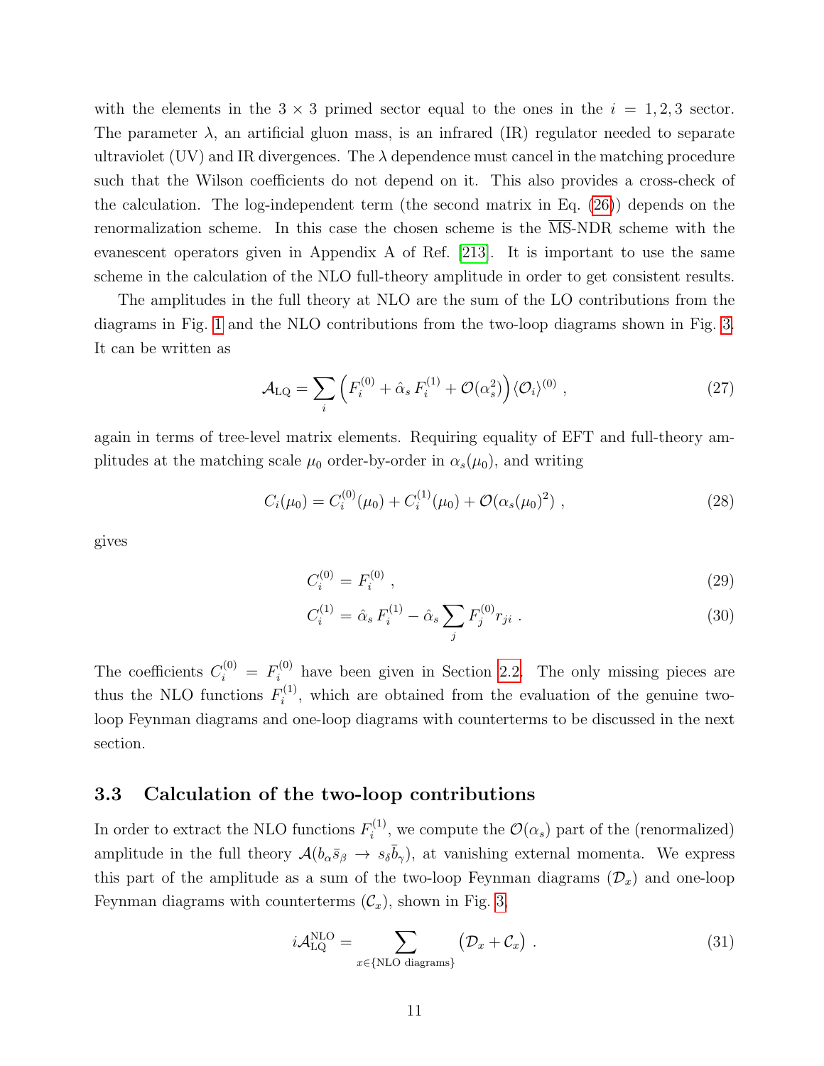with the elements in the $3 \times 3$ primed sector equal to the ones in the $i = 1, 2, 3$ sector. The parameter $\lambda$, an artificial gluon mass, is an infrared (IR) regulator needed to separate ultraviolet (UV) and IR divergences. The $\lambda$ dependence must cancel in the matching procedure such that the Wilson coefficients do not depend on it. This also provides a cross-check of the calculation. The log-independent term (the second matrix in Eq. (26)) depends on the renormalization scheme. In this case the chosen scheme is the $\overline{\text{MS}}$-NDR scheme with the evanescent operators given in Appendix A of Ref. [213]. It is important to use the same scheme in the calculation of the NLO full-theory amplitude in order to get consistent results.

The amplitudes in the full theory at NLO are the sum of the LO contributions from the diagrams in Fig. 1 and the NLO contributions from the two-loop diagrams shown in Fig. 3. It can be written as

$$\mathcal{A}_{\text{LQ}} = \sum_i \left( F_i^{(0)} + \hat{\alpha}_s \, F_i^{(1)} + \mathcal{O}(\alpha_s^2) \right) \langle \mathcal{O}_i \rangle^{(0)} \,, \tag{27}$$

again in terms of tree-level matrix elements. Requiring equality of EFT and full-theory amplitudes at the matching scale $\mu_0$ order-by-order in $\alpha_s(\mu_0)$, and writing

$$C_i(\mu_0) = C_i^{(0)}(\mu_0) + C_i^{(1)}(\mu_0) + \mathcal{O}(\alpha_s(\mu_0)^2) \,, \tag{28}$$

gives

$$C_i^{(0)} = F_i^{(0)} \,, \tag{29}$$

$$C_i^{(1)} = \hat{\alpha}_s \, F_i^{(1)} - \hat{\alpha}_s \sum_j F_j^{(0)} r_{ji} \,. \tag{30}$$

The coefficients $C_i^{(0)} = F_i^{(0)}$ have been given in Section 2.2. The only missing pieces are thus the NLO functions $F_i^{(1)}$, which are obtained from the evaluation of the genuine two-loop Feynman diagrams and one-loop diagrams with counterterms to be discussed in the next section.

### 3.3 Calculation of the two-loop contributions

In order to extract the NLO functions $F_i^{(1)}$, we compute the $\mathcal{O}(\alpha_s)$ part of the (renormalized) amplitude in the full theory $\mathcal{A}(b_\alpha \bar{s}_\beta \to s_\delta \bar{b}_\gamma)$, at vanishing external momenta. We express this part of the amplitude as a sum of the two-loop Feynman diagrams ($\mathcal{D}_x$) and one-loop Feynman diagrams with counterterms ($\mathcal{C}_x$), shown in Fig. 3.

$$i\mathcal{A}_{\text{LQ}}^{\text{NLO}} = \sum_{x \in \{\text{NLO diagrams}\}} \left( \mathcal{D}_x + \mathcal{C}_x \right) \,. \tag{31}$$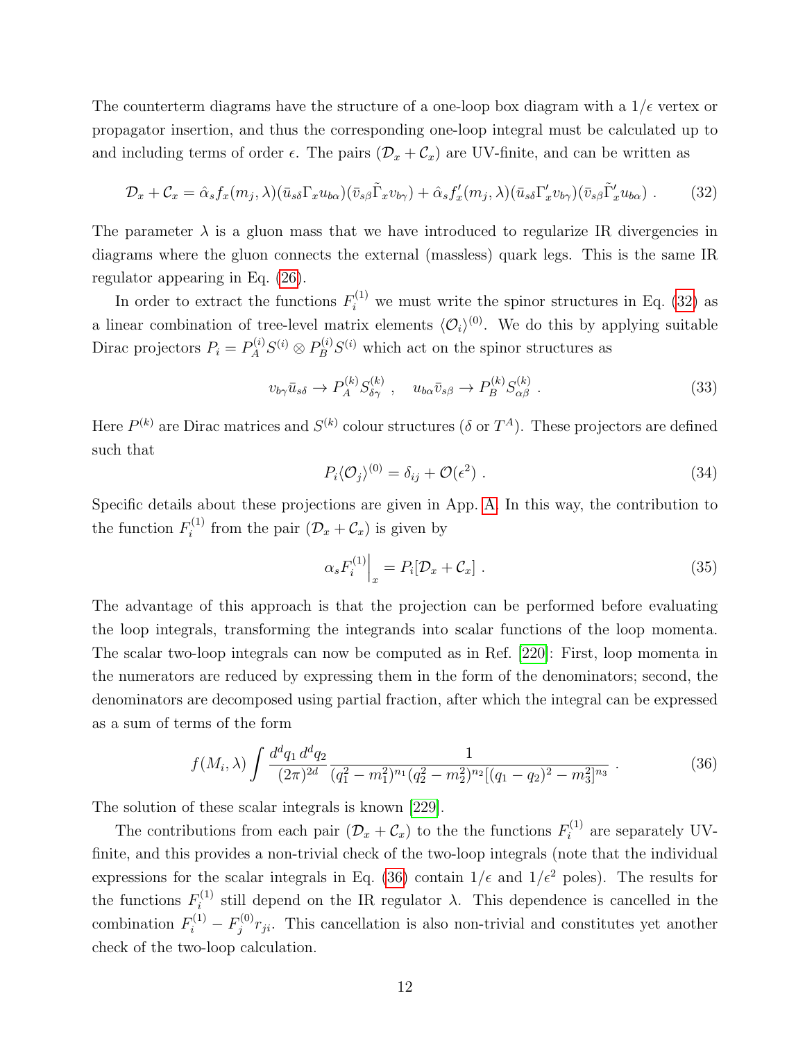The counterterm diagrams have the structure of a one-loop box diagram with a $1/\epsilon$ vertex or propagator insertion, and thus the corresponding one-loop integral must be calculated up to and including terms of order $\epsilon$. The pairs $(\mathcal{D}_x + \mathcal{C}_x)$ are UV-finite, and can be written as

$$\mathcal{D}_x + \mathcal{C}_x = \hat{\alpha}_s f_x(m_j, \lambda)(\bar{u}_{s\delta}\Gamma_x u_{b\alpha})(\bar{v}_{s\beta}\tilde{\Gamma}_x v_{b\gamma}) + \hat{\alpha}_s f'_x(m_j, \lambda)(\bar{u}_{s\delta}\Gamma'_x v_{b\gamma})(\bar{v}_{s\beta}\tilde{\Gamma}'_x u_{b\alpha}) \ . \tag{32}$$

The parameter $\lambda$ is a gluon mass that we have introduced to regularize IR divergencies in diagrams where the gluon connects the external (massless) quark legs. This is the same IR regulator appearing in Eq. (26).

In order to extract the functions $F_i^{(1)}$ we must write the spinor structures in Eq. (32) as a linear combination of tree-level matrix elements $\langle \mathcal{O}_i \rangle^{(0)}$. We do this by applying suitable Dirac projectors $P_i = P_A^{(i)} S^{(i)} \otimes P_B^{(i)} S^{(i)}$ which act on the spinor structures as

$$v_{b\gamma}\bar{u}_{s\delta} \to P_A^{(k)} S_{\delta\gamma}^{(k)} \ , \quad u_{b\alpha}\bar{v}_{s\beta} \to P_B^{(k)} S_{\alpha\beta}^{(k)} \ . \tag{33}$$

Here $P^{(k)}$ are Dirac matrices and $S^{(k)}$ colour structures ($\delta$ or $T^A$). These projectors are defined such that

$$P_i \langle \mathcal{O}_j \rangle^{(0)} = \delta_{ij} + \mathcal{O}(\epsilon^2) \ . \tag{34}$$

Specific details about these projections are given in App. A. In this way, the contribution to the function $F_i^{(1)}$ from the pair $(\mathcal{D}_x + \mathcal{C}_x)$ is given by

$$\alpha_s F_i^{(1)}\Big|_x = P_i[\mathcal{D}_x + \mathcal{C}_x] \ . \tag{35}$$

The advantage of this approach is that the projection can be performed before evaluating the loop integrals, transforming the integrands into scalar functions of the loop momenta. The scalar two-loop integrals can now be computed as in Ref. [220]: First, loop momenta in the numerators are reduced by expressing them in the form of the denominators; second, the denominators are decomposed using partial fraction, after which the integral can be expressed as a sum of terms of the form

$$f(M_i, \lambda) \int \frac{d^d q_1 \, d^d q_2}{(2\pi)^{2d}} \frac{1}{(q_1^2 - m_1^2)^{n_1}(q_2^2 - m_2^2)^{n_2}[(q_1 - q_2)^2 - m_3^2]^{n_3}} \ . \tag{36}$$

The solution of these scalar integrals is known [229].

The contributions from each pair $(\mathcal{D}_x + \mathcal{C}_x)$ to the the functions $F_i^{(1)}$ are separately UV-finite, and this provides a non-trivial check of the two-loop integrals (note that the individual expressions for the scalar integrals in Eq. (36) contain $1/\epsilon$ and $1/\epsilon^2$ poles). The results for the functions $F_i^{(1)}$ still depend on the IR regulator $\lambda$. This dependence is cancelled in the combination $F_i^{(1)} - F_j^{(0)} r_{ji}$. This cancellation is also non-trivial and constitutes yet another check of the two-loop calculation.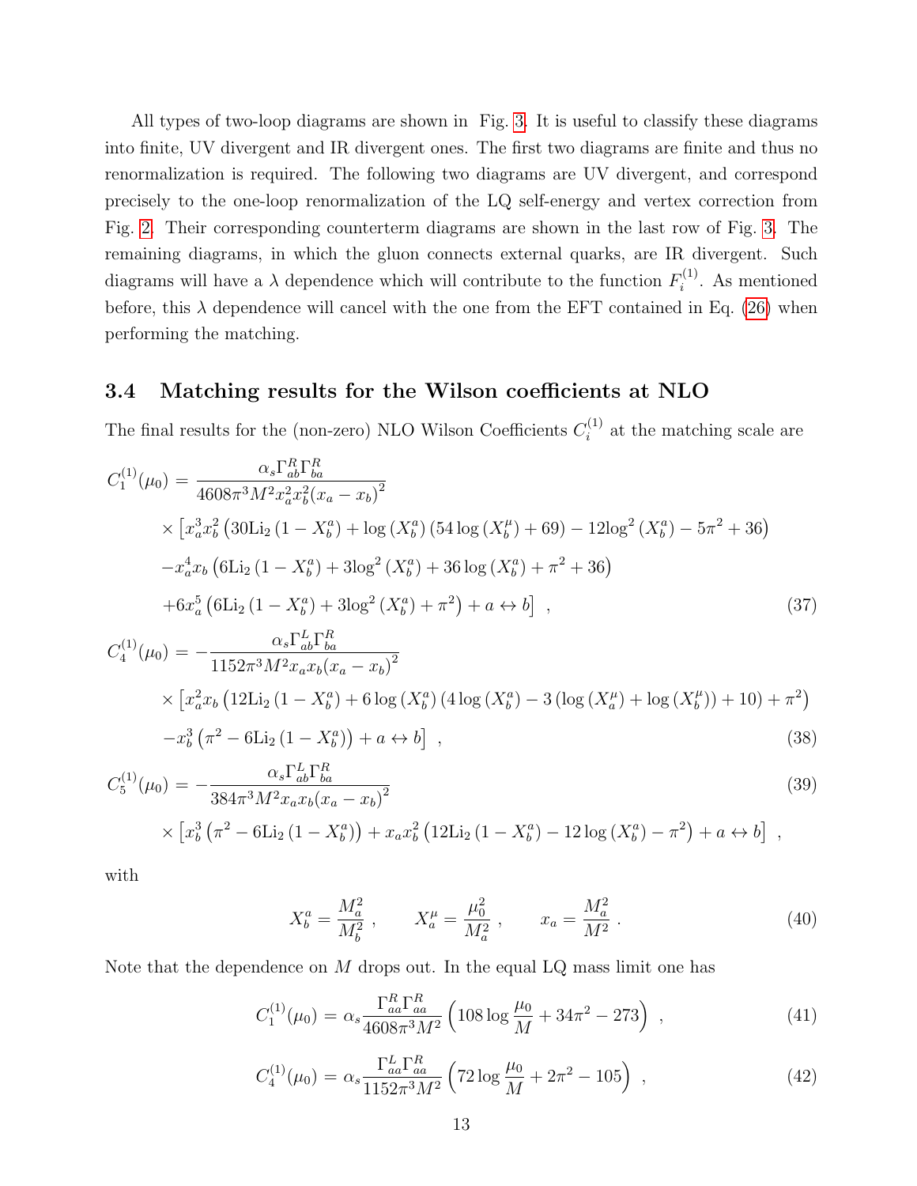All types of two-loop diagrams are shown in Fig. 3. It is useful to classify these diagrams into finite, UV divergent and IR divergent ones. The first two diagrams are finite and thus no renormalization is required. The following two diagrams are UV divergent, and correspond precisely to the one-loop renormalization of the LQ self-energy and vertex correction from Fig. 2. Their corresponding counterterm diagrams are shown in the last row of Fig. 3. The remaining diagrams, in which the gluon connects external quarks, are IR divergent. Such diagrams will have a $\lambda$ dependence which will contribute to the function $F_i^{(1)}$. As mentioned before, this $\lambda$ dependence will cancel with the one from the EFT contained in Eq. (26) when performing the matching.

### 3.4 Matching results for the Wilson coefficients at NLO

The final results for the (non-zero) NLO Wilson Coefficients $C_i^{(1)}$ at the matching scale are

$$
\begin{aligned}
C_1^{(1)}(\mu_0) = {} & \frac{\alpha_s \Gamma^R_{ab}\Gamma^R_{ba}}{4608\pi^3 M^2 x_a^2 x_b^2 (x_a - x_b)^2} \\
& \times \Big[ x_a^3 x_b^2 \left(30\mathrm{Li}_2\left(1 - X_b^a\right) + \log\left(X_b^a\right)\left(54\log\left(X_b^\mu\right) + 69\right) - 12\log^2\left(X_b^a\right) - 5\pi^2 + 36\right) \\
& - x_a^4 x_b \left(6\mathrm{Li}_2\left(1 - X_b^a\right) + 3\log^2\left(X_b^a\right) + 36\log\left(X_b^a\right) + \pi^2 + 36\right) \\
& + 6x_a^5\left(6\mathrm{Li}_2\left(1 - X_b^a\right) + 3\log^2\left(X_b^a\right) + \pi^2\right) + a \leftrightarrow b \Big] \ , 
\end{aligned} \tag{37}
$$

$$
\begin{aligned}
C_4^{(1)}(\mu_0) = {} & -\frac{\alpha_s \Gamma^L_{ab}\Gamma^R_{ba}}{1152\pi^3 M^2 x_a x_b (x_a - x_b)^2} \\
& \times \Big[ x_a^2 x_b \left(12\mathrm{Li}_2\left(1 - X_b^a\right) + 6\log\left(X_b^a\right)\left(4\log\left(X_b^a\right) - 3\left(\log\left(X_a^\mu\right) + \log\left(X_b^\mu\right)\right) + 10\right) + \pi^2\right) \\
& - x_b^3\left(\pi^2 - 6\mathrm{Li}_2\left(1 - X_b^a\right)\right) + a \leftrightarrow b \Big] \ , 
\end{aligned} \tag{38}
$$

$$
\begin{aligned}
C_5^{(1)}(\mu_0) = {} & -\frac{\alpha_s \Gamma^L_{ab}\Gamma^R_{ba}}{384\pi^3 M^2 x_a x_b (x_a - x_b)^2} \\
& \times \Big[ x_b^3\left(\pi^2 - 6\mathrm{Li}_2\left(1 - X_b^a\right)\right) + x_a x_b^2\left(12\mathrm{Li}_2\left(1 - X_b^a\right) - 12\log\left(X_b^a\right) - \pi^2\right) + a \leftrightarrow b \Big] \ ,
\end{aligned} \tag{39}
$$

with

$$
X_b^a = \frac{M_a^2}{M_b^2} \ , \qquad X_a^\mu = \frac{\mu_0^2}{M_a^2} \ , \qquad x_a = \frac{M_a^2}{M^2} \ . \tag{40}
$$

Note that the dependence on $M$ drops out. In the equal LQ mass limit one has

$$
C_1^{(1)}(\mu_0) = \alpha_s \frac{\Gamma^R_{aa}\Gamma^R_{aa}}{4608\pi^3 M^2}\left(108\log\frac{\mu_0}{M} + 34\pi^2 - 273\right) \ , \tag{41}
$$

$$
C_4^{(1)}(\mu_0) = \alpha_s \frac{\Gamma^L_{aa}\Gamma^R_{aa}}{1152\pi^3 M^2}\left(72\log\frac{\mu_0}{M} + 2\pi^2 - 105\right) \ , \tag{42}
$$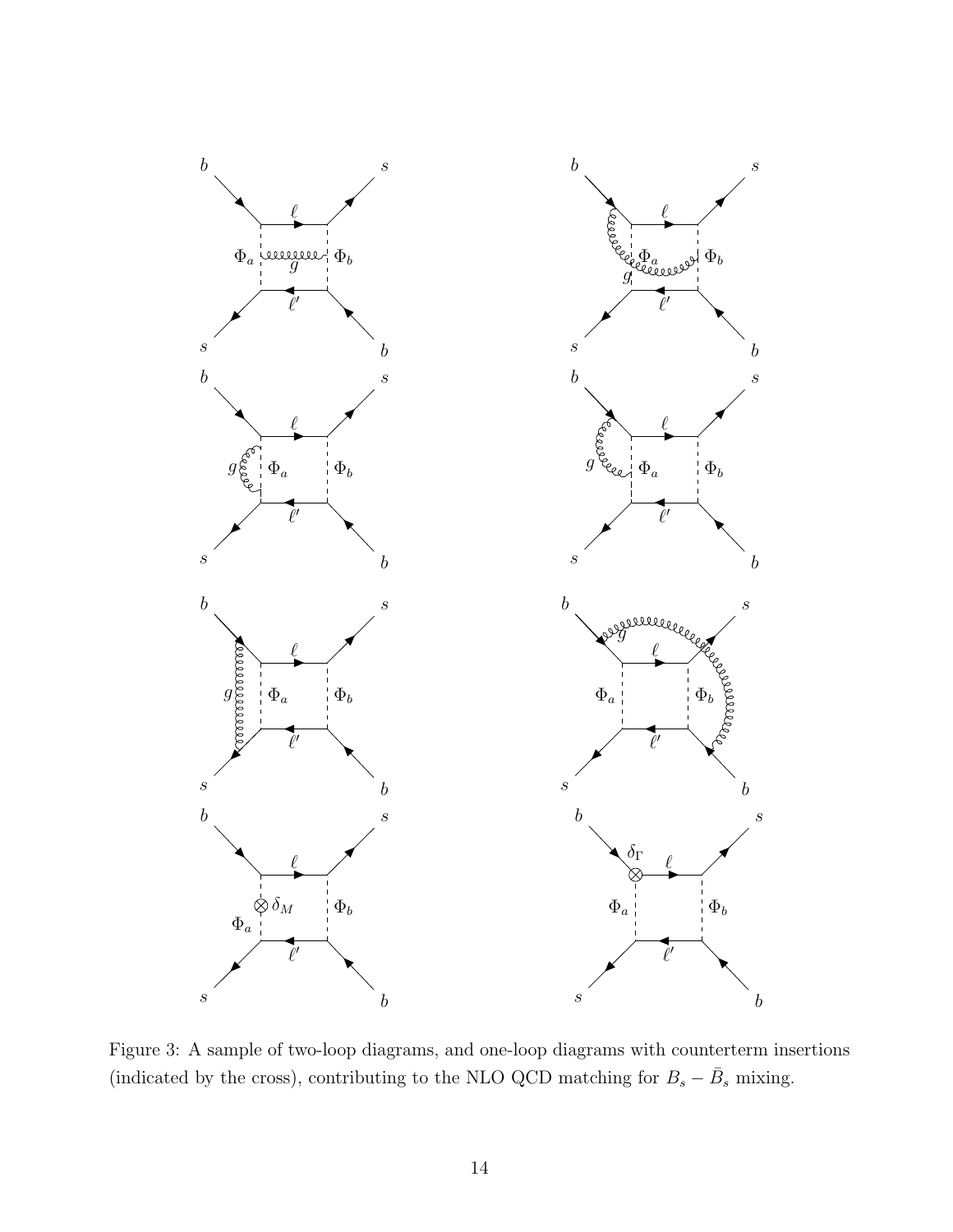Figure 3: A sample of two-loop diagrams, and one-loop diagrams with counterterm insertions (indicated by the cross), contributing to the NLO QCD matching for $B_s - \bar{B}_s$ mixing.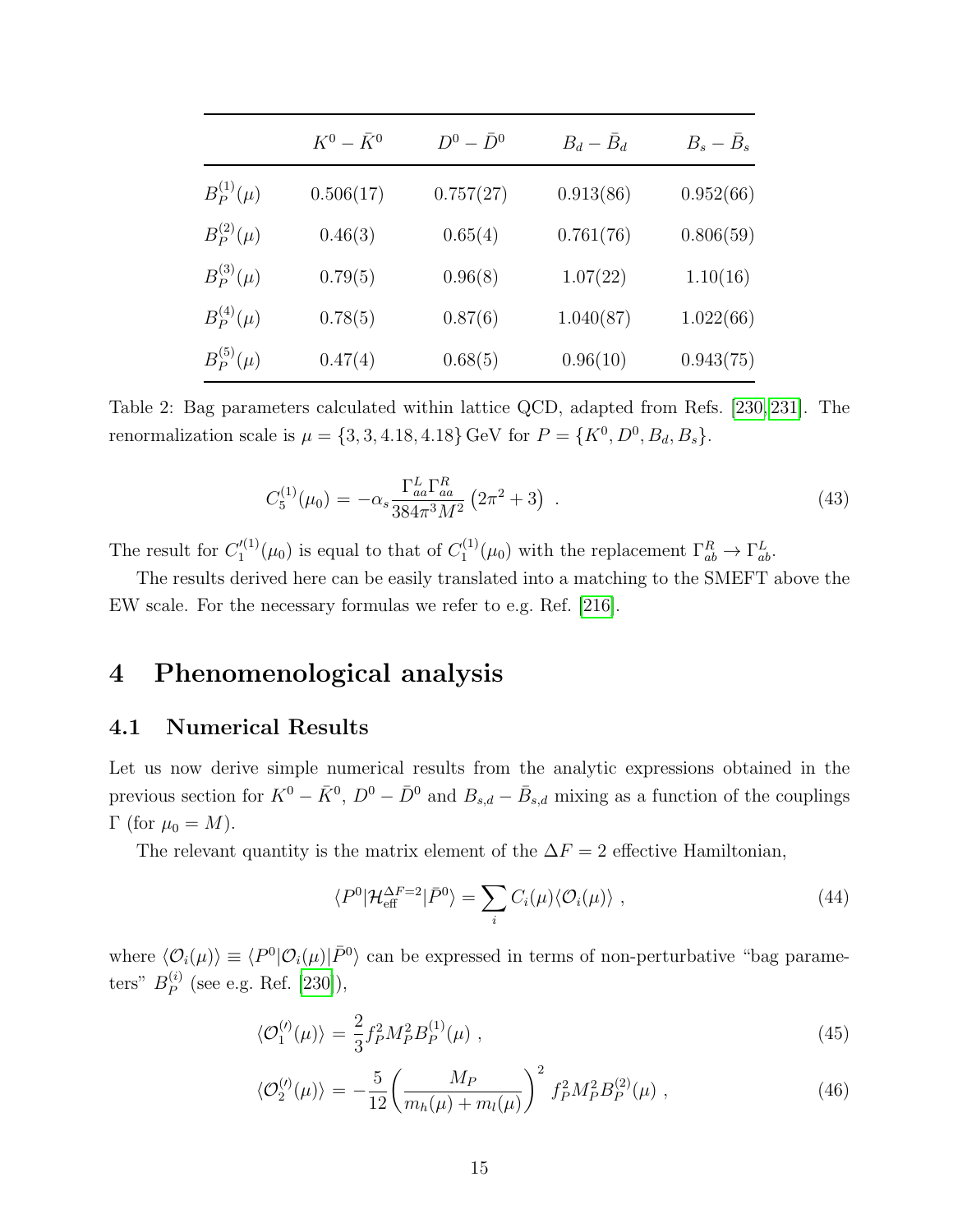| | $K^0-\bar{K}^0$ | $D^0-\bar{D}^0$ | $B_d-\bar{B}_d$ | $B_s-\bar{B}_s$ |
|---|---|---|---|---|
| $B_P^{(1)}(\mu)$ | 0.506(17) | 0.757(27) | 0.913(86) | 0.952(66) |
| $B_P^{(2)}(\mu)$ | 0.46(3) | 0.65(4) | 0.761(76) | 0.806(59) |
| $B_P^{(3)}(\mu)$ | 0.79(5) | 0.96(8) | 1.07(22) | 1.10(16) |
| $B_P^{(4)}(\mu)$ | 0.78(5) | 0.87(6) | 1.040(87) | 1.022(66) |
| $B_P^{(5)}(\mu)$ | 0.47(4) | 0.68(5) | 0.96(10) | 0.943(75) |

Table 2: Bag parameters calculated within lattice QCD, adapted from Refs. [230,231]. The renormalization scale is $\mu = \{3, 3, 4.18, 4.18\}$ GeV for $P = \{K^0, D^0, B_d, B_s\}$.

$$C_5^{(1)}(\mu_0) = -\alpha_s \frac{\Gamma_{aa}^L \Gamma_{aa}^R}{384\pi^3 M^2}\left(2\pi^2 + 3\right) \ . \tag{43}$$

The result for $C_1^{\prime(1)}(\mu_0)$ is equal to that of $C_1^{(1)}(\mu_0)$ with the replacement $\Gamma_{ab}^R \to \Gamma_{ab}^L$.

The results derived here can be easily translated into a matching to the SMEFT above the EW scale. For the necessary formulas we refer to e.g. Ref. [216].

# 4 Phenomenological analysis

## 4.1 Numerical Results

Let us now derive simple numerical results from the analytic expressions obtained in the previous section for $K^0-\bar{K}^0$, $D^0-\bar{D}^0$ and $B_{s,d}-\bar{B}_{s,d}$ mixing as a function of the couplings $\Gamma$ (for $\mu_0 = M$).

The relevant quantity is the matrix element of the $\Delta F = 2$ effective Hamiltonian,

$$\langle P^0 | \mathcal{H}_{\text{eff}}^{\Delta F=2} | \bar{P}^0 \rangle = \sum_i C_i(\mu) \langle \mathcal{O}_i(\mu) \rangle \ , \tag{44}$$

where $\langle \mathcal{O}_i(\mu) \rangle \equiv \langle P^0 | \mathcal{O}_i(\mu) | \bar{P}^0 \rangle$ can be expressed in terms of non-perturbative "bag parameters" $B_P^{(i)}$ (see e.g. Ref. [230]),

$$\langle \mathcal{O}_1^{(\prime)}(\mu) \rangle = \frac{2}{3} f_P^2 M_P^2 B_P^{(1)}(\mu) \ , \tag{45}$$

$$\langle \mathcal{O}_2^{(\prime)}(\mu) \rangle = -\frac{5}{12}\left(\frac{M_P}{m_h(\mu) + m_l(\mu)}\right)^2 f_P^2 M_P^2 B_P^{(2)}(\mu) \ , \tag{46}$$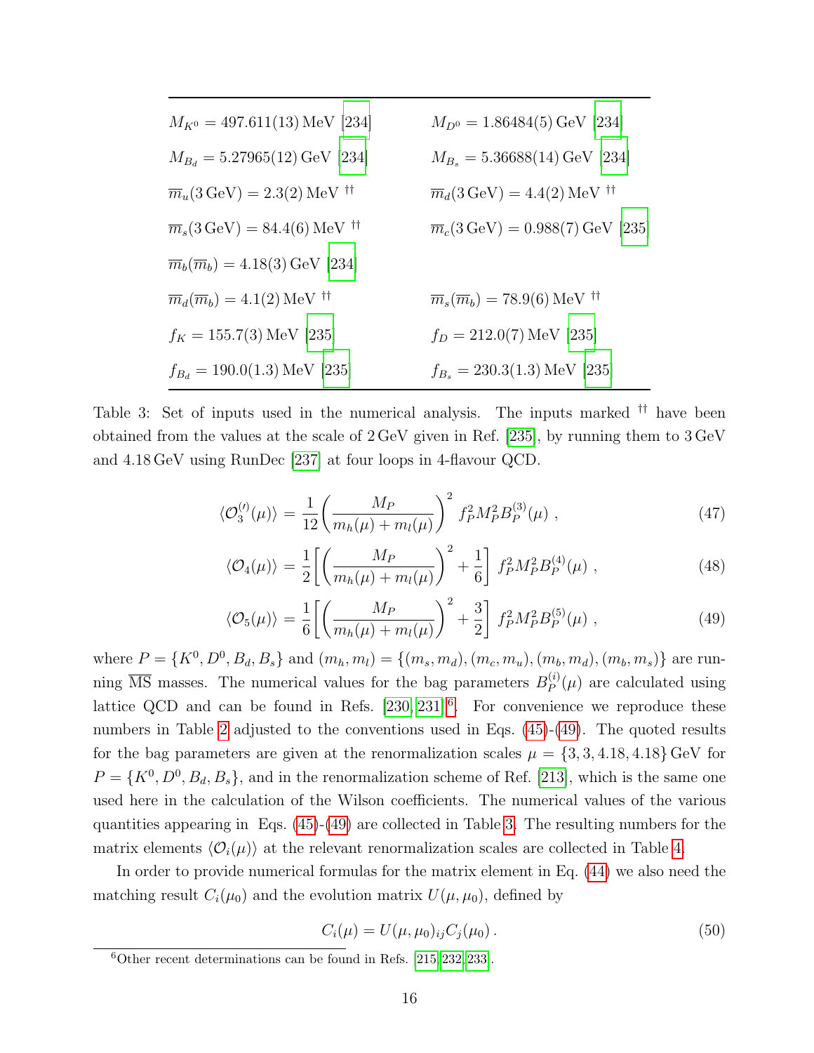| | |
|---|---|
| $M_{K^0} = 497.611(13)\,\text{MeV}$ [234] | $M_{D^0} = 1.86484(5)\,\text{GeV}$ [234] |
| $M_{B_d} = 5.27965(12)\,\text{GeV}$ [234] | $M_{B_s} = 5.36688(14)\,\text{GeV}$ [234] |
| $\overline{m}_u(3\,\text{GeV}) = 2.3(2)\,\text{MeV}$ †† | $\overline{m}_d(3\,\text{GeV}) = 4.4(2)\,\text{MeV}$ †† |
| $\overline{m}_s(3\,\text{GeV}) = 84.4(6)\,\text{MeV}$ †† | $\overline{m}_c(3\,\text{GeV}) = 0.988(7)\,\text{GeV}$ [235] |
| $\overline{m}_b(\overline{m}_b) = 4.18(3)\,\text{GeV}$ [234] | |
| $\overline{m}_d(\overline{m}_b) = 4.1(2)\,\text{MeV}$ †† | $\overline{m}_s(\overline{m}_b) = 78.9(6)\,\text{MeV}$ †† |
| $f_K = 155.7(3)\,\text{MeV}$ [235] | $f_D = 212.0(7)\,\text{MeV}$ [235] |
| $f_{B_d} = 190.0(1.3)\,\text{MeV}$ [235] | $f_{B_s} = 230.3(1.3)\,\text{MeV}$ [235] |

Table 3: Set of inputs used in the numerical analysis. The inputs marked †† have been obtained from the values at the scale of 2 GeV given in Ref. [235], by running them to 3 GeV and 4.18 GeV using RunDec [237] at four loops in 4-flavour QCD.

$$\langle \mathcal{O}_3^{(\prime)}(\mu)\rangle = \frac{1}{12}\left(\frac{M_P}{m_h(\mu)+m_l(\mu)}\right)^2 f_P^2 M_P^2 B_P^{(3)}(\mu)\ , \tag{47}$$

$$\langle \mathcal{O}_4(\mu)\rangle = \frac{1}{2}\left[\left(\frac{M_P}{m_h(\mu)+m_l(\mu)}\right)^2 + \frac{1}{6}\right] f_P^2 M_P^2 B_P^{(4)}(\mu)\ , \tag{48}$$

$$\langle \mathcal{O}_5(\mu)\rangle = \frac{1}{6}\left[\left(\frac{M_P}{m_h(\mu)+m_l(\mu)}\right)^2 + \frac{3}{2}\right] f_P^2 M_P^2 B_P^{(5)}(\mu)\ , \tag{49}$$

where $P = \{K^0, D^0, B_d, B_s\}$ and $(m_h, m_l) = \{(m_s, m_d), (m_c, m_u), (m_b, m_d), (m_b, m_s)\}$ are running $\overline{\text{MS}}$ masses. The numerical values for the bag parameters $B_P^{(i)}(\mu)$ are calculated using lattice QCD and can be found in Refs. [230, 231][6]. For convenience we reproduce these numbers in Table 2 adjusted to the conventions used in Eqs. (45)-(49). The quoted results for the bag parameters are given at the renormalization scales $\mu = \{3, 3, 4.18, 4.18\}$ GeV for $P = \{K^0, D^0, B_d, B_s\}$, and in the renormalization scheme of Ref. [213], which is the same one used here in the calculation of the Wilson coefficients. The numerical values of the various quantities appearing in Eqs. (45)-(49) are collected in Table 3. The resulting numbers for the matrix elements $\langle \mathcal{O}_i(\mu)\rangle$ at the relevant renormalization scales are collected in Table 4.

In order to provide numerical formulas for the matrix element in Eq. (44) we also need the matching result $C_i(\mu_0)$ and the evolution matrix $U(\mu, \mu_0)$, defined by

$$C_i(\mu) = U(\mu, \mu_0)_{ij} C_j(\mu_0)\,. \tag{50}$$

[6] Other recent determinations can be found in Refs. [215, 232, 233].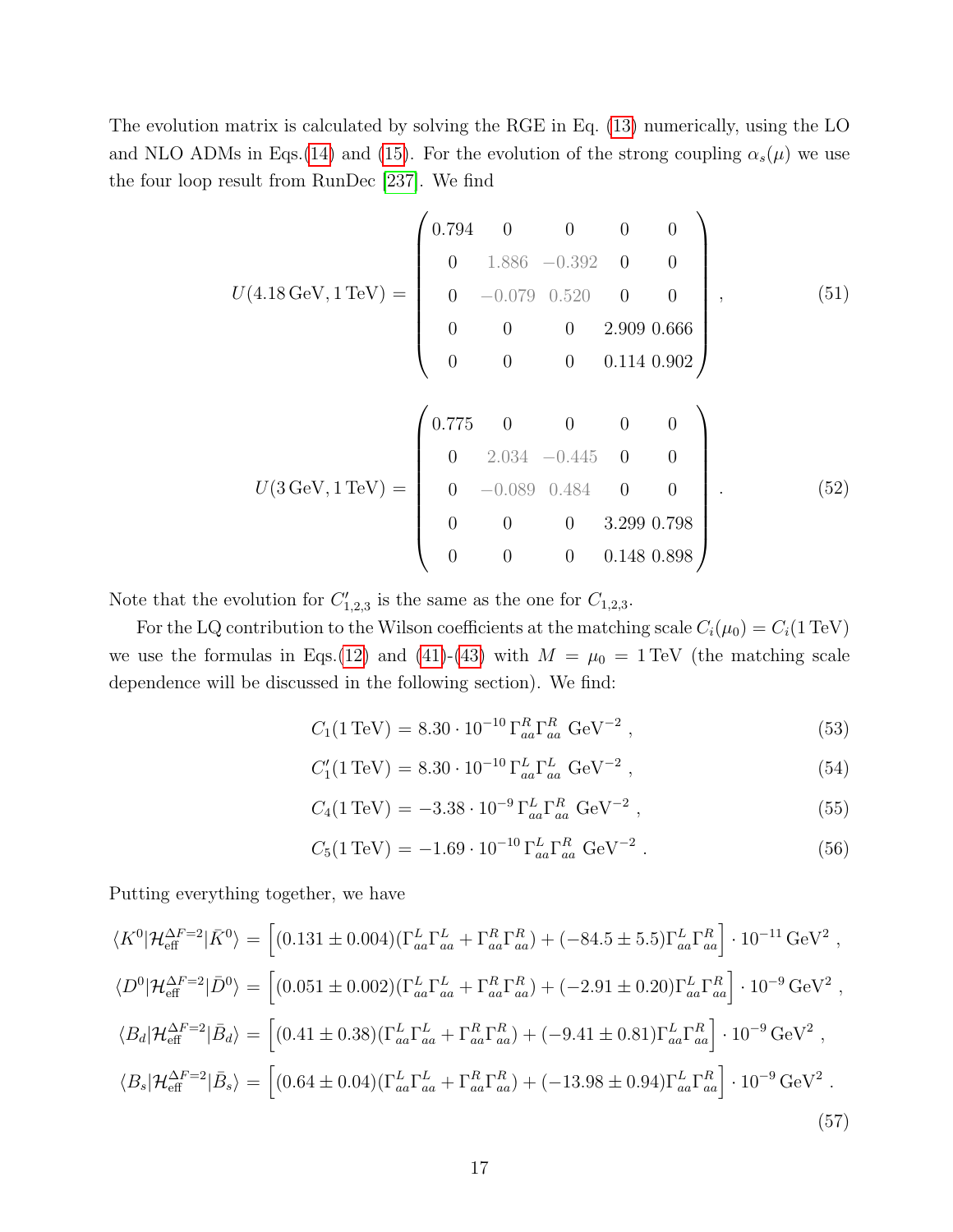The evolution matrix is calculated by solving the RGE in Eq. (13) numerically, using the LO and NLO ADMs in Eqs.(14) and (15). For the evolution of the strong coupling $\alpha_s(\mu)$ we use the four loop result from RunDec [237]. We find

$$
U(4.18\,\text{GeV}, 1\,\text{TeV}) = \begin{pmatrix} 0.794 & 0 & 0 & 0 & 0 \\ 0 & 1.886 & -0.392 & 0 & 0 \\ 0 & -0.079 & 0.520 & 0 & 0 \\ 0 & 0 & 0 & 2.909 & 0.666 \\ 0 & 0 & 0 & 0.114 & 0.902 \end{pmatrix}, \tag{51}
$$

$$
U(3\,\text{GeV}, 1\,\text{TeV}) = \begin{pmatrix} 0.775 & 0 & 0 & 0 & 0 \\ 0 & 2.034 & -0.445 & 0 & 0 \\ 0 & -0.089 & 0.484 & 0 & 0 \\ 0 & 0 & 0 & 3.299 & 0.798 \\ 0 & 0 & 0 & 0.148 & 0.898 \end{pmatrix}. \tag{52}
$$

Note that the evolution for $C'_{1,2,3}$ is the same as the one for $C_{1,2,3}$.

For the LQ contribution to the Wilson coefficients at the matching scale $C_i(\mu_0) = C_i(1\,\text{TeV})$ we use the formulas in Eqs.(12) and (41)-(43) with $M = \mu_0 = 1\,\text{TeV}$ (the matching scale dependence will be discussed in the following section). We find:

$$
C_1(1\,\text{TeV}) = 8.30 \cdot 10^{-10}\, \Gamma^R_{aa}\Gamma^R_{aa}\ \text{GeV}^{-2}\,, \tag{53}
$$

$$
C'_1(1\,\text{TeV}) = 8.30 \cdot 10^{-10}\, \Gamma^L_{aa}\Gamma^L_{aa}\ \text{GeV}^{-2}\,, \tag{54}
$$

$$
C_4(1\,\text{TeV}) = -3.38 \cdot 10^{-9}\, \Gamma^L_{aa}\Gamma^R_{aa}\ \text{GeV}^{-2}\,, \tag{55}
$$

$$
C_5(1\,\text{TeV}) = -1.69 \cdot 10^{-10}\, \Gamma^L_{aa}\Gamma^R_{aa}\ \text{GeV}^{-2}\,. \tag{56}
$$

Putting everything together, we have

$$
\begin{aligned}
\langle K^0|\mathcal{H}^{\Delta F=2}_{\text{eff}}|\bar{K}^0\rangle &= \Big[(0.131 \pm 0.004)(\Gamma^L_{aa}\Gamma^L_{aa} + \Gamma^R_{aa}\Gamma^R_{aa}) + (-84.5 \pm 5.5)\Gamma^L_{aa}\Gamma^R_{aa}\Big] \cdot 10^{-11}\,\text{GeV}^2\,, \\
\langle D^0|\mathcal{H}^{\Delta F=2}_{\text{eff}}|\bar{D}^0\rangle &= \Big[(0.051 \pm 0.002)(\Gamma^L_{aa}\Gamma^L_{aa} + \Gamma^R_{aa}\Gamma^R_{aa}) + (-2.91 \pm 0.20)\Gamma^L_{aa}\Gamma^R_{aa}\Big] \cdot 10^{-9}\,\text{GeV}^2\,, \\
\langle B_d|\mathcal{H}^{\Delta F=2}_{\text{eff}}|\bar{B}_d\rangle &= \Big[(0.41 \pm 0.38)(\Gamma^L_{aa}\Gamma^L_{aa} + \Gamma^R_{aa}\Gamma^R_{aa}) + (-9.41 \pm 0.81)\Gamma^L_{aa}\Gamma^R_{aa}\Big] \cdot 10^{-9}\,\text{GeV}^2\,, \\
\langle B_s|\mathcal{H}^{\Delta F=2}_{\text{eff}}|\bar{B}_s\rangle &= \Big[(0.64 \pm 0.04)(\Gamma^L_{aa}\Gamma^L_{aa} + \Gamma^R_{aa}\Gamma^R_{aa}) + (-13.98 \pm 0.94)\Gamma^L_{aa}\Gamma^R_{aa}\Big] \cdot 10^{-9}\,\text{GeV}^2\,.
\end{aligned} \tag{57}
$$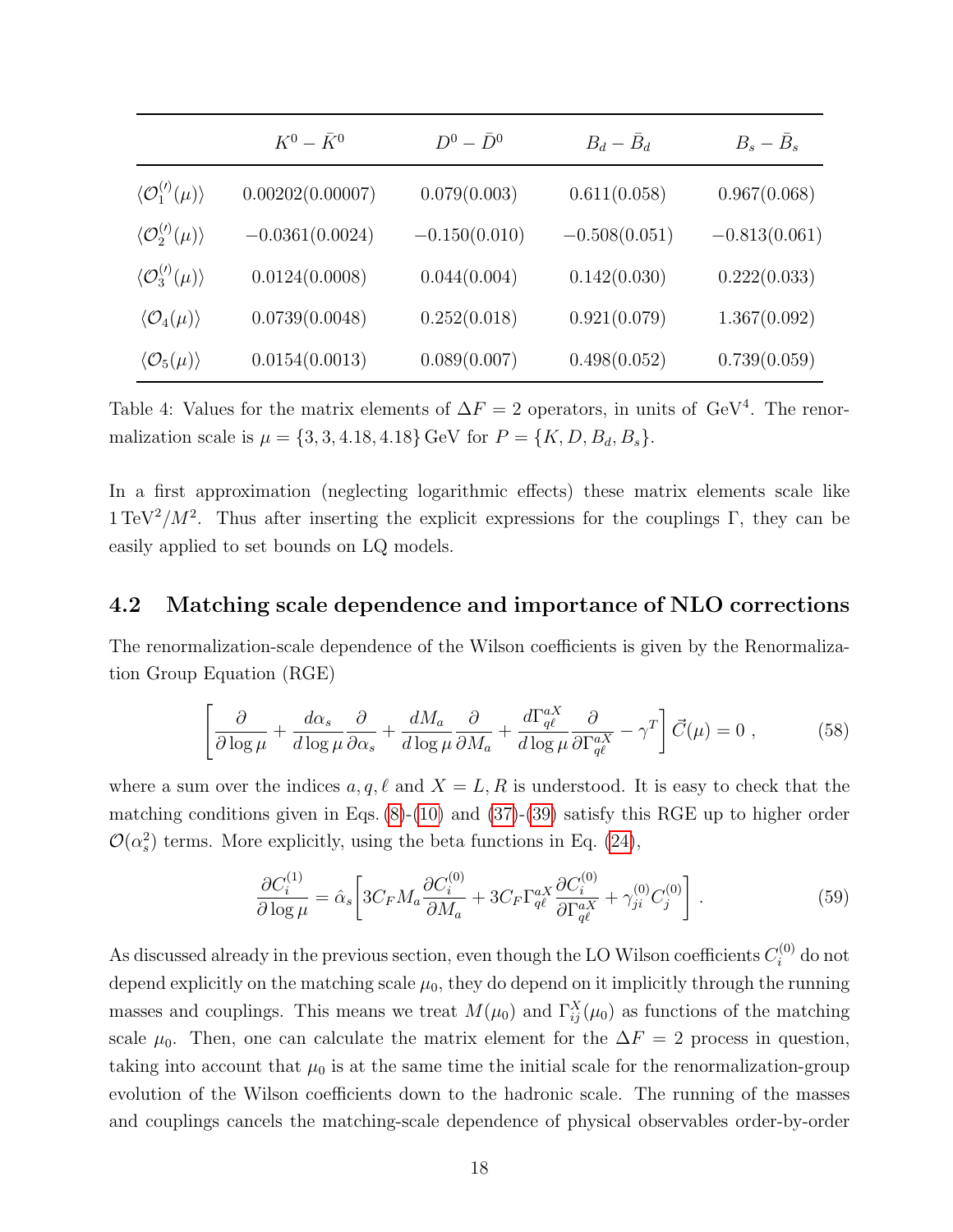| | $K^0-\bar{K}^0$ | $D^0-\bar{D}^0$ | $B_d-\bar{B}_d$ | $B_s-\bar{B}_s$ |
|---|---|---|---|---|
| $\langle\mathcal{O}_1^{(\prime)}(\mu)\rangle$ | 0.00202(0.00007) | 0.079(0.003) | 0.611(0.058) | 0.967(0.068) |
| $\langle\mathcal{O}_2^{(\prime)}(\mu)\rangle$ | −0.0361(0.0024) | −0.150(0.010) | −0.508(0.051) | −0.813(0.061) |
| $\langle\mathcal{O}_3^{(\prime)}(\mu)\rangle$ | 0.0124(0.0008) | 0.044(0.004) | 0.142(0.030) | 0.222(0.033) |
| $\langle\mathcal{O}_4(\mu)\rangle$ | 0.0739(0.0048) | 0.252(0.018) | 0.921(0.079) | 1.367(0.092) |
| $\langle\mathcal{O}_5(\mu)\rangle$ | 0.0154(0.0013) | 0.089(0.007) | 0.498(0.052) | 0.739(0.059) |

Table 4: Values for the matrix elements of $\Delta F = 2$ operators, in units of $\mathrm{GeV}^4$. The renormalization scale is $\mu = \{3, 3, 4.18, 4.18\}\,\mathrm{GeV}$ for $P = \{K, D, B_d, B_s\}$.

In a first approximation (neglecting logarithmic effects) these matrix elements scale like $1\,\mathrm{TeV}^2/M^2$. Thus after inserting the explicit expressions for the couplings $\Gamma$, they can be easily applied to set bounds on LQ models.

### 4.2 Matching scale dependence and importance of NLO corrections

The renormalization-scale dependence of the Wilson coefficients is given by the Renormalization Group Equation (RGE)

$$\left[\frac{\partial}{\partial \log\mu} + \frac{d\alpha_s}{d\log\mu}\frac{\partial}{\partial\alpha_s} + \frac{dM_a}{d\log\mu}\frac{\partial}{\partial M_a} + \frac{d\Gamma_{q\ell}^{aX}}{d\log\mu}\frac{\partial}{\partial\Gamma_{q\ell}^{aX}} - \gamma^T\right]\vec{C}(\mu) = 0\,, \tag{58}$$

where a sum over the indices $a, q, \ell$ and $X = L, R$ is understood. It is easy to check that the matching conditions given in Eqs. (8)-(10) and (37)-(39) satisfy this RGE up to higher order $\mathcal{O}(\alpha_s^2)$ terms. More explicitly, using the beta functions in Eq. (24),

$$\frac{\partial C_i^{(1)}}{\partial\log\mu} = \hat{\alpha}_s\left[3C_F M_a\frac{\partial C_i^{(0)}}{\partial M_a} + 3C_F\Gamma_{q\ell}^{aX}\frac{\partial C_i^{(0)}}{\partial\Gamma_{q\ell}^{aX}} + \gamma_{ji}^{(0)}C_j^{(0)}\right]. \tag{59}$$

As discussed already in the previous section, even though the LO Wilson coefficients $C_i^{(0)}$ do not depend explicitly on the matching scale $\mu_0$, they do depend on it implicitly through the running masses and couplings. This means we treat $M(\mu_0)$ and $\Gamma_{ij}^X(\mu_0)$ as functions of the matching scale $\mu_0$. Then, one can calculate the matrix element for the $\Delta F = 2$ process in question, taking into account that $\mu_0$ is at the same time the initial scale for the renormalization-group evolution of the Wilson coefficients down to the hadronic scale. The running of the masses and couplings cancels the matching-scale dependence of physical observables order-by-order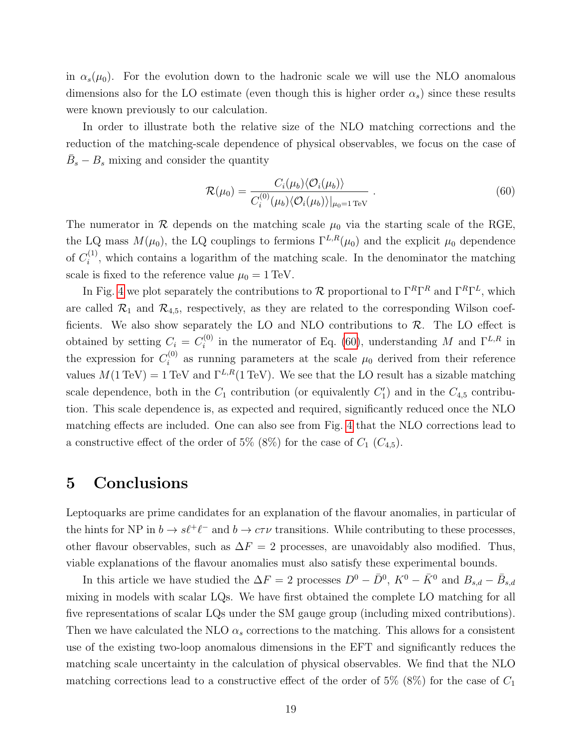in $\alpha_s(\mu_0)$. For the evolution down to the hadronic scale we will use the NLO anomalous dimensions also for the LO estimate (even though this is higher order $\alpha_s$) since these results were known previously to our calculation.

In order to illustrate both the relative size of the NLO matching corrections and the reduction of the matching-scale dependence of physical observables, we focus on the case of $\bar{B}_s - B_s$ mixing and consider the quantity

$$\mathcal{R}(\mu_0) = \frac{C_i(\mu_b)\langle\mathcal{O}_i(\mu_b)\rangle}{C_i^{(0)}(\mu_b)\langle\mathcal{O}_i(\mu_b)\rangle|_{\mu_0=1\,\mathrm{TeV}}} \,. \tag{60}$$

The numerator in $\mathcal{R}$ depends on the matching scale $\mu_0$ via the starting scale of the RGE, the LQ mass $M(\mu_0)$, the LQ couplings to fermions $\Gamma^{L,R}(\mu_0)$ and the explicit $\mu_0$ dependence of $C_i^{(1)}$, which contains a logarithm of the matching scale. In the denominator the matching scale is fixed to the reference value $\mu_0 = 1\,\mathrm{TeV}$.

In Fig. 4 we plot separately the contributions to $\mathcal{R}$ proportional to $\Gamma^R\Gamma^R$ and $\Gamma^R\Gamma^L$, which are called $\mathcal{R}_1$ and $\mathcal{R}_{4,5}$, respectively, as they are related to the corresponding Wilson coefficients. We also show separately the LO and NLO contributions to $\mathcal{R}$. The LO effect is obtained by setting $C_i = C_i^{(0)}$ in the numerator of Eq. (60), understanding $M$ and $\Gamma^{L,R}$ in the expression for $C_i^{(0)}$ as running parameters at the scale $\mu_0$ derived from their reference values $M(1\,\mathrm{TeV}) = 1\,\mathrm{TeV}$ and $\Gamma^{L,R}(1\,\mathrm{TeV})$. We see that the LO result has a sizable matching scale dependence, both in the $C_1$ contribution (or equivalently $C_1'$) and in the $C_{4,5}$ contribution. This scale dependence is, as expected and required, significantly reduced once the NLO matching effects are included. One can also see from Fig. 4 that the NLO corrections lead to a constructive effect of the order of 5% (8%) for the case of $C_1$ ($C_{4,5}$).

# 5 Conclusions

Leptoquarks are prime candidates for an explanation of the flavour anomalies, in particular of the hints for NP in $b \to s\ell^+\ell^-$ and $b \to c\tau\nu$ transitions. While contributing to these processes, other flavour observables, such as $\Delta F = 2$ processes, are unavoidably also modified. Thus, viable explanations of the flavour anomalies must also satisfy these experimental bounds.

In this article we have studied the $\Delta F = 2$ processes $D^0 - \bar{D}^0$, $K^0 - \bar{K}^0$ and $B_{s,d} - \bar{B}_{s,d}$ mixing in models with scalar LQs. We have first obtained the complete LO matching for all five representations of scalar LQs under the SM gauge group (including mixed contributions). Then we have calculated the NLO $\alpha_s$ corrections to the matching. This allows for a consistent use of the existing two-loop anomalous dimensions in the EFT and significantly reduces the matching scale uncertainty in the calculation of physical observables. We find that the NLO matching corrections lead to a constructive effect of the order of 5% (8%) for the case of $C_1$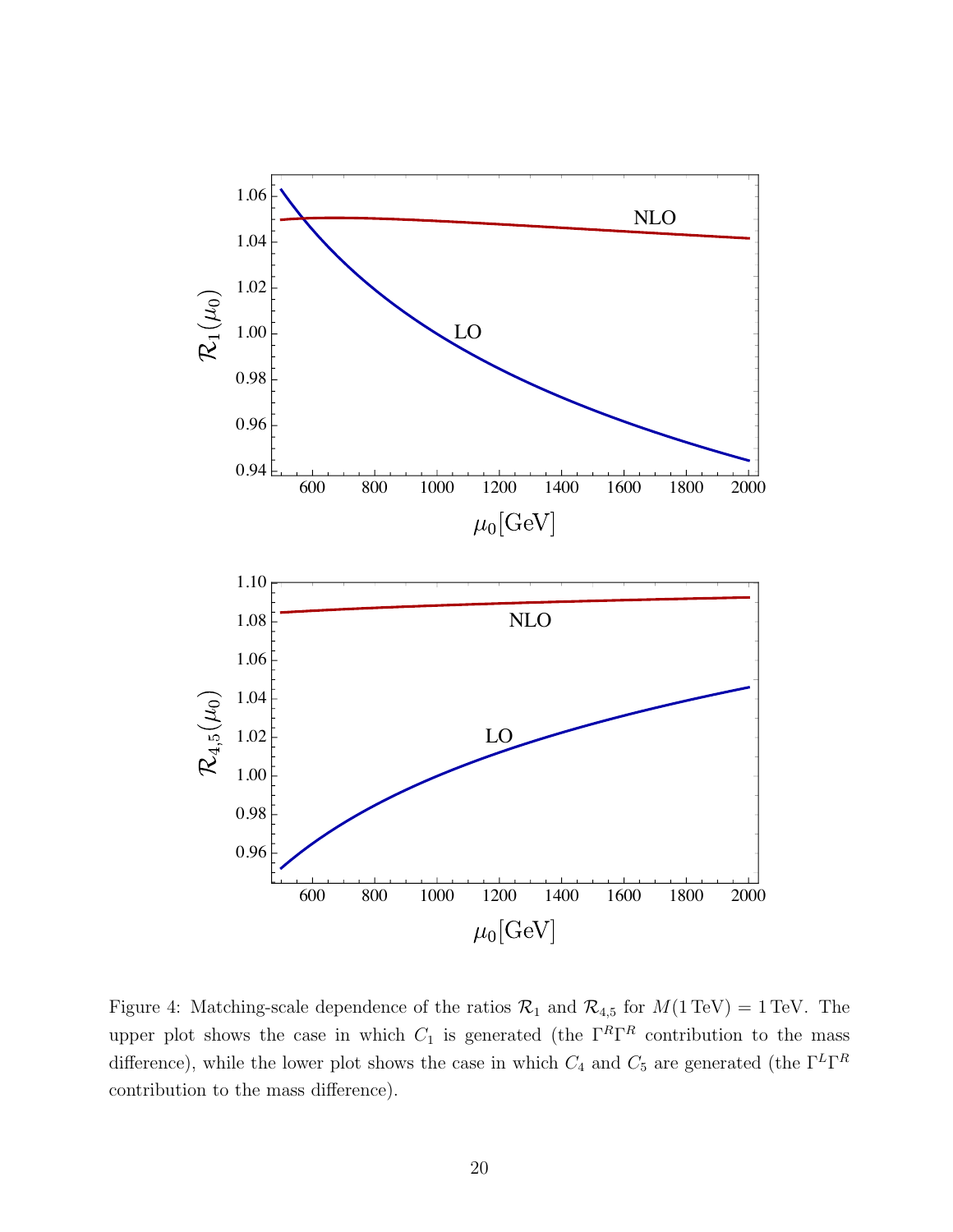1.06
1.04
1.02
1.00
0.98
0.96
0.94

$\mathcal{R}_1(\mu_0)$

NLO

LO

600 800 1000 1200 1400 1600 1800 2000

$\mu_0$[GeV]

1.10
1.08
1.06
1.04
1.02
1.00
0.98
0.96

$\mathcal{R}_{4,5}(\mu_0)$

NLO

LO

600 800 1000 1200 1400 1600 1800 2000

$\mu_0$[GeV]

Figure 4: Matching-scale dependence of the ratios $\mathcal{R}_1$ and $\mathcal{R}_{4,5}$ for $M(1\,\text{TeV}) = 1\,\text{TeV}$. The upper plot shows the case in which $C_1$ is generated (the $\Gamma^R\Gamma^R$ contribution to the mass difference), while the lower plot shows the case in which $C_4$ and $C_5$ are generated (the $\Gamma^L\Gamma^R$ contribution to the mass difference).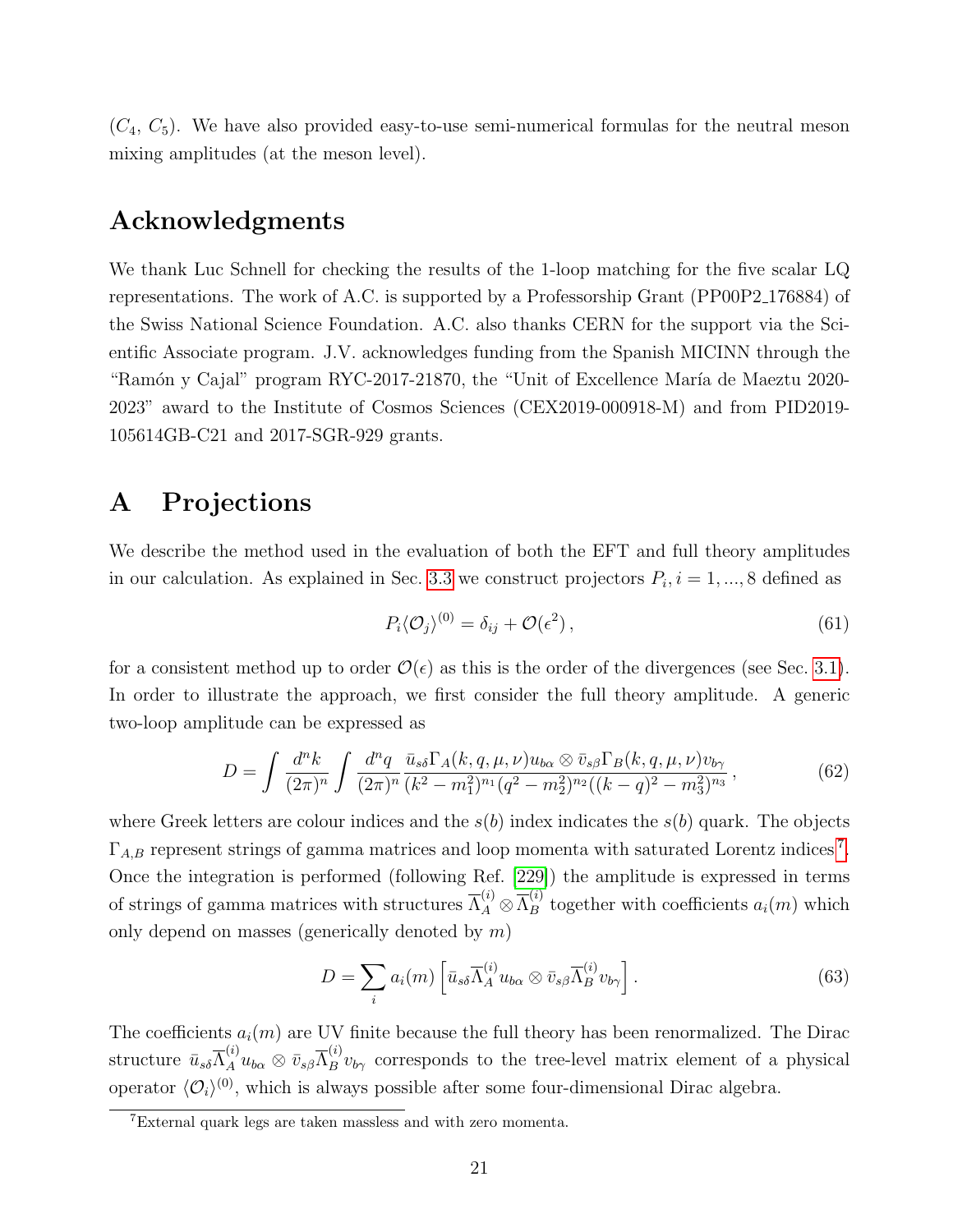($C_4$, $C_5$). We have also provided easy-to-use semi-numerical formulas for the neutral meson mixing amplitudes (at the meson level).

## Acknowledgments

We thank Luc Schnell for checking the results of the 1-loop matching for the five scalar LQ representations. The work of A.C. is supported by a Professorship Grant (PP00P2_176884) of the Swiss National Science Foundation. A.C. also thanks CERN for the support via the Scientific Associate program. J.V. acknowledges funding from the Spanish MICINN through the "Ramón y Cajal" program RYC-2017-21870, the "Unit of Excellence María de Maeztu 2020-2023" award to the Institute of Cosmos Sciences (CEX2019-000918-M) and from PID2019-105614GB-C21 and 2017-SGR-929 grants.

## A Projections

We describe the method used in the evaluation of both the EFT and full theory amplitudes in our calculation. As explained in Sec. 3.3 we construct projectors $P_i, i = 1, ..., 8$ defined as

$$P_i \langle \mathcal{O}_j \rangle^{(0)} = \delta_{ij} + \mathcal{O}(\epsilon^2)\,, \tag{61}$$

for a consistent method up to order $\mathcal{O}(\epsilon)$ as this is the order of the divergences (see Sec. 3.1). In order to illustrate the approach, we first consider the full theory amplitude. A generic two-loop amplitude can be expressed as

$$D = \int \frac{d^n k}{(2\pi)^n} \int \frac{d^n q}{(2\pi)^n} \frac{\bar{u}_{s\delta} \Gamma_A(k, q, \mu, \nu) u_{b\alpha} \otimes \bar{v}_{s\beta} \Gamma_B(k, q, \mu, \nu) v_{b\gamma}}{(k^2 - m_1^2)^{n_1} (q^2 - m_2^2)^{n_2} ((k-q)^2 - m_3^2)^{n_3}}\,, \tag{62}$$

where Greek letters are colour indices and the $s(b)$ index indicates the $s(b)$ quark. The objects $\Gamma_{A,B}$ represent strings of gamma matrices and loop momenta with saturated Lorentz indices[7]. Once the integration is performed (following Ref. [229]) the amplitude is expressed in terms of strings of gamma matrices with structures $\overline{\Lambda}_A^{(i)} \otimes \overline{\Lambda}_B^{(i)}$ together with coefficients $a_i(m)$ which only depend on masses (generically denoted by $m$)

$$D = \sum_i a_i(m) \left[ \bar{u}_{s\delta} \overline{\Lambda}_A^{(i)} u_{b\alpha} \otimes \bar{v}_{s\beta} \overline{\Lambda}_B^{(i)} v_{b\gamma} \right]. \tag{63}$$

The coefficients $a_i(m)$ are UV finite because the full theory has been renormalized. The Dirac structure $\bar{u}_{s\delta} \overline{\Lambda}_A^{(i)} u_{b\alpha} \otimes \bar{v}_{s\beta} \overline{\Lambda}_B^{(i)} v_{b\gamma}$ corresponds to the tree-level matrix element of a physical operator $\langle \mathcal{O}_i \rangle^{(0)}$, which is always possible after some four-dimensional Dirac algebra.

[7] External quark legs are taken massless and with zero momenta.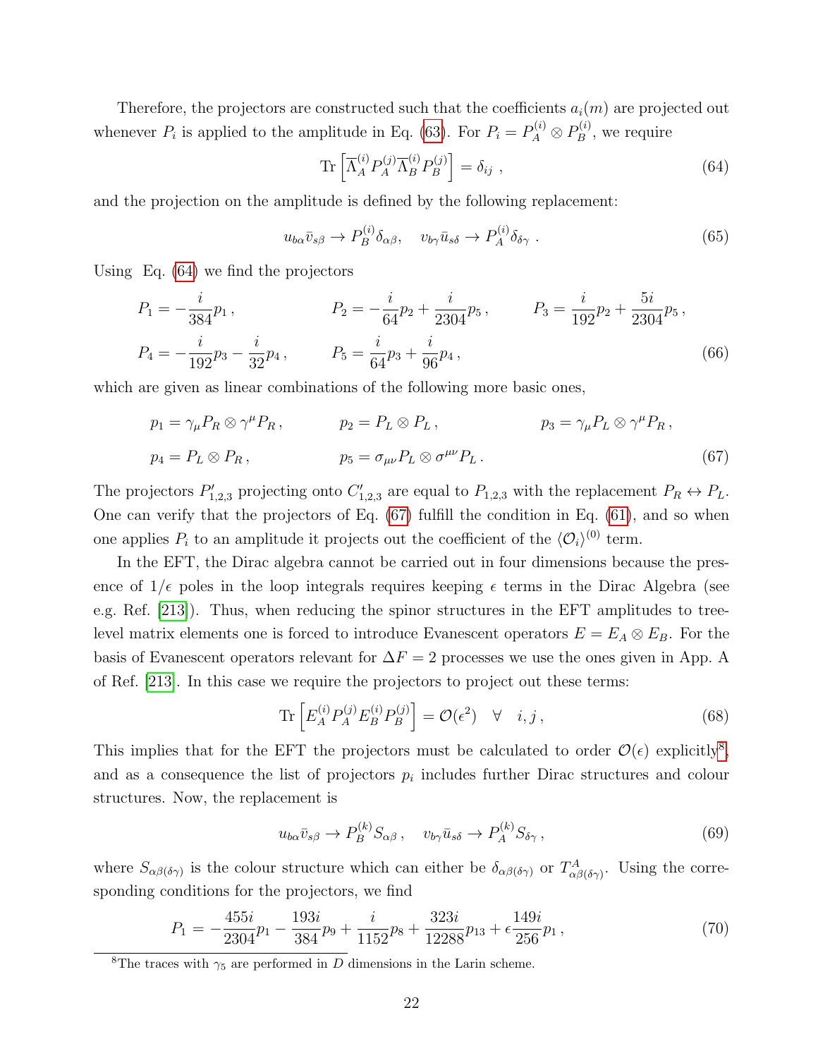Therefore, the projectors are constructed such that the coefficients $a_i(m)$ are projected out whenever $P_i$ is applied to the amplitude in Eq. (63). For $P_i = P_A^{(i)} \otimes P_B^{(i)}$, we require

$$\mathrm{Tr}\left[\overline{\Lambda}_A^{(i)} P_A^{(j)} \overline{\Lambda}_B^{(i)} P_B^{(j)}\right] = \delta_{ij} \,, \tag{64}$$

and the projection on the amplitude is defined by the following replacement:

$$u_{b\alpha}\bar{v}_{s\beta} \to P_B^{(i)}\delta_{\alpha\beta}, \quad v_{b\gamma}\bar{u}_{s\delta} \to P_A^{(i)}\delta_{\delta\gamma} \,. \tag{65}$$

Using Eq. (64) we find the projectors

$$\begin{aligned}
P_1 &= -\frac{i}{384}p_1\,, & P_2 &= -\frac{i}{64}p_2 + \frac{i}{2304}p_5\,, & P_3 &= \frac{i}{192}p_2 + \frac{5i}{2304}p_5\,, \\
P_4 &= -\frac{i}{192}p_3 - \frac{i}{32}p_4\,, & P_5 &= \frac{i}{64}p_3 + \frac{i}{96}p_4\,,
\end{aligned} \tag{66}$$

which are given as linear combinations of the following more basic ones,

$$\begin{aligned}
p_1 &= \gamma_\mu P_R \otimes \gamma^\mu P_R\,, & p_2 &= P_L \otimes P_L\,, & p_3 &= \gamma_\mu P_L \otimes \gamma^\mu P_R\,, \\
p_4 &= P_L \otimes P_R\,, & p_5 &= \sigma_{\mu\nu} P_L \otimes \sigma^{\mu\nu} P_L\,.
\end{aligned} \tag{67}$$

The projectors $P'_{1,2,3}$ projecting onto $C'_{1,2,3}$ are equal to $P_{1,2,3}$ with the replacement $P_R \leftrightarrow P_L$. One can verify that the projectors of Eq. (67) fulfill the condition in Eq. (61), and so when one applies $P_i$ to an amplitude it projects out the coefficient of the $\langle \mathcal{O}_i \rangle^{(0)}$ term.

In the EFT, the Dirac algebra cannot be carried out in four dimensions because the presence of $1/\epsilon$ poles in the loop integrals requires keeping $\epsilon$ terms in the Dirac Algebra (see e.g. Ref. [213]). Thus, when reducing the spinor structures in the EFT amplitudes to tree-level matrix elements one is forced to introduce Evanescent operators $E = E_A \otimes E_B$. For the basis of Evanescent operators relevant for $\Delta F = 2$ processes we use the ones given in App. A of Ref. [213]. In this case we require the projectors to project out these terms:

$$\mathrm{Tr}\left[E_A^{(i)} P_A^{(j)} E_B^{(i)} P_B^{(j)}\right] = \mathcal{O}(\epsilon^2) \quad \forall \quad i, j\,, \tag{68}$$

This implies that for the EFT the projectors must be calculated to order $\mathcal{O}(\epsilon)$ explicitly[8], and as a consequence the list of projectors $p_i$ includes further Dirac structures and colour structures. Now, the replacement is

$$u_{b\alpha}\bar{v}_{s\beta} \to P_B^{(k)} S_{\alpha\beta}\,, \quad v_{b\gamma}\bar{u}_{s\delta} \to P_A^{(k)} S_{\delta\gamma}\,, \tag{69}$$

where $S_{\alpha\beta(\delta\gamma)}$ is the colour structure which can either be $\delta_{\alpha\beta(\delta\gamma)}$ or $T^A_{\alpha\beta(\delta\gamma)}$. Using the corresponding conditions for the projectors, we find

$$P_1 = -\frac{455i}{2304}p_1 - \frac{193i}{384}p_9 + \frac{i}{1152}p_8 + \frac{323i}{12288}p_{13} + \epsilon\frac{149i}{256}p_1\,, \tag{70}$$

[8] The traces with $\gamma_5$ are performed in $D$ dimensions in the Larin scheme.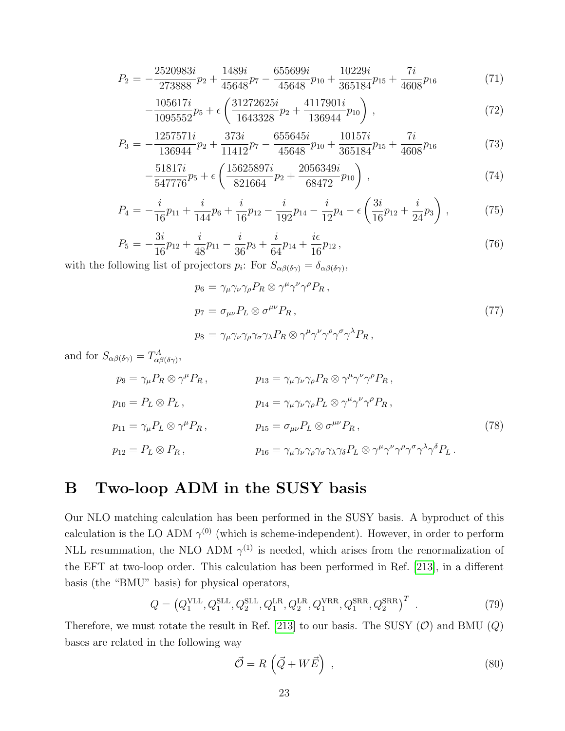$$P_2 = -\frac{2520983i}{273888}p_2 + \frac{1489i}{45648}p_7 - \frac{655699i}{45648}p_{10} + \frac{10229i}{365184}p_{15} + \frac{7i}{4608}p_{16} \tag{71}$$

$$-\frac{105617i}{1095552}p_5 + \epsilon\left(\frac{31272625i}{1643328}p_2 + \frac{4117901i}{136944}p_{10}\right), \tag{72}$$

$$P_3 = -\frac{1257571i}{136944}p_2 + \frac{373i}{11412}p_7 - \frac{655645i}{45648}p_{10} + \frac{10157i}{365184}p_{15} + \frac{7i}{4608}p_{16} \tag{73}$$

$$-\frac{51817i}{547776}p_5 + \epsilon\left(\frac{15625897i}{821664}p_2 + \frac{2056349i}{68472}p_{10}\right), \tag{74}$$

$$P_4 = -\frac{i}{16}p_{11} + \frac{i}{144}p_6 + \frac{i}{16}p_{12} - \frac{i}{192}p_{14} - \frac{i}{12}p_4 - \epsilon\left(\frac{3i}{16}p_{12} + \frac{i}{24}p_3\right), \tag{75}$$

$$P_5 = -\frac{3i}{16}p_{12} + \frac{i}{48}p_{11} - \frac{i}{36}p_3 + \frac{i}{64}p_{14} + \frac{i\epsilon}{16}p_{12}, \tag{76}$$

with the following list of projectors $p_i$: For $S_{\alpha\beta(\delta\gamma)} = \delta_{\alpha\beta(\delta\gamma)}$,

$$\begin{aligned}
p_6 &= \gamma_\mu\gamma_\nu\gamma_\rho P_R \otimes \gamma^\mu\gamma^\nu\gamma^\rho P_R, \\
p_7 &= \sigma_{\mu\nu} P_L \otimes \sigma^{\mu\nu} P_R, \\
p_8 &= \gamma_\mu\gamma_\nu\gamma_\rho\gamma_\sigma\gamma_\lambda P_R \otimes \gamma^\mu\gamma^\nu\gamma^\rho\gamma^\sigma\gamma^\lambda P_R,
\end{aligned} \tag{77}$$

and for $S_{\alpha\beta(\delta\gamma)} = T^A_{\alpha\beta(\delta\gamma)}$,

$$\begin{aligned}
p_9 &= \gamma_\mu P_R \otimes \gamma^\mu P_R, & p_{13} &= \gamma_\mu\gamma_\nu\gamma_\rho P_R \otimes \gamma^\mu\gamma^\nu\gamma^\rho P_R, \\
p_{10} &= P_L \otimes P_L, & p_{14} &= \gamma_\mu\gamma_\nu\gamma_\rho P_L \otimes \gamma^\mu\gamma^\nu\gamma^\rho P_R, \\
p_{11} &= \gamma_\mu P_L \otimes \gamma^\mu P_R, & p_{15} &= \sigma_{\mu\nu} P_L \otimes \sigma^{\mu\nu} P_R, \\
p_{12} &= P_L \otimes P_R, & p_{16} &= \gamma_\mu\gamma_\nu\gamma_\rho\gamma_\sigma\gamma_\lambda\gamma_\delta P_L \otimes \gamma^\mu\gamma^\nu\gamma^\rho\gamma^\sigma\gamma^\lambda\gamma^\delta P_L.
\end{aligned} \tag{78}$$

# B Two-loop ADM in the SUSY basis

Our NLO matching calculation has been performed in the SUSY basis. A byproduct of this calculation is the LO ADM $\gamma^{(0)}$ (which is scheme-independent). However, in order to perform NLL resummation, the NLO ADM $\gamma^{(1)}$ is needed, which arises from the renormalization of the EFT at two-loop order. This calculation has been performed in Ref. [213], in a different basis (the "BMU" basis) for physical operators,

$$Q = \left(Q_1^{\rm VLL}, Q_1^{\rm SLL}, Q_2^{\rm SLL}, Q_1^{\rm LR}, Q_2^{\rm LR}, Q_1^{\rm VRR}, Q_1^{\rm SRR}, Q_2^{\rm SRR}\right)^T. \tag{79}$$

Therefore, we must rotate the result in Ref. [213] to our basis. The SUSY ($\mathcal{O}$) and BMU ($Q$) bases are related in the following way

$$\vec{\mathcal{O}} = R\left(\vec{Q} + W\vec{E}\right), \tag{80}$$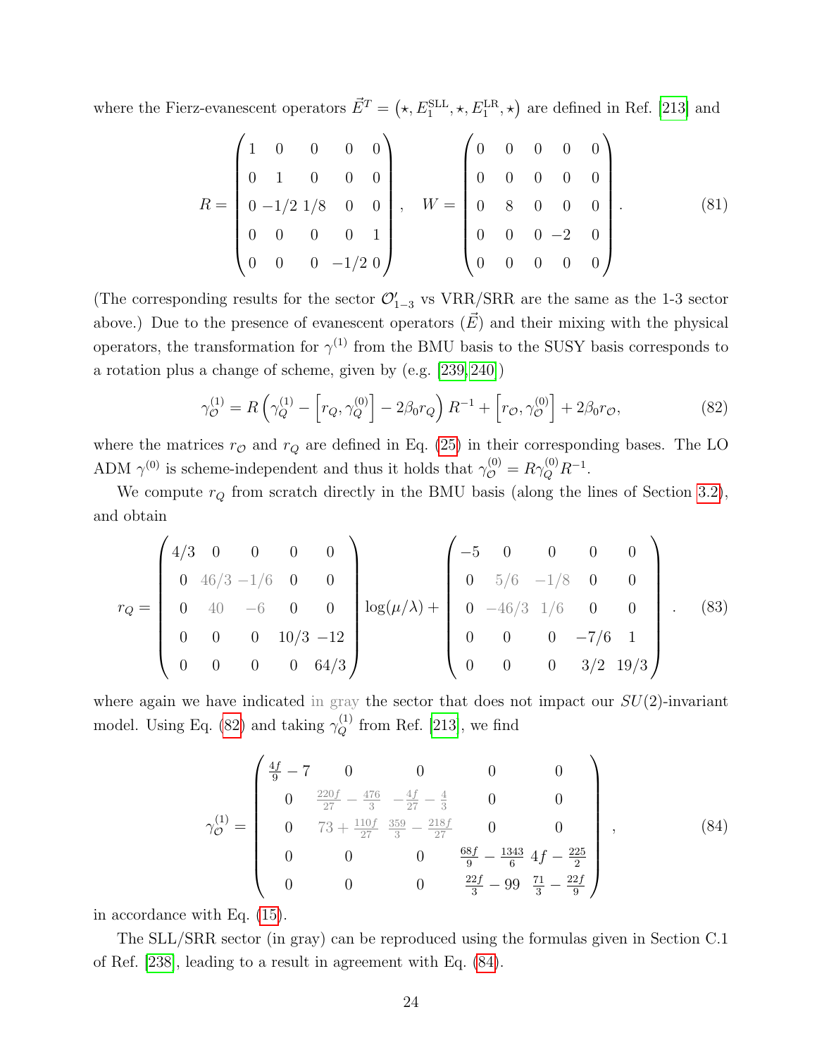where the Fierz-evanescent operators $\vec{E}^T = \left(\star, E_1^{\rm SLL}, \star, E_1^{\rm LR}, \star\right)$ are defined in Ref. [213] and

$$R = \begin{pmatrix} 1 & 0 & 0 & 0 & 0 \\ 0 & 1 & 0 & 0 & 0 \\ 0 & -1/2 & 1/8 & 0 & 0 \\ 0 & 0 & 0 & 0 & 1 \\ 0 & 0 & 0 & -1/2 & 0 \end{pmatrix}, \quad W = \begin{pmatrix} 0 & 0 & 0 & 0 & 0 \\ 0 & 0 & 0 & 0 & 0 \\ 0 & 8 & 0 & 0 & 0 \\ 0 & 0 & 0 & -2 & 0 \\ 0 & 0 & 0 & 0 & 0 \end{pmatrix}. \tag{81}$$

(The corresponding results for the sector $\mathcal{O}'_{1-3}$ vs VRR/SRR are the same as the 1-3 sector above.) Due to the presence of evanescent operators ($\vec{E}$) and their mixing with the physical operators, the transformation for $\gamma^{(1)}$ from the BMU basis to the SUSY basis corresponds to a rotation plus a change of scheme, given by (e.g. [239,240])

$$\gamma_{\mathcal{O}}^{(1)} = R\left(\gamma_Q^{(1)} - \left[r_Q, \gamma_Q^{(0)}\right] - 2\beta_0 r_Q\right) R^{-1} + \left[r_{\mathcal{O}}, \gamma_{\mathcal{O}}^{(0)}\right] + 2\beta_0 r_{\mathcal{O}}, \tag{82}$$

where the matrices $r_{\mathcal{O}}$ and $r_Q$ are defined in Eq. (25) in their corresponding bases. The LO ADM $\gamma^{(0)}$ is scheme-independent and thus it holds that $\gamma_{\mathcal{O}}^{(0)} = R\gamma_Q^{(0)} R^{-1}$.

We compute $r_Q$ from scratch directly in the BMU basis (along the lines of Section 3.2), and obtain

$$r_Q = \begin{pmatrix} 4/3 & 0 & 0 & 0 & 0 \\ 0 & 46/3 & -1/6 & 0 & 0 \\ 0 & 40 & -6 & 0 & 0 \\ 0 & 0 & 0 & 10/3 & -12 \\ 0 & 0 & 0 & 0 & 64/3 \end{pmatrix} \log(\mu/\lambda) + \begin{pmatrix} -5 & 0 & 0 & 0 & 0 \\ 0 & 5/6 & -1/8 & 0 & 0 \\ 0 & -46/3 & 1/6 & 0 & 0 \\ 0 & 0 & 0 & -7/6 & 1 \\ 0 & 0 & 0 & 3/2 & 19/3 \end{pmatrix}. \tag{83}$$

where again we have indicated in gray the sector that does not impact our $SU(2)$-invariant model. Using Eq. (82) and taking $\gamma_Q^{(1)}$ from Ref. [213], we find

$$\gamma_{\mathcal{O}}^{(1)} = \begin{pmatrix} \frac{4f}{9} - 7 & 0 & 0 & 0 & 0 \\ 0 & \frac{220f}{27} - \frac{476}{3} & -\frac{4f}{27} - \frac{4}{3} & 0 & 0 \\ 0 & 73 + \frac{110f}{27} & \frac{359}{3} - \frac{218f}{27} & 0 & 0 \\ 0 & 0 & 0 & \frac{68f}{9} - \frac{1343}{6} & 4f - \frac{225}{2} \\ 0 & 0 & 0 & \frac{22f}{3} - 99 & \frac{71}{3} - \frac{22f}{9} \end{pmatrix}, \tag{84}$$

in accordance with Eq. (15).

The SLL/SRR sector (in gray) can be reproduced using the formulas given in Section C.1 of Ref. [238], leading to a result in agreement with Eq. (84).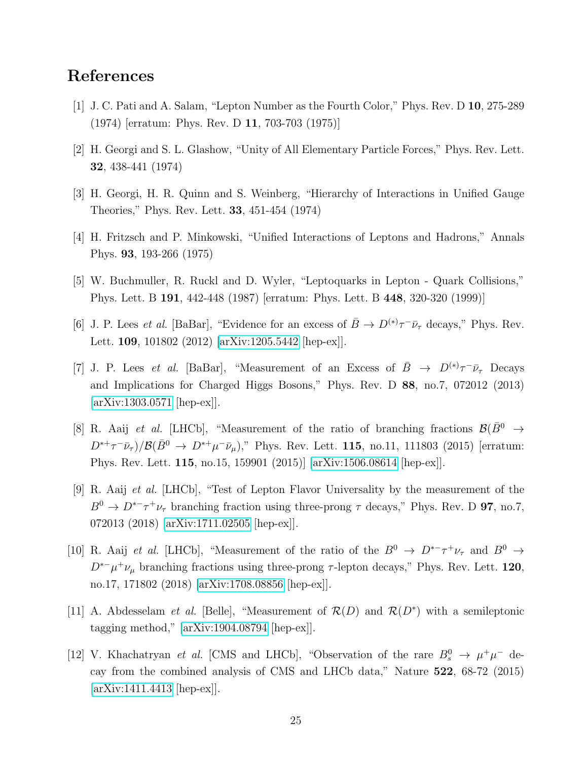# References

[1] J. C. Pati and A. Salam, "Lepton Number as the Fourth Color," Phys. Rev. D **10**, 275-289 (1974) [erratum: Phys. Rev. D **11**, 703-703 (1975)]

[2] H. Georgi and S. L. Glashow, "Unity of All Elementary Particle Forces," Phys. Rev. Lett. **32**, 438-441 (1974)

[3] H. Georgi, H. R. Quinn and S. Weinberg, "Hierarchy of Interactions in Unified Gauge Theories," Phys. Rev. Lett. **33**, 451-454 (1974)

[4] H. Fritzsch and P. Minkowski, "Unified Interactions of Leptons and Hadrons," Annals Phys. **93**, 193-266 (1975)

[5] W. Buchmuller, R. Ruckl and D. Wyler, "Leptoquarks in Lepton - Quark Collisions," Phys. Lett. B **191**, 442-448 (1987) [erratum: Phys. Lett. B **448**, 320-320 (1999)]

[6] J. P. Lees *et al.* [BaBar], "Evidence for an excess of $\bar{B} \to D^{(*)}\tau^-\bar{\nu}_\tau$ decays," Phys. Rev. Lett. **109**, 101802 (2012) [arXiv:1205.5442 [hep-ex]].

[7] J. P. Lees *et al.* [BaBar], "Measurement of an Excess of $\bar{B} \to D^{(*)}\tau^-\bar{\nu}_\tau$ Decays and Implications for Charged Higgs Bosons," Phys. Rev. D **88**, no.7, 072012 (2013) [arXiv:1303.0571 [hep-ex]].

[8] R. Aaij *et al.* [LHCb], "Measurement of the ratio of branching fractions $\mathcal{B}(\bar{B}^0 \to D^{*+}\tau^-\bar{\nu}_\tau)/\mathcal{B}(\bar{B}^0 \to D^{*+}\mu^-\bar{\nu}_\mu)$," Phys. Rev. Lett. **115**, no.11, 111803 (2015) [erratum: Phys. Rev. Lett. **115**, no.15, 159901 (2015)] [arXiv:1506.08614 [hep-ex]].

[9] R. Aaij *et al.* [LHCb], "Test of Lepton Flavor Universality by the measurement of the $B^0 \to D^{*-}\tau^+\nu_\tau$ branching fraction using three-prong $\tau$ decays," Phys. Rev. D **97**, no.7, 072013 (2018) [arXiv:1711.02505 [hep-ex]].

[10] R. Aaij *et al.* [LHCb], "Measurement of the ratio of the $B^0 \to D^{*-}\tau^+\nu_\tau$ and $B^0 \to D^{*-}\mu^+\nu_\mu$ branching fractions using three-prong $\tau$-lepton decays," Phys. Rev. Lett. **120**, no.17, 171802 (2018) [arXiv:1708.08856 [hep-ex]].

[11] A. Abdesselam *et al.* [Belle], "Measurement of $\mathcal{R}(D)$ and $\mathcal{R}(D^*)$ with a semileptonic tagging method," [arXiv:1904.08794 [hep-ex]].

[12] V. Khachatryan *et al.* [CMS and LHCb], "Observation of the rare $B^0_s \to \mu^+\mu^-$ decay from the combined analysis of CMS and LHCb data," Nature **522**, 68-72 (2015) [arXiv:1411.4413 [hep-ex]].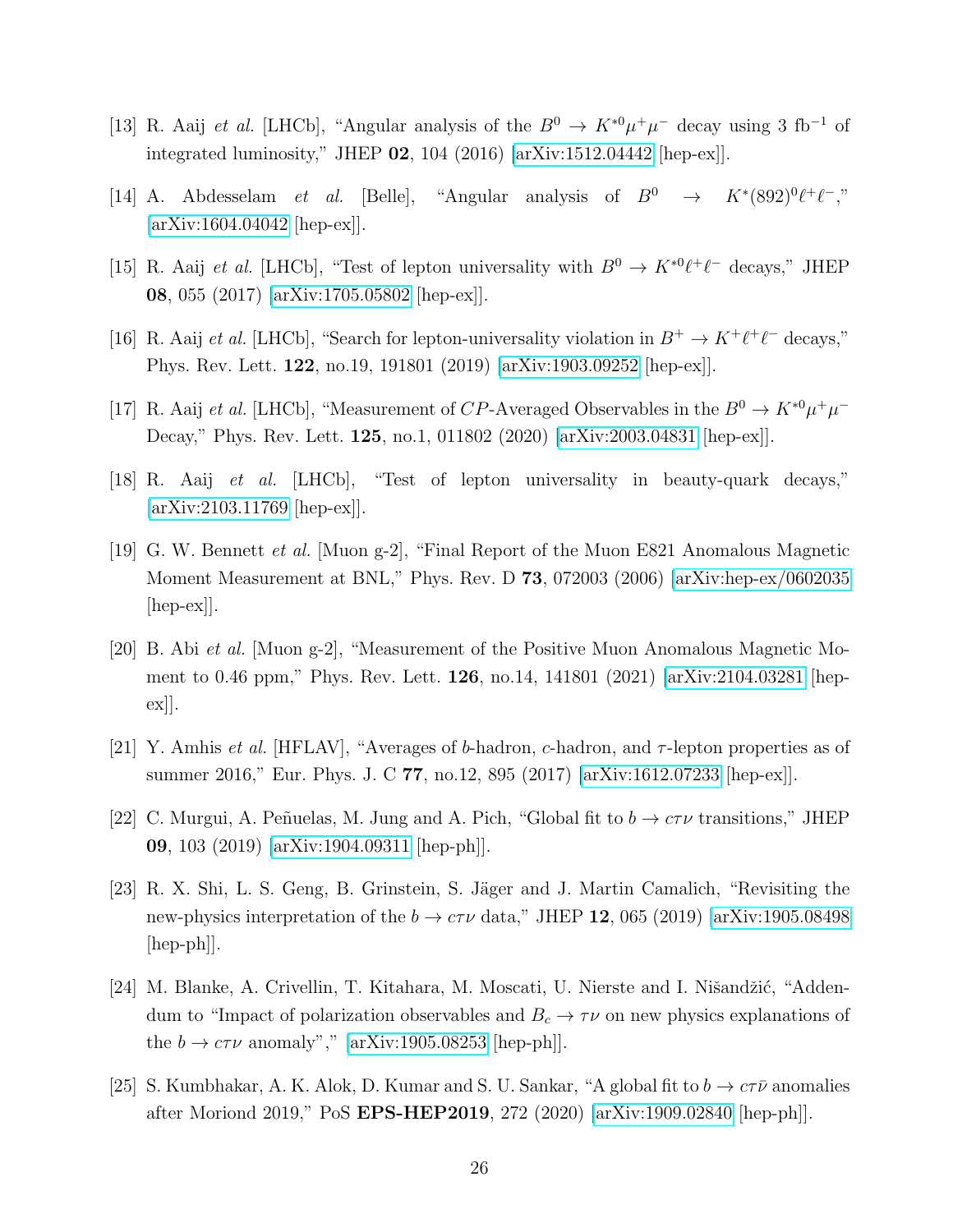[13] R. Aaij *et al.* [LHCb], "Angular analysis of the $B^0 \to K^{*0}\mu^+\mu^-$ decay using 3 fb$^{-1}$ of integrated luminosity," JHEP **02**, 104 (2016) [arXiv:1512.04442 [hep-ex]].

[14] A. Abdesselam *et al.* [Belle], "Angular analysis of $B^0 \to K^*(892)^0\ell^+\ell^-$," [arXiv:1604.04042 [hep-ex]].

[15] R. Aaij *et al.* [LHCb], "Test of lepton universality with $B^0 \to K^{*0}\ell^+\ell^-$ decays," JHEP **08**, 055 (2017) [arXiv:1705.05802 [hep-ex]].

[16] R. Aaij *et al.* [LHCb], "Search for lepton-universality violation in $B^+ \to K^+\ell^+\ell^-$ decays," Phys. Rev. Lett. **122**, no.19, 191801 (2019) [arXiv:1903.09252 [hep-ex]].

[17] R. Aaij *et al.* [LHCb], "Measurement of $CP$-Averaged Observables in the $B^0 \to K^{*0}\mu^+\mu^-$ Decay," Phys. Rev. Lett. **125**, no.1, 011802 (2020) [arXiv:2003.04831 [hep-ex]].

[18] R. Aaij *et al.* [LHCb], "Test of lepton universality in beauty-quark decays," [arXiv:2103.11769 [hep-ex]].

[19] G. W. Bennett *et al.* [Muon g-2], "Final Report of the Muon E821 Anomalous Magnetic Moment Measurement at BNL," Phys. Rev. D **73**, 072003 (2006) [arXiv:hep-ex/0602035 [hep-ex]].

[20] B. Abi *et al.* [Muon g-2], "Measurement of the Positive Muon Anomalous Magnetic Moment to 0.46 ppm," Phys. Rev. Lett. **126**, no.14, 141801 (2021) [arXiv:2104.03281 [hep-ex]].

[21] Y. Amhis *et al.* [HFLAV], "Averages of $b$-hadron, $c$-hadron, and $\tau$-lepton properties as of summer 2016," Eur. Phys. J. C **77**, no.12, 895 (2017) [arXiv:1612.07233 [hep-ex]].

[22] C. Murgui, A. Peñuelas, M. Jung and A. Pich, "Global fit to $b \to c\tau\nu$ transitions," JHEP **09**, 103 (2019) [arXiv:1904.09311 [hep-ph]].

[23] R. X. Shi, L. S. Geng, B. Grinstein, S. Jäger and J. Martin Camalich, "Revisiting the new-physics interpretation of the $b \to c\tau\nu$ data," JHEP **12**, 065 (2019) [arXiv:1905.08498 [hep-ph]].

[24] M. Blanke, A. Crivellin, T. Kitahara, M. Moscati, U. Nierste and I. Nišandžić, "Addendum to "Impact of polarization observables and $B_c \to \tau\nu$ on new physics explanations of the $b \to c\tau\nu$ anomaly"," [arXiv:1905.08253 [hep-ph]].

[25] S. Kumbhakar, A. K. Alok, D. Kumar and S. U. Sankar, "A global fit to $b \to c\tau\bar{\nu}$ anomalies after Moriond 2019," PoS **EPS-HEP2019**, 272 (2020) [arXiv:1909.02840 [hep-ph]].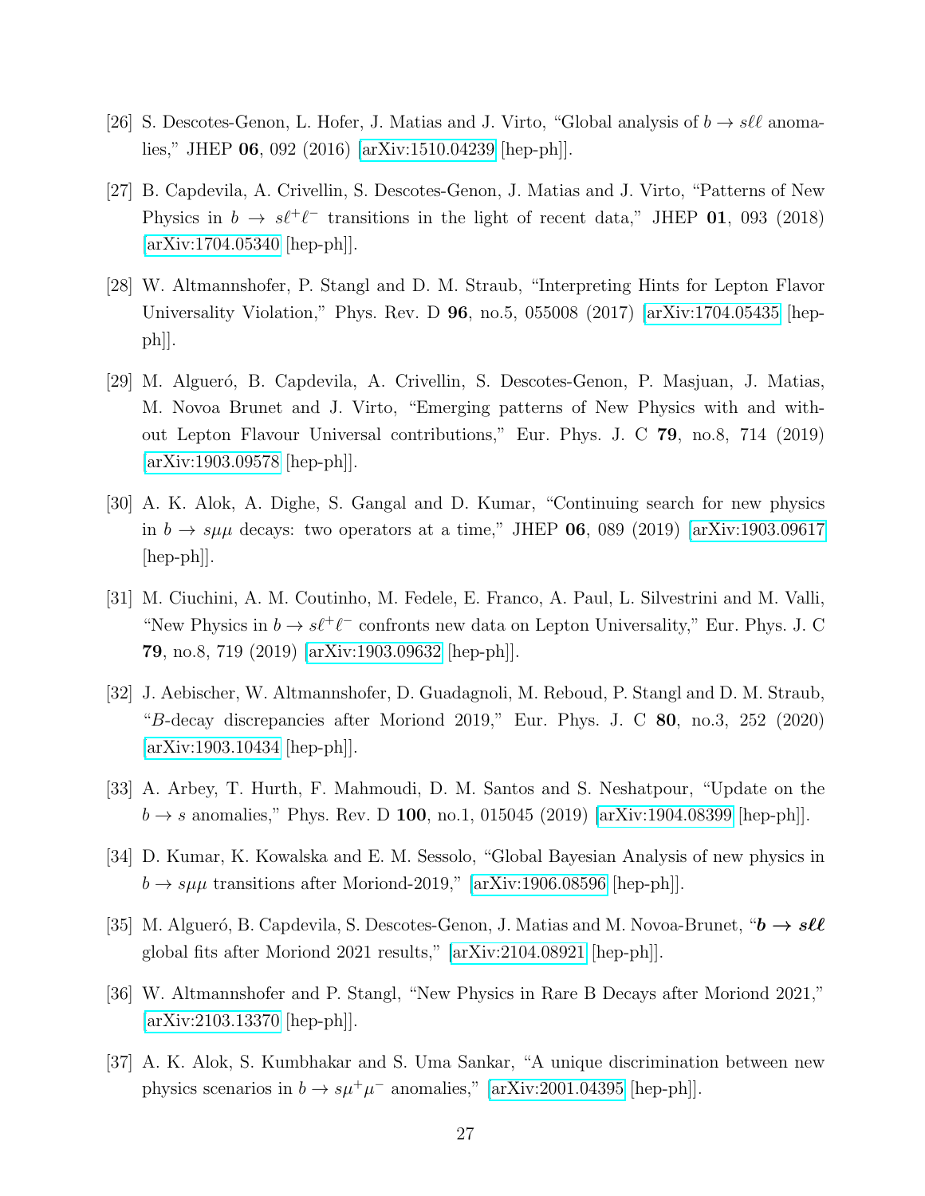[26] S. Descotes-Genon, L. Hofer, J. Matias and J. Virto, "Global analysis of $b \to s\ell\ell$ anomalies," JHEP **06**, 092 (2016) [arXiv:1510.04239 [hep-ph]].

[27] B. Capdevila, A. Crivellin, S. Descotes-Genon, J. Matias and J. Virto, "Patterns of New Physics in $b \to s\ell^+\ell^-$ transitions in the light of recent data," JHEP **01**, 093 (2018) [arXiv:1704.05340 [hep-ph]].

[28] W. Altmannshofer, P. Stangl and D. M. Straub, "Interpreting Hints for Lepton Flavor Universality Violation," Phys. Rev. D **96**, no.5, 055008 (2017) [arXiv:1704.05435 [hep-ph]].

[29] M. Algueró, B. Capdevila, A. Crivellin, S. Descotes-Genon, P. Masjuan, J. Matias, M. Novoa Brunet and J. Virto, "Emerging patterns of New Physics with and without Lepton Flavour Universal contributions," Eur. Phys. J. C **79**, no.8, 714 (2019) [arXiv:1903.09578 [hep-ph]].

[30] A. K. Alok, A. Dighe, S. Gangal and D. Kumar, "Continuing search for new physics in $b \to s\mu\mu$ decays: two operators at a time," JHEP **06**, 089 (2019) [arXiv:1903.09617 [hep-ph]].

[31] M. Ciuchini, A. M. Coutinho, M. Fedele, E. Franco, A. Paul, L. Silvestrini and M. Valli, "New Physics in $b \to s\ell^+\ell^-$ confronts new data on Lepton Universality," Eur. Phys. J. C **79**, no.8, 719 (2019) [arXiv:1903.09632 [hep-ph]].

[32] J. Aebischer, W. Altmannshofer, D. Guadagnoli, M. Reboud, P. Stangl and D. M. Straub, "$B$-decay discrepancies after Moriond 2019," Eur. Phys. J. C **80**, no.3, 252 (2020) [arXiv:1903.10434 [hep-ph]].

[33] A. Arbey, T. Hurth, F. Mahmoudi, D. M. Santos and S. Neshatpour, "Update on the $b \to s$ anomalies," Phys. Rev. D **100**, no.1, 015045 (2019) [arXiv:1904.08399 [hep-ph]].

[34] D. Kumar, K. Kowalska and E. M. Sessolo, "Global Bayesian Analysis of new physics in $b \to s\mu\mu$ transitions after Moriond-2019," [arXiv:1906.08596 [hep-ph]].

[35] M. Algueró, B. Capdevila, S. Descotes-Genon, J. Matias and M. Novoa-Brunet, "$\boldsymbol{b \to s\ell\ell}$ global fits after Moriond 2021 results," [arXiv:2104.08921 [hep-ph]].

[36] W. Altmannshofer and P. Stangl, "New Physics in Rare B Decays after Moriond 2021," [arXiv:2103.13370 [hep-ph]].

[37] A. K. Alok, S. Kumbhakar and S. Uma Sankar, "A unique discrimination between new physics scenarios in $b \to s\mu^+\mu^-$ anomalies," [arXiv:2001.04395 [hep-ph]].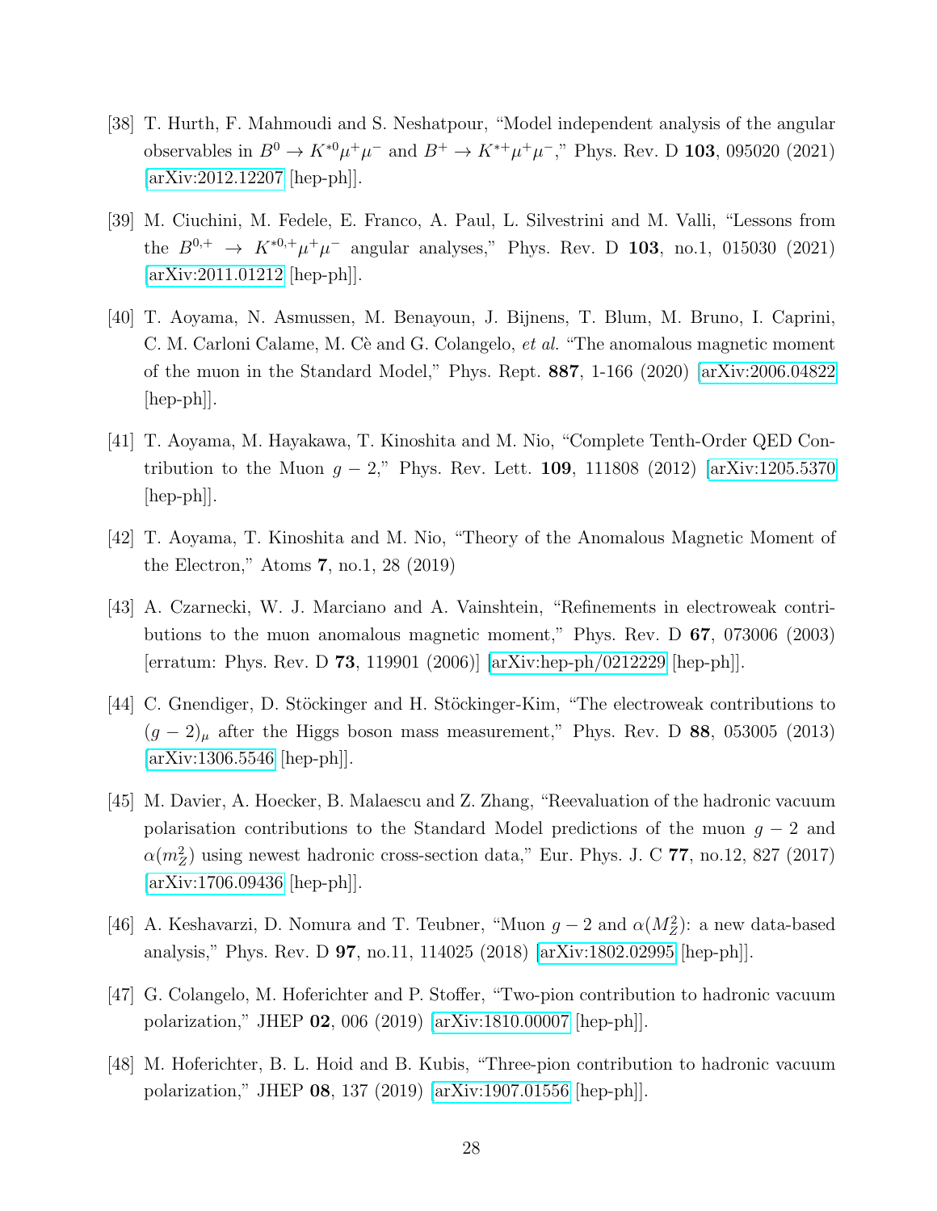[38] T. Hurth, F. Mahmoudi and S. Neshatpour, "Model independent analysis of the angular observables in $B^0 \to K^{*0}\mu^+\mu^-$ and $B^+ \to K^{*+}\mu^+\mu^-$," Phys. Rev. D **103**, 095020 (2021) [arXiv:2012.12207 [hep-ph]].

[39] M. Ciuchini, M. Fedele, E. Franco, A. Paul, L. Silvestrini and M. Valli, "Lessons from the $B^{0,+} \to K^{*0,+}\mu^+\mu^-$ angular analyses," Phys. Rev. D **103**, no.1, 015030 (2021) [arXiv:2011.01212 [hep-ph]].

[40] T. Aoyama, N. Asmussen, M. Benayoun, J. Bijnens, T. Blum, M. Bruno, I. Caprini, C. M. Carloni Calame, M. Cè and G. Colangelo, *et al.* "The anomalous magnetic moment of the muon in the Standard Model," Phys. Rept. **887**, 1-166 (2020) [arXiv:2006.04822 [hep-ph]].

[41] T. Aoyama, M. Hayakawa, T. Kinoshita and M. Nio, "Complete Tenth-Order QED Contribution to the Muon $g-2$," Phys. Rev. Lett. **109**, 111808 (2012) [arXiv:1205.5370 [hep-ph]].

[42] T. Aoyama, T. Kinoshita and M. Nio, "Theory of the Anomalous Magnetic Moment of the Electron," Atoms **7**, no.1, 28 (2019)

[43] A. Czarnecki, W. J. Marciano and A. Vainshtein, "Refinements in electroweak contributions to the muon anomalous magnetic moment," Phys. Rev. D **67**, 073006 (2003) [erratum: Phys. Rev. D **73**, 119901 (2006)] [arXiv:hep-ph/0212229 [hep-ph]].

[44] C. Gnendiger, D. Stöckinger and H. Stöckinger-Kim, "The electroweak contributions to $(g-2)_\mu$ after the Higgs boson mass measurement," Phys. Rev. D **88**, 053005 (2013) [arXiv:1306.5546 [hep-ph]].

[45] M. Davier, A. Hoecker, B. Malaescu and Z. Zhang, "Reevaluation of the hadronic vacuum polarisation contributions to the Standard Model predictions of the muon $g-2$ and $\alpha(m_Z^2)$ using newest hadronic cross-section data," Eur. Phys. J. C **77**, no.12, 827 (2017) [arXiv:1706.09436 [hep-ph]].

[46] A. Keshavarzi, D. Nomura and T. Teubner, "Muon $g-2$ and $\alpha(M_Z^2)$: a new data-based analysis," Phys. Rev. D **97**, no.11, 114025 (2018) [arXiv:1802.02995 [hep-ph]].

[47] G. Colangelo, M. Hoferichter and P. Stoffer, "Two-pion contribution to hadronic vacuum polarization," JHEP **02**, 006 (2019) [arXiv:1810.00007 [hep-ph]].

[48] M. Hoferichter, B. L. Hoid and B. Kubis, "Three-pion contribution to hadronic vacuum polarization," JHEP **08**, 137 (2019) [arXiv:1907.01556 [hep-ph]].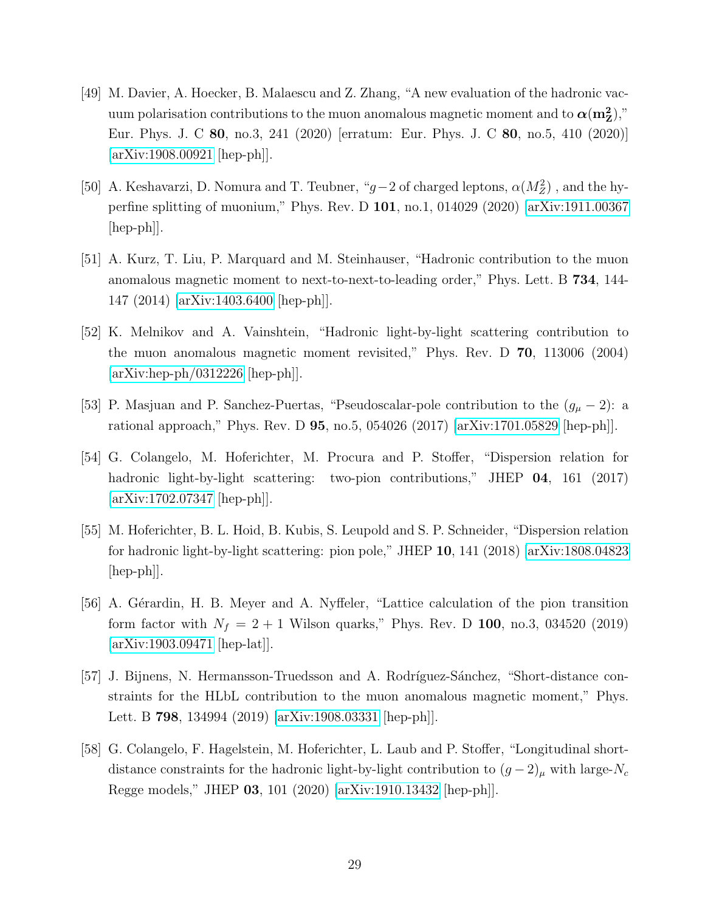[49] M. Davier, A. Hoecker, B. Malaescu and Z. Zhang, "A new evaluation of the hadronic vacuum polarisation contributions to the muon anomalous magnetic moment and to $\boldsymbol{\alpha}(\mathbf{m_Z^2})$," Eur. Phys. J. C **80**, no.3, 241 (2020) [erratum: Eur. Phys. J. C **80**, no.5, 410 (2020)] [arXiv:1908.00921 [hep-ph]].

[50] A. Keshavarzi, D. Nomura and T. Teubner, "$g-2$ of charged leptons, $\alpha(M_Z^2)$ , and the hyperfine splitting of muonium," Phys. Rev. D **101**, no.1, 014029 (2020) [arXiv:1911.00367 [hep-ph]].

[51] A. Kurz, T. Liu, P. Marquard and M. Steinhauser, "Hadronic contribution to the muon anomalous magnetic moment to next-to-next-to-leading order," Phys. Lett. B **734**, 144-147 (2014) [arXiv:1403.6400 [hep-ph]].

[52] K. Melnikov and A. Vainshtein, "Hadronic light-by-light scattering contribution to the muon anomalous magnetic moment revisited," Phys. Rev. D **70**, 113006 (2004) [arXiv:hep-ph/0312226 [hep-ph]].

[53] P. Masjuan and P. Sanchez-Puertas, "Pseudoscalar-pole contribution to the $(g_\mu - 2)$: a rational approach," Phys. Rev. D **95**, no.5, 054026 (2017) [arXiv:1701.05829 [hep-ph]].

[54] G. Colangelo, M. Hoferichter, M. Procura and P. Stoffer, "Dispersion relation for hadronic light-by-light scattering: two-pion contributions," JHEP **04**, 161 (2017) [arXiv:1702.07347 [hep-ph]].

[55] M. Hoferichter, B. L. Hoid, B. Kubis, S. Leupold and S. P. Schneider, "Dispersion relation for hadronic light-by-light scattering: pion pole," JHEP **10**, 141 (2018) [arXiv:1808.04823 [hep-ph]].

[56] A. Gérardin, H. B. Meyer and A. Nyffeler, "Lattice calculation of the pion transition form factor with $N_f = 2 + 1$ Wilson quarks," Phys. Rev. D **100**, no.3, 034520 (2019) [arXiv:1903.09471 [hep-lat]].

[57] J. Bijnens, N. Hermansson-Truedsson and A. Rodríguez-Sánchez, "Short-distance constraints for the HLbL contribution to the muon anomalous magnetic moment," Phys. Lett. B **798**, 134994 (2019) [arXiv:1908.03331 [hep-ph]].

[58] G. Colangelo, F. Hagelstein, M. Hoferichter, L. Laub and P. Stoffer, "Longitudinal short-distance constraints for the hadronic light-by-light contribution to $(g-2)_\mu$ with large-$N_c$ Regge models," JHEP **03**, 101 (2020) [arXiv:1910.13432 [hep-ph]].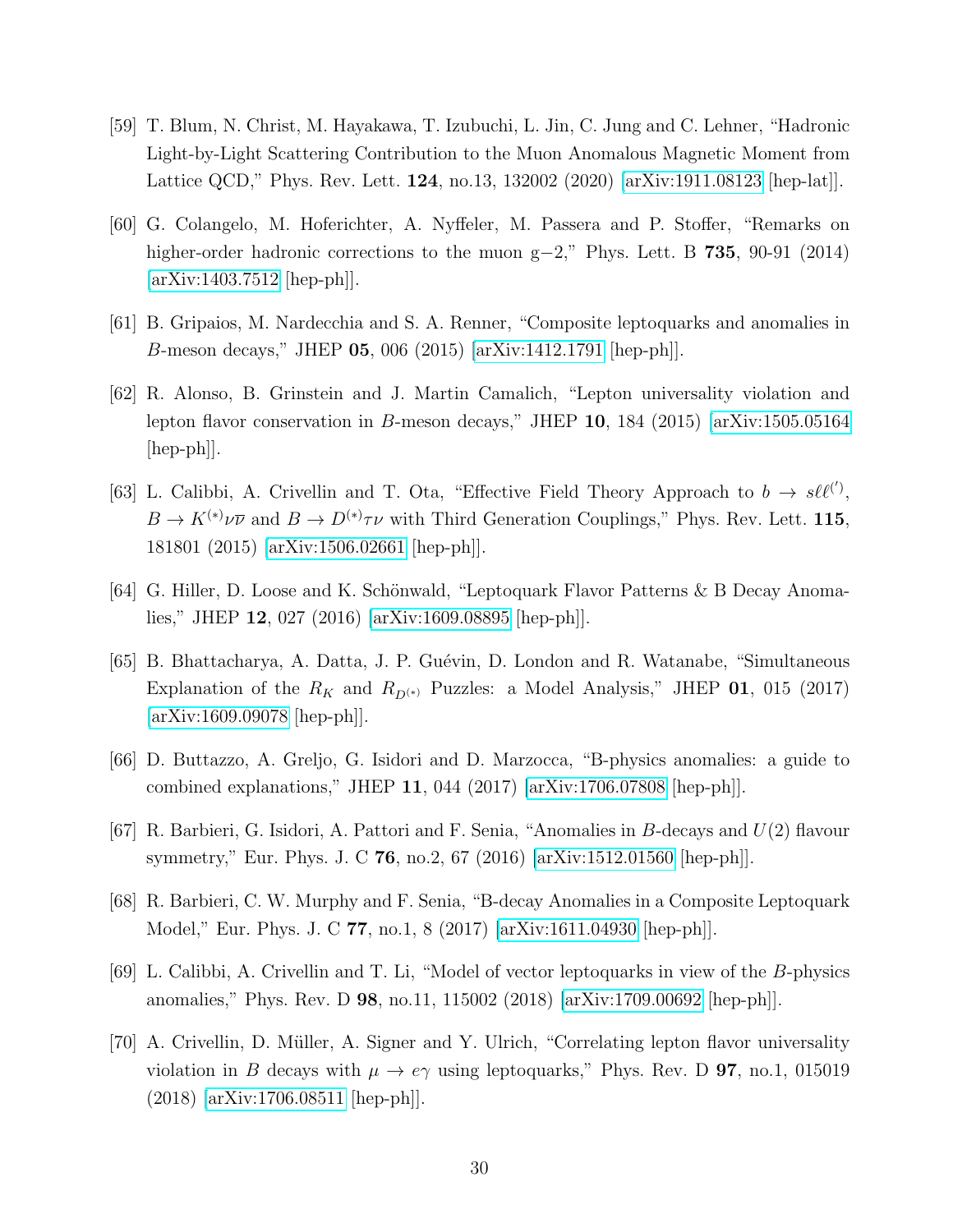[59] T. Blum, N. Christ, M. Hayakawa, T. Izubuchi, L. Jin, C. Jung and C. Lehner, "Hadronic Light-by-Light Scattering Contribution to the Muon Anomalous Magnetic Moment from Lattice QCD," Phys. Rev. Lett. **124**, no.13, 132002 (2020) [arXiv:1911.08123 [hep-lat]].

[60] G. Colangelo, M. Hoferichter, A. Nyffeler, M. Passera and P. Stoffer, "Remarks on higher-order hadronic corrections to the muon g−2," Phys. Lett. B **735**, 90-91 (2014) [arXiv:1403.7512 [hep-ph]].

[61] B. Gripaios, M. Nardecchia and S. A. Renner, "Composite leptoquarks and anomalies in $B$-meson decays," JHEP **05**, 006 (2015) [arXiv:1412.1791 [hep-ph]].

[62] R. Alonso, B. Grinstein and J. Martin Camalich, "Lepton universality violation and lepton flavor conservation in $B$-meson decays," JHEP **10**, 184 (2015) [arXiv:1505.05164 [hep-ph]].

[63] L. Calibbi, A. Crivellin and T. Ota, "Effective Field Theory Approach to $b \to s\ell\ell^{(\prime)}$, $B \to K^{(*)}\nu\overline{\nu}$ and $B \to D^{(*)}\tau\nu$ with Third Generation Couplings," Phys. Rev. Lett. **115**, 181801 (2015) [arXiv:1506.02661 [hep-ph]].

[64] G. Hiller, D. Loose and K. Schönwald, "Leptoquark Flavor Patterns & B Decay Anomalies," JHEP **12**, 027 (2016) [arXiv:1609.08895 [hep-ph]].

[65] B. Bhattacharya, A. Datta, J. P. Guévin, D. London and R. Watanabe, "Simultaneous Explanation of the $R_K$ and $R_{D^{(*)}}$ Puzzles: a Model Analysis," JHEP **01**, 015 (2017) [arXiv:1609.09078 [hep-ph]].

[66] D. Buttazzo, A. Greljo, G. Isidori and D. Marzocca, "B-physics anomalies: a guide to combined explanations," JHEP **11**, 044 (2017) [arXiv:1706.07808 [hep-ph]].

[67] R. Barbieri, G. Isidori, A. Pattori and F. Senia, "Anomalies in $B$-decays and $U(2)$ flavour symmetry," Eur. Phys. J. C **76**, no.2, 67 (2016) [arXiv:1512.01560 [hep-ph]].

[68] R. Barbieri, C. W. Murphy and F. Senia, "B-decay Anomalies in a Composite Leptoquark Model," Eur. Phys. J. C **77**, no.1, 8 (2017) [arXiv:1611.04930 [hep-ph]].

[69] L. Calibbi, A. Crivellin and T. Li, "Model of vector leptoquarks in view of the $B$-physics anomalies," Phys. Rev. D **98**, no.11, 115002 (2018) [arXiv:1709.00692 [hep-ph]].

[70] A. Crivellin, D. Müller, A. Signer and Y. Ulrich, "Correlating lepton flavor universality violation in $B$ decays with $\mu \to e\gamma$ using leptoquarks," Phys. Rev. D **97**, no.1, 015019 (2018) [arXiv:1706.08511 [hep-ph]].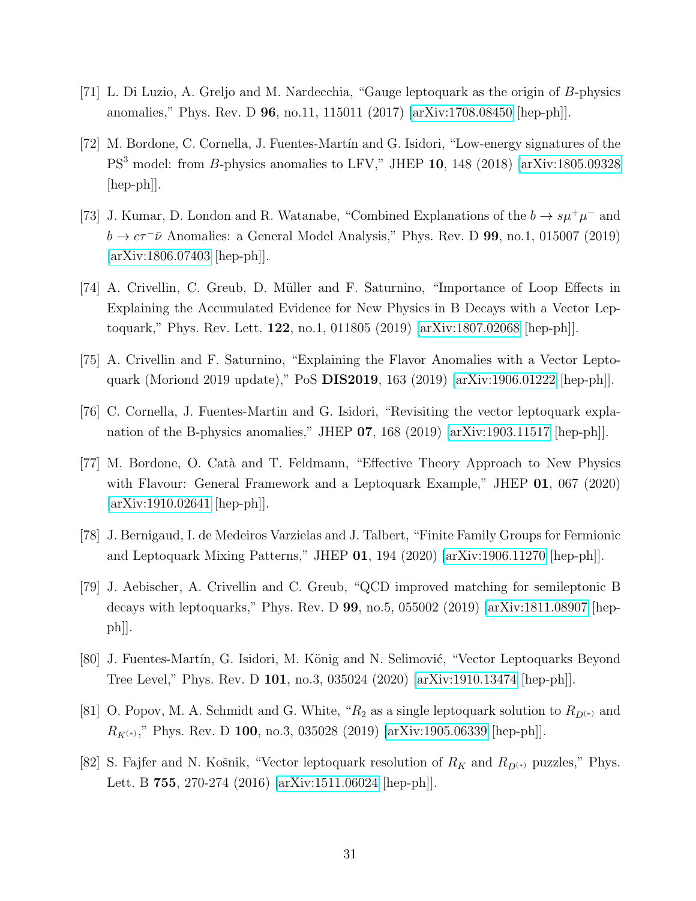[71] L. Di Luzio, A. Greljo and M. Nardecchia, “Gauge leptoquark as the origin of $B$-physics anomalies,” Phys. Rev. D **96**, no.11, 115011 (2017) [arXiv:1708.08450 [hep-ph]].

[72] M. Bordone, C. Cornella, J. Fuentes-Martín and G. Isidori, “Low-energy signatures of the $\mathrm{PS}^3$ model: from $B$-physics anomalies to LFV,” JHEP **10**, 148 (2018) [arXiv:1805.09328 [hep-ph]].

[73] J. Kumar, D. London and R. Watanabe, “Combined Explanations of the $b \to s\mu^+\mu^-$ and $b \to c\tau^-\bar{\nu}$ Anomalies: a General Model Analysis,” Phys. Rev. D **99**, no.1, 015007 (2019) [arXiv:1806.07403 [hep-ph]].

[74] A. Crivellin, C. Greub, D. Müller and F. Saturnino, “Importance of Loop Effects in Explaining the Accumulated Evidence for New Physics in B Decays with a Vector Leptoquark,” Phys. Rev. Lett. **122**, no.1, 011805 (2019) [arXiv:1807.02068 [hep-ph]].

[75] A. Crivellin and F. Saturnino, “Explaining the Flavor Anomalies with a Vector Leptoquark (Moriond 2019 update),” PoS **DIS2019**, 163 (2019) [arXiv:1906.01222 [hep-ph]].

[76] C. Cornella, J. Fuentes-Martin and G. Isidori, “Revisiting the vector leptoquark explanation of the B-physics anomalies,” JHEP **07**, 168 (2019) [arXiv:1903.11517 [hep-ph]].

[77] M. Bordone, O. Catà and T. Feldmann, “Effective Theory Approach to New Physics with Flavour: General Framework and a Leptoquark Example,” JHEP **01**, 067 (2020) [arXiv:1910.02641 [hep-ph]].

[78] J. Bernigaud, I. de Medeiros Varzielas and J. Talbert, “Finite Family Groups for Fermionic and Leptoquark Mixing Patterns,” JHEP **01**, 194 (2020) [arXiv:1906.11270 [hep-ph]].

[79] J. Aebischer, A. Crivellin and C. Greub, “QCD improved matching for semileptonic B decays with leptoquarks,” Phys. Rev. D **99**, no.5, 055002 (2019) [arXiv:1811.08907 [hep-ph]].

[80] J. Fuentes-Martín, G. Isidori, M. König and N. Selimović, “Vector Leptoquarks Beyond Tree Level,” Phys. Rev. D **101**, no.3, 035024 (2020) [arXiv:1910.13474 [hep-ph]].

[81] O. Popov, M. A. Schmidt and G. White, “$R_2$ as a single leptoquark solution to $R_{D^{(*)}}$ and $R_{K^{(*)}}$,” Phys. Rev. D **100**, no.3, 035028 (2019) [arXiv:1905.06339 [hep-ph]].

[82] S. Fajfer and N. Košnik, “Vector leptoquark resolution of $R_K$ and $R_{D^{(*)}}$ puzzles,” Phys. Lett. B **755**, 270-274 (2016) [arXiv:1511.06024 [hep-ph]].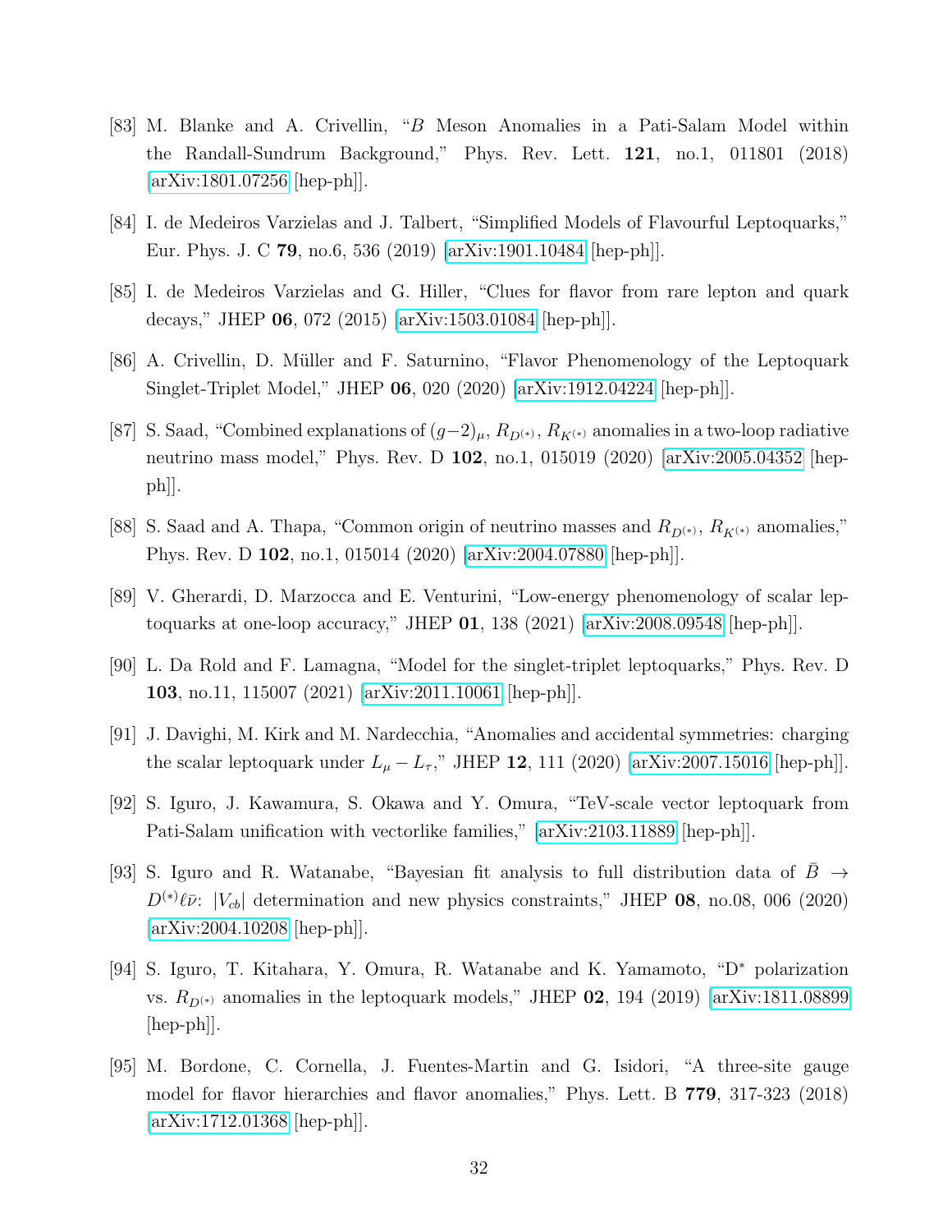[83] M. Blanke and A. Crivellin, “$B$ Meson Anomalies in a Pati-Salam Model within the Randall-Sundrum Background,” Phys. Rev. Lett. **121**, no.1, 011801 (2018) [arXiv:1801.07256 [hep-ph]].

[84] I. de Medeiros Varzielas and J. Talbert, “Simplified Models of Flavourful Leptoquarks,” Eur. Phys. J. C **79**, no.6, 536 (2019) [arXiv:1901.10484 [hep-ph]].

[85] I. de Medeiros Varzielas and G. Hiller, “Clues for flavor from rare lepton and quark decays,” JHEP **06**, 072 (2015) [arXiv:1503.01084 [hep-ph]].

[86] A. Crivellin, D. Müller and F. Saturnino, “Flavor Phenomenology of the Leptoquark Singlet-Triplet Model,” JHEP **06**, 020 (2020) [arXiv:1912.04224 [hep-ph]].

[87] S. Saad, “Combined explanations of $(g-2)_\mu$, $R_{D^{(*)}}$, $R_{K^{(*)}}$ anomalies in a two-loop radiative neutrino mass model,” Phys. Rev. D **102**, no.1, 015019 (2020) [arXiv:2005.04352 [hep-ph]].

[88] S. Saad and A. Thapa, “Common origin of neutrino masses and $R_{D^{(*)}}$, $R_{K^{(*)}}$ anomalies,” Phys. Rev. D **102**, no.1, 015014 (2020) [arXiv:2004.07880 [hep-ph]].

[89] V. Gherardi, D. Marzocca and E. Venturini, “Low-energy phenomenology of scalar leptoquarks at one-loop accuracy,” JHEP **01**, 138 (2021) [arXiv:2008.09548 [hep-ph]].

[90] L. Da Rold and F. Lamagna, “Model for the singlet-triplet leptoquarks,” Phys. Rev. D **103**, no.11, 115007 (2021) [arXiv:2011.10061 [hep-ph]].

[91] J. Davighi, M. Kirk and M. Nardecchia, “Anomalies and accidental symmetries: charging the scalar leptoquark under $L_\mu - L_\tau$,” JHEP **12**, 111 (2020) [arXiv:2007.15016 [hep-ph]].

[92] S. Iguro, J. Kawamura, S. Okawa and Y. Omura, “TeV-scale vector leptoquark from Pati-Salam unification with vectorlike families,” [arXiv:2103.11889 [hep-ph]].

[93] S. Iguro and R. Watanabe, “Bayesian fit analysis to full distribution data of $\bar{B} \to D^{(*)}\ell\bar{\nu}$: $|V_{cb}|$ determination and new physics constraints,” JHEP **08**, no.08, 006 (2020) [arXiv:2004.10208 [hep-ph]].

[94] S. Iguro, T. Kitahara, Y. Omura, R. Watanabe and K. Yamamoto, “D$^*$ polarization vs. $R_{D^{(*)}}$ anomalies in the leptoquark models,” JHEP **02**, 194 (2019) [arXiv:1811.08899 [hep-ph]].

[95] M. Bordone, C. Cornella, J. Fuentes-Martin and G. Isidori, “A three-site gauge model for flavor hierarchies and flavor anomalies,” Phys. Lett. B **779**, 317-323 (2018) [arXiv:1712.01368 [hep-ph]].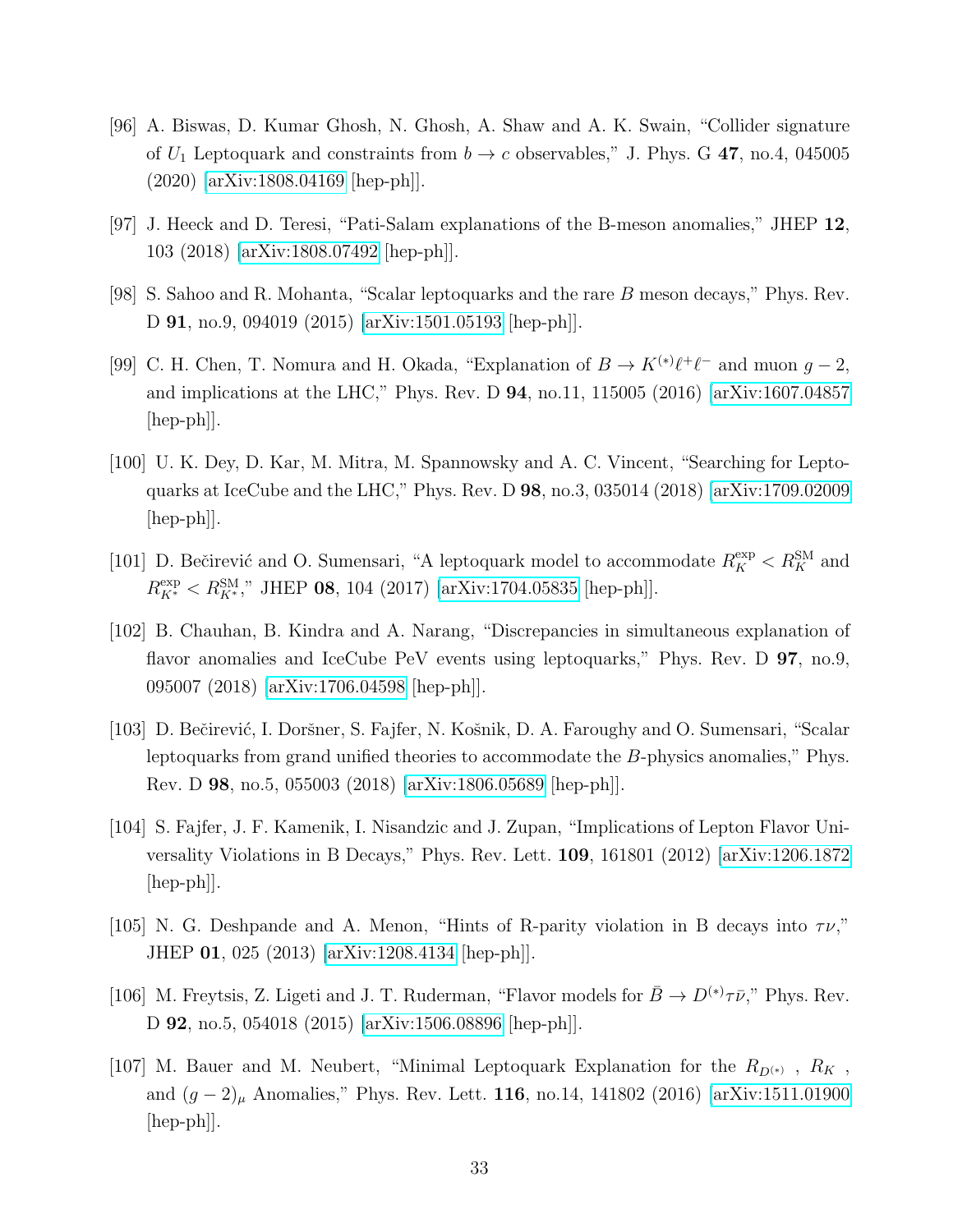[96] A. Biswas, D. Kumar Ghosh, N. Ghosh, A. Shaw and A. K. Swain, “Collider signature of $U_1$ Leptoquark and constraints from $b \to c$ observables,” J. Phys. G **47**, no.4, 045005 (2020) [arXiv:1808.04169 [hep-ph]].

[97] J. Heeck and D. Teresi, “Pati-Salam explanations of the B-meson anomalies,” JHEP **12**, 103 (2018) [arXiv:1808.07492 [hep-ph]].

[98] S. Sahoo and R. Mohanta, “Scalar leptoquarks and the rare $B$ meson decays,” Phys. Rev. D **91**, no.9, 094019 (2015) [arXiv:1501.05193 [hep-ph]].

[99] C. H. Chen, T. Nomura and H. Okada, “Explanation of $B \to K^{(*)}\ell^+\ell^-$ and muon $g-2$, and implications at the LHC,” Phys. Rev. D **94**, no.11, 115005 (2016) [arXiv:1607.04857 [hep-ph]].

[100] U. K. Dey, D. Kar, M. Mitra, M. Spannowsky and A. C. Vincent, “Searching for Leptoquarks at IceCube and the LHC,” Phys. Rev. D **98**, no.3, 035014 (2018) [arXiv:1709.02009 [hep-ph]].

[101] D. Bečirević and O. Sumensari, “A leptoquark model to accommodate $R_K^{\rm exp} < R_K^{\rm SM}$ and $R_{K^*}^{\rm exp} < R_{K^*}^{\rm SM}$,” JHEP **08**, 104 (2017) [arXiv:1704.05835 [hep-ph]].

[102] B. Chauhan, B. Kindra and A. Narang, “Discrepancies in simultaneous explanation of flavor anomalies and IceCube PeV events using leptoquarks,” Phys. Rev. D **97**, no.9, 095007 (2018) [arXiv:1706.04598 [hep-ph]].

[103] D. Bečirević, I. Doršner, S. Fajfer, N. Košnik, D. A. Faroughy and O. Sumensari, “Scalar leptoquarks from grand unified theories to accommodate the $B$-physics anomalies,” Phys. Rev. D **98**, no.5, 055003 (2018) [arXiv:1806.05689 [hep-ph]].

[104] S. Fajfer, J. F. Kamenik, I. Nisandzic and J. Zupan, “Implications of Lepton Flavor Universality Violations in B Decays,” Phys. Rev. Lett. **109**, 161801 (2012) [arXiv:1206.1872 [hep-ph]].

[105] N. G. Deshpande and A. Menon, “Hints of R-parity violation in B decays into $\tau\nu$,” JHEP **01**, 025 (2013) [arXiv:1208.4134 [hep-ph]].

[106] M. Freytsis, Z. Ligeti and J. T. Ruderman, “Flavor models for $\bar{B} \to D^{(*)}\tau\bar{\nu}$,” Phys. Rev. D **92**, no.5, 054018 (2015) [arXiv:1506.08896 [hep-ph]].

[107] M. Bauer and M. Neubert, “Minimal Leptoquark Explanation for the $R_{D^{(*)}}$ , $R_K$ , and $(g-2)_\mu$ Anomalies,” Phys. Rev. Lett. **116**, no.14, 141802 (2016) [arXiv:1511.01900 [hep-ph]].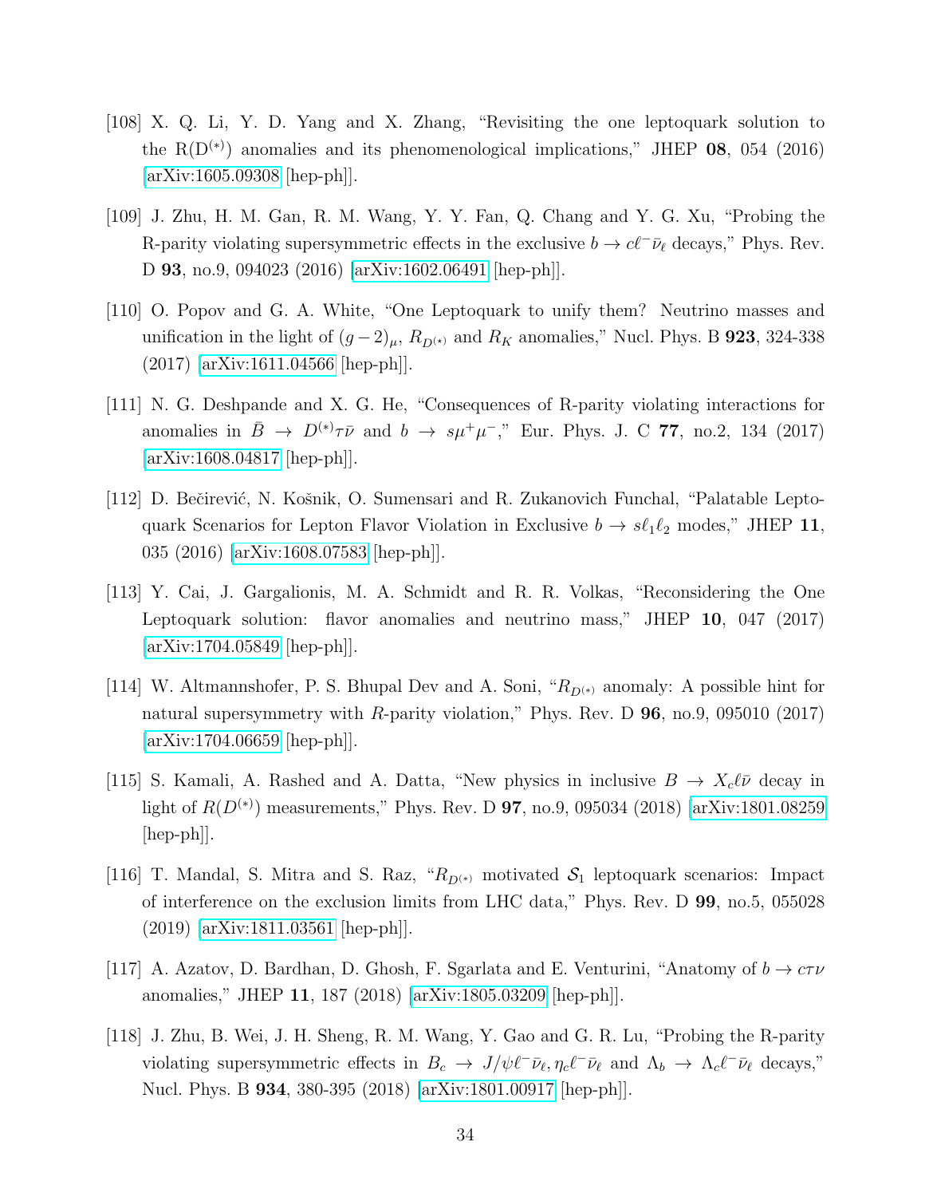[108] X. Q. Li, Y. D. Yang and X. Zhang, "Revisiting the one leptoquark solution to the R(D$^{(*)}$) anomalies and its phenomenological implications," JHEP **08**, 054 (2016) [arXiv:1605.09308 [hep-ph]].

[109] J. Zhu, H. M. Gan, R. M. Wang, Y. Y. Fan, Q. Chang and Y. G. Xu, "Probing the R-parity violating supersymmetric effects in the exclusive $b \to c\ell^- \bar{\nu}_\ell$ decays," Phys. Rev. D **93**, no.9, 094023 (2016) [arXiv:1602.06491 [hep-ph]].

[110] O. Popov and G. A. White, "One Leptoquark to unify them? Neutrino masses and unification in the light of $(g-2)_\mu$, $R_{D^{(*)}}$ and $R_K$ anomalies," Nucl. Phys. B **923**, 324-338 (2017) [arXiv:1611.04566 [hep-ph]].

[111] N. G. Deshpande and X. G. He, "Consequences of R-parity violating interactions for anomalies in $\bar{B} \to D^{(*)}\tau\bar{\nu}$ and $b \to s\mu^+\mu^-$," Eur. Phys. J. C **77**, no.2, 134 (2017) [arXiv:1608.04817 [hep-ph]].

[112] D. Bečirević, N. Košnik, O. Sumensari and R. Zukanovich Funchal, "Palatable Leptoquark Scenarios for Lepton Flavor Violation in Exclusive $b \to s\ell_1\ell_2$ modes," JHEP **11**, 035 (2016) [arXiv:1608.07583 [hep-ph]].

[113] Y. Cai, J. Gargalionis, M. A. Schmidt and R. R. Volkas, "Reconsidering the One Leptoquark solution: flavor anomalies and neutrino mass," JHEP **10**, 047 (2017) [arXiv:1704.05849 [hep-ph]].

[114] W. Altmannshofer, P. S. Bhupal Dev and A. Soni, "$R_{D^{(*)}}$ anomaly: A possible hint for natural supersymmetry with $R$-parity violation," Phys. Rev. D **96**, no.9, 095010 (2017) [arXiv:1704.06659 [hep-ph]].

[115] S. Kamali, A. Rashed and A. Datta, "New physics in inclusive $B \to X_c\ell\bar{\nu}$ decay in light of $R(D^{(*)})$ measurements," Phys. Rev. D **97**, no.9, 095034 (2018) [arXiv:1801.08259 [hep-ph]].

[116] T. Mandal, S. Mitra and S. Raz, "$R_{D^{(*)}}$ motivated $\mathcal{S}_1$ leptoquark scenarios: Impact of interference on the exclusion limits from LHC data," Phys. Rev. D **99**, no.5, 055028 (2019) [arXiv:1811.03561 [hep-ph]].

[117] A. Azatov, D. Bardhan, D. Ghosh, F. Sgarlata and E. Venturini, "Anatomy of $b \to c\tau\nu$ anomalies," JHEP **11**, 187 (2018) [arXiv:1805.03209 [hep-ph]].

[118] J. Zhu, B. Wei, J. H. Sheng, R. M. Wang, Y. Gao and G. R. Lu, "Probing the R-parity violating supersymmetric effects in $B_c \to J/\psi\ell^-\bar{\nu}_\ell, \eta_c\ell^-\bar{\nu}_\ell$ and $\Lambda_b \to \Lambda_c\ell^-\bar{\nu}_\ell$ decays," Nucl. Phys. B **934**, 380-395 (2018) [arXiv:1801.00917 [hep-ph]].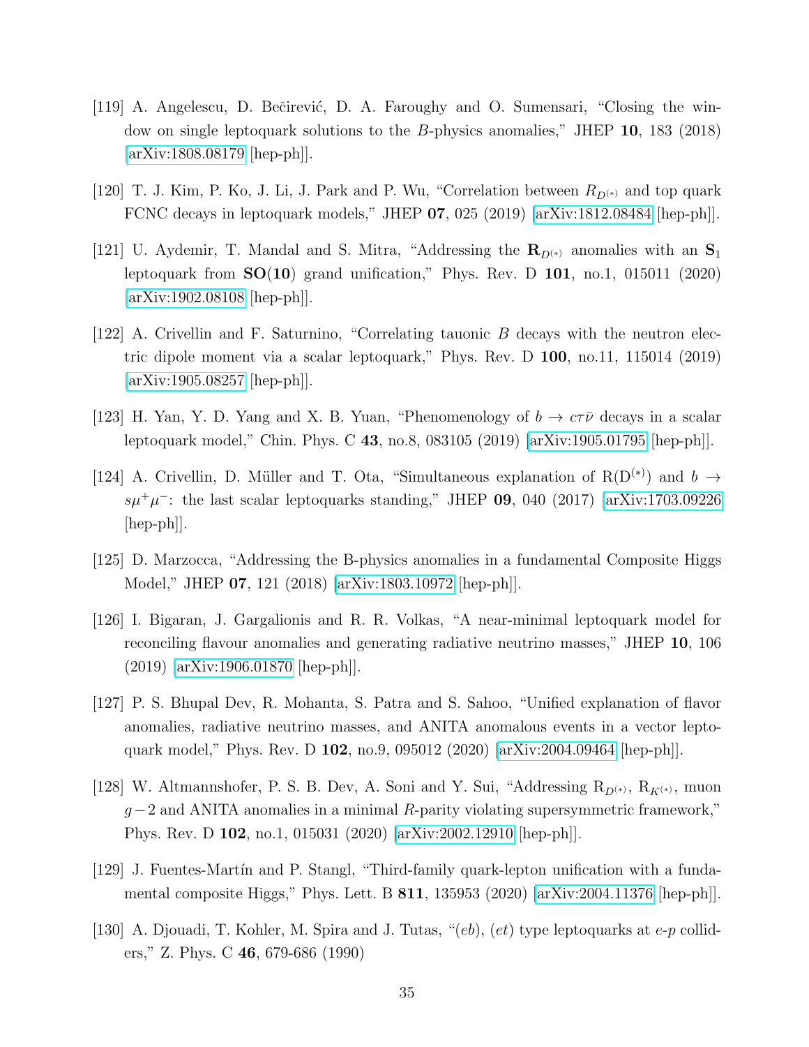[119] A. Angelescu, D. Bečirević, D. A. Faroughy and O. Sumensari, "Closing the window on single leptoquark solutions to the $B$-physics anomalies," JHEP **10**, 183 (2018) [arXiv:1808.08179 [hep-ph]].

[120] T. J. Kim, P. Ko, J. Li, J. Park and P. Wu, "Correlation between $R_{D^{(*)}}$ and top quark FCNC decays in leptoquark models," JHEP **07**, 025 (2019) [arXiv:1812.08484 [hep-ph]].

[121] U. Aydemir, T. Mandal and S. Mitra, "Addressing the $\mathbf{R}_{D^{(*)}}$ anomalies with an $\mathbf{S}_1$ leptoquark from $\mathbf{SO(10)}$ grand unification," Phys. Rev. D **101**, no.1, 015011 (2020) [arXiv:1902.08108 [hep-ph]].

[122] A. Crivellin and F. Saturnino, "Correlating tauonic $B$ decays with the neutron electric dipole moment via a scalar leptoquark," Phys. Rev. D **100**, no.11, 115014 (2019) [arXiv:1905.08257 [hep-ph]].

[123] H. Yan, Y. D. Yang and X. B. Yuan, "Phenomenology of $b \to c\tau\bar{\nu}$ decays in a scalar leptoquark model," Chin. Phys. C **43**, no.8, 083105 (2019) [arXiv:1905.01795 [hep-ph]].

[124] A. Crivellin, D. Müller and T. Ota, "Simultaneous explanation of R(D$^{(*)}$) and $b \to s\mu^+\mu^-$: the last scalar leptoquarks standing," JHEP **09**, 040 (2017) [arXiv:1703.09226 [hep-ph]].

[125] D. Marzocca, "Addressing the B-physics anomalies in a fundamental Composite Higgs Model," JHEP **07**, 121 (2018) [arXiv:1803.10972 [hep-ph]].

[126] I. Bigaran, J. Gargalionis and R. R. Volkas, "A near-minimal leptoquark model for reconciling flavour anomalies and generating radiative neutrino masses," JHEP **10**, 106 (2019) [arXiv:1906.01870 [hep-ph]].

[127] P. S. Bhupal Dev, R. Mohanta, S. Patra and S. Sahoo, "Unified explanation of flavor anomalies, radiative neutrino masses, and ANITA anomalous events in a vector leptoquark model," Phys. Rev. D **102**, no.9, 095012 (2020) [arXiv:2004.09464 [hep-ph]].

[128] W. Altmannshofer, P. S. B. Dev, A. Soni and Y. Sui, "Addressing R$_{D^{(*)}}$, R$_{K^{(*)}}$, muon $g-2$ and ANITA anomalies in a minimal $R$-parity violating supersymmetric framework," Phys. Rev. D **102**, no.1, 015031 (2020) [arXiv:2002.12910 [hep-ph]].

[129] J. Fuentes-Martín and P. Stangl, "Third-family quark-lepton unification with a fundamental composite Higgs," Phys. Lett. B **811**, 135953 (2020) [arXiv:2004.11376 [hep-ph]].

[130] A. Djouadi, T. Kohler, M. Spira and J. Tutas, "$(eb)$, $(et)$ type leptoquarks at $e$-$p$ colliders," Z. Phys. C **46**, 679-686 (1990)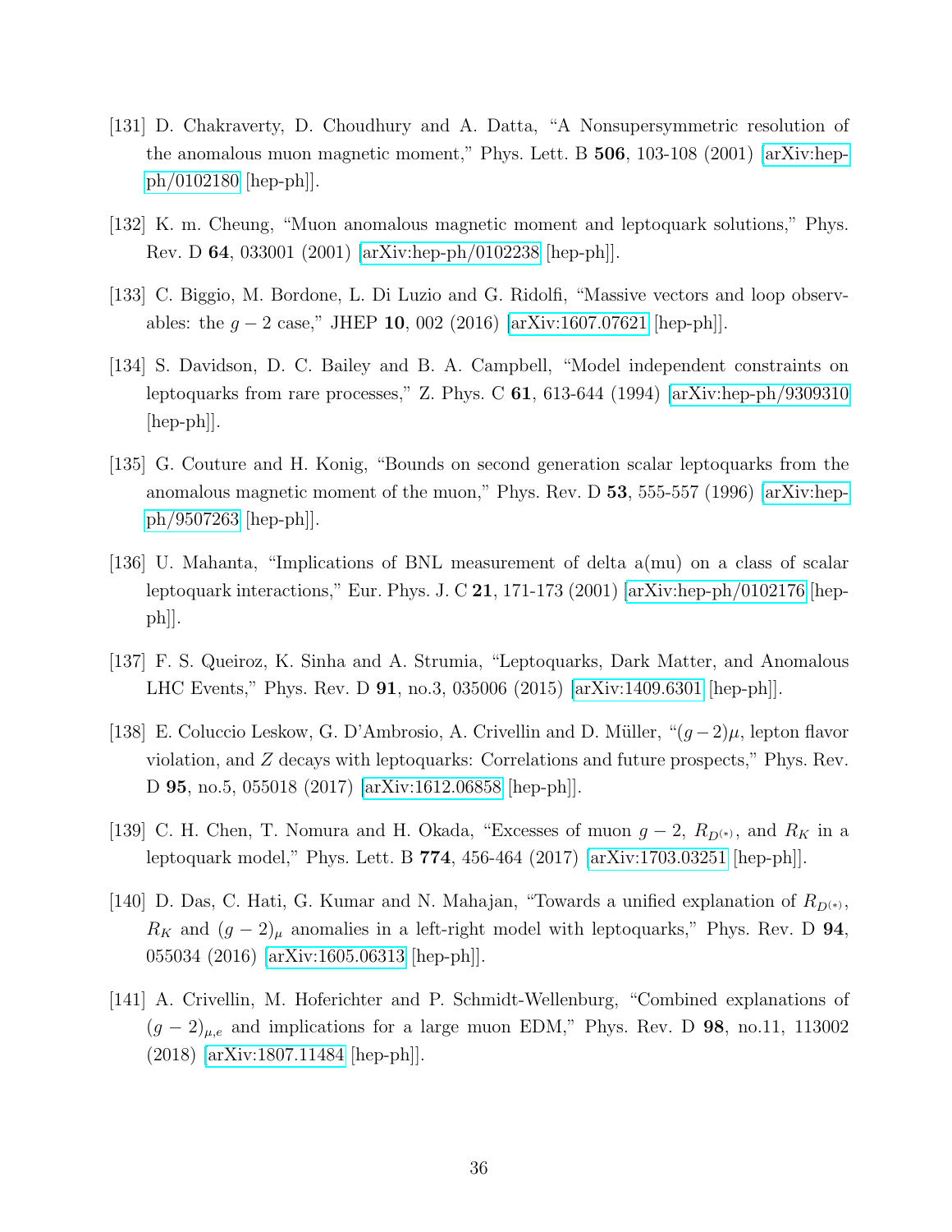[131] D. Chakraverty, D. Choudhury and A. Datta, "A Nonsupersymmetric resolution of the anomalous muon magnetic moment," Phys. Lett. B **506**, 103-108 (2001) [arXiv:hep-ph/0102180 [hep-ph]].

[132] K. m. Cheung, "Muon anomalous magnetic moment and leptoquark solutions," Phys. Rev. D **64**, 033001 (2001) [arXiv:hep-ph/0102238 [hep-ph]].

[133] C. Biggio, M. Bordone, L. Di Luzio and G. Ridolfi, "Massive vectors and loop observables: the $g-2$ case," JHEP **10**, 002 (2016) [arXiv:1607.07621 [hep-ph]].

[134] S. Davidson, D. C. Bailey and B. A. Campbell, "Model independent constraints on leptoquarks from rare processes," Z. Phys. C **61**, 613-644 (1994) [arXiv:hep-ph/9309310 [hep-ph]].

[135] G. Couture and H. Konig, "Bounds on second generation scalar leptoquarks from the anomalous magnetic moment of the muon," Phys. Rev. D **53**, 555-557 (1996) [arXiv:hep-ph/9507263 [hep-ph]].

[136] U. Mahanta, "Implications of BNL measurement of delta a(mu) on a class of scalar leptoquark interactions," Eur. Phys. J. C **21**, 171-173 (2001) [arXiv:hep-ph/0102176 [hep-ph]].

[137] F. S. Queiroz, K. Sinha and A. Strumia, "Leptoquarks, Dark Matter, and Anomalous LHC Events," Phys. Rev. D **91**, no.3, 035006 (2015) [arXiv:1409.6301 [hep-ph]].

[138] E. Coluccio Leskow, G. D'Ambrosio, A. Crivellin and D. Müller, "$(g-2)\mu$, lepton flavor violation, and $Z$ decays with leptoquarks: Correlations and future prospects," Phys. Rev. D **95**, no.5, 055018 (2017) [arXiv:1612.06858 [hep-ph]].

[139] C. H. Chen, T. Nomura and H. Okada, "Excesses of muon $g-2$, $R_{D^{(*)}}$, and $R_K$ in a leptoquark model," Phys. Lett. B **774**, 456-464 (2017) [arXiv:1703.03251 [hep-ph]].

[140] D. Das, C. Hati, G. Kumar and N. Mahajan, "Towards a unified explanation of $R_{D^{(*)}}$, $R_K$ and $(g-2)_\mu$ anomalies in a left-right model with leptoquarks," Phys. Rev. D **94**, 055034 (2016) [arXiv:1605.06313 [hep-ph]].

[141] A. Crivellin, M. Hoferichter and P. Schmidt-Wellenburg, "Combined explanations of $(g-2)_{\mu,e}$ and implications for a large muon EDM," Phys. Rev. D **98**, no.11, 113002 (2018) [arXiv:1807.11484 [hep-ph]].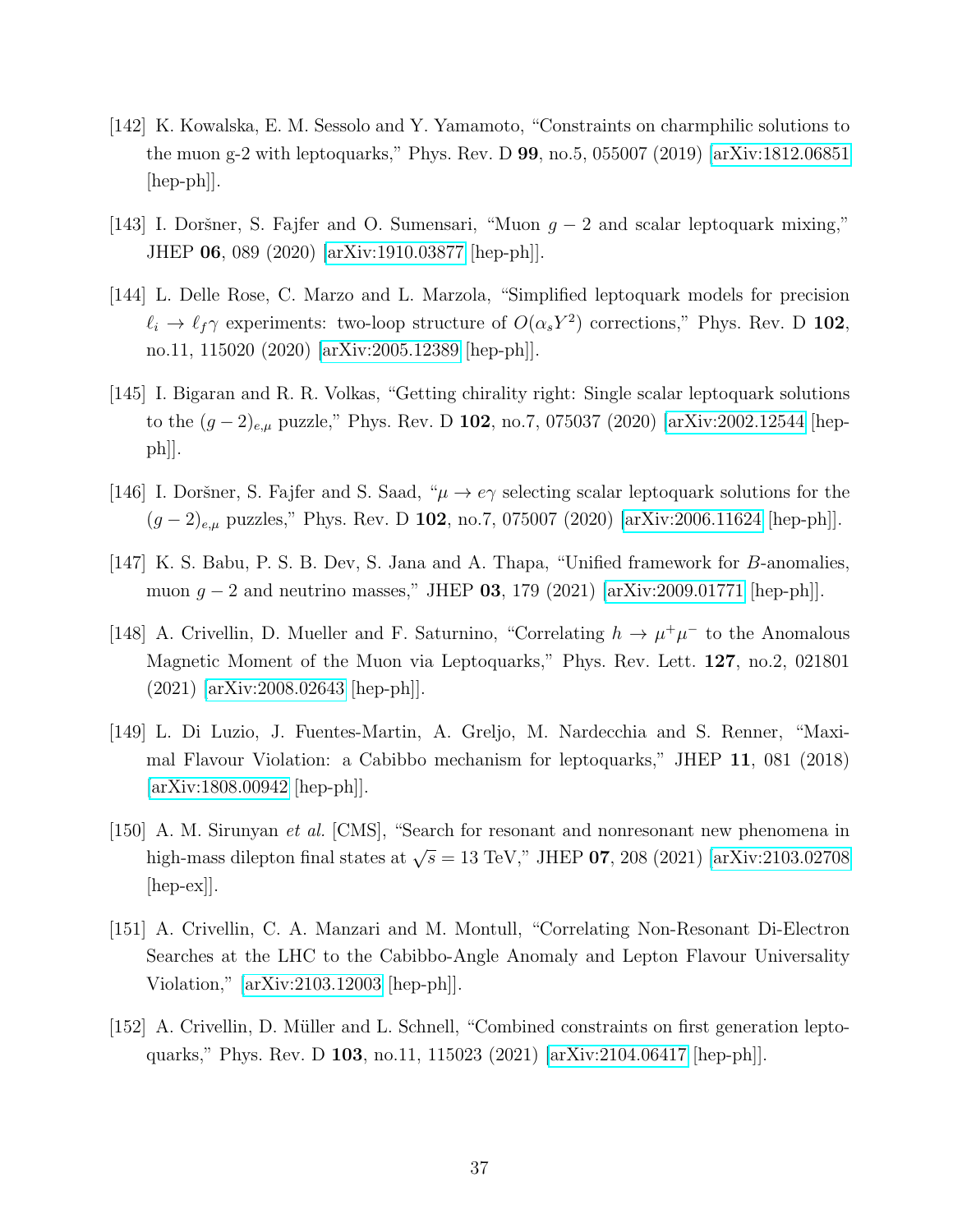[142] K. Kowalska, E. M. Sessolo and Y. Yamamoto, "Constraints on charmphilic solutions to the muon g-2 with leptoquarks," Phys. Rev. D **99**, no.5, 055007 (2019) [arXiv:1812.06851 [hep-ph]].

[143] I. Doršner, S. Fajfer and O. Sumensari, "Muon $g-2$ and scalar leptoquark mixing," JHEP **06**, 089 (2020) [arXiv:1910.03877 [hep-ph]].

[144] L. Delle Rose, C. Marzo and L. Marzola, "Simplified leptoquark models for precision $\ell_i \to \ell_f \gamma$ experiments: two-loop structure of $O(\alpha_s Y^2)$ corrections," Phys. Rev. D **102**, no.11, 115020 (2020) [arXiv:2005.12389 [hep-ph]].

[145] I. Bigaran and R. R. Volkas, "Getting chirality right: Single scalar leptoquark solutions to the $(g-2)_{e,\mu}$ puzzle," Phys. Rev. D **102**, no.7, 075037 (2020) [arXiv:2002.12544 [hep-ph]].

[146] I. Doršner, S. Fajfer and S. Saad, "$\mu \to e\gamma$ selecting scalar leptoquark solutions for the $(g-2)_{e,\mu}$ puzzles," Phys. Rev. D **102**, no.7, 075007 (2020) [arXiv:2006.11624 [hep-ph]].

[147] K. S. Babu, P. S. B. Dev, S. Jana and A. Thapa, "Unified framework for $B$-anomalies, muon $g-2$ and neutrino masses," JHEP **03**, 179 (2021) [arXiv:2009.01771 [hep-ph]].

[148] A. Crivellin, D. Mueller and F. Saturnino, "Correlating $h \to \mu^+\mu^-$ to the Anomalous Magnetic Moment of the Muon via Leptoquarks," Phys. Rev. Lett. **127**, no.2, 021801 (2021) [arXiv:2008.02643 [hep-ph]].

[149] L. Di Luzio, J. Fuentes-Martin, A. Greljo, M. Nardecchia and S. Renner, "Maximal Flavour Violation: a Cabibbo mechanism for leptoquarks," JHEP **11**, 081 (2018) [arXiv:1808.00942 [hep-ph]].

[150] A. M. Sirunyan *et al.* [CMS], "Search for resonant and nonresonant new phenomena in high-mass dilepton final states at $\sqrt{s} = 13$ TeV," JHEP **07**, 208 (2021) [arXiv:2103.02708 [hep-ex]].

[151] A. Crivellin, C. A. Manzari and M. Montull, "Correlating Non-Resonant Di-Electron Searches at the LHC to the Cabibbo-Angle Anomaly and Lepton Flavour Universality Violation," [arXiv:2103.12003 [hep-ph]].

[152] A. Crivellin, D. Müller and L. Schnell, "Combined constraints on first generation leptoquarks," Phys. Rev. D **103**, no.11, 115023 (2021) [arXiv:2104.06417 [hep-ph]].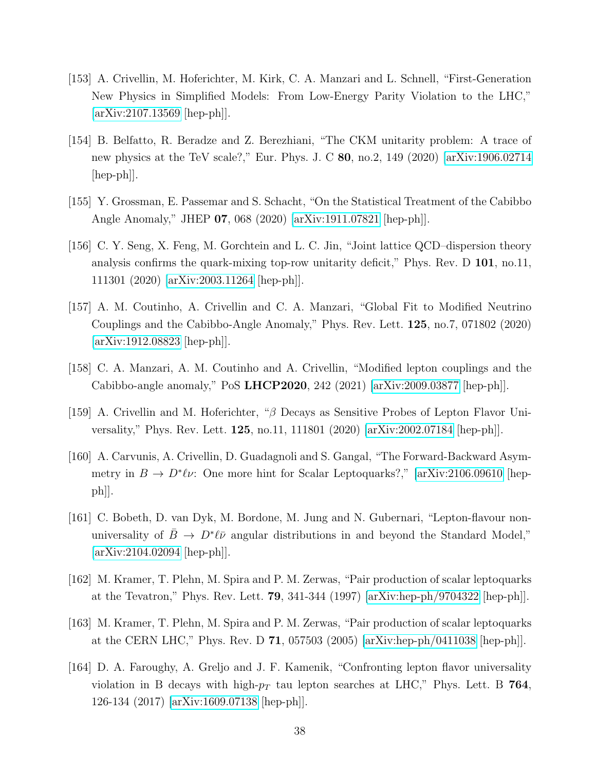[153] A. Crivellin, M. Hoferichter, M. Kirk, C. A. Manzari and L. Schnell, "First-Generation New Physics in Simplified Models: From Low-Energy Parity Violation to the LHC," [arXiv:2107.13569 [hep-ph]].

[154] B. Belfatto, R. Beradze and Z. Berezhiani, "The CKM unitarity problem: A trace of new physics at the TeV scale?," Eur. Phys. J. C **80**, no.2, 149 (2020) [arXiv:1906.02714 [hep-ph]].

[155] Y. Grossman, E. Passemar and S. Schacht, "On the Statistical Treatment of the Cabibbo Angle Anomaly," JHEP **07**, 068 (2020) [arXiv:1911.07821 [hep-ph]].

[156] C. Y. Seng, X. Feng, M. Gorchtein and L. C. Jin, "Joint lattice QCD–dispersion theory analysis confirms the quark-mixing top-row unitarity deficit," Phys. Rev. D **101**, no.11, 111301 (2020) [arXiv:2003.11264 [hep-ph]].

[157] A. M. Coutinho, A. Crivellin and C. A. Manzari, "Global Fit to Modified Neutrino Couplings and the Cabibbo-Angle Anomaly," Phys. Rev. Lett. **125**, no.7, 071802 (2020) [arXiv:1912.08823 [hep-ph]].

[158] C. A. Manzari, A. M. Coutinho and A. Crivellin, "Modified lepton couplings and the Cabibbo-angle anomaly," PoS **LHCP2020**, 242 (2021) [arXiv:2009.03877 [hep-ph]].

[159] A. Crivellin and M. Hoferichter, "$\beta$ Decays as Sensitive Probes of Lepton Flavor Universality," Phys. Rev. Lett. **125**, no.11, 111801 (2020) [arXiv:2002.07184 [hep-ph]].

[160] A. Carvunis, A. Crivellin, D. Guadagnoli and S. Gangal, "The Forward-Backward Asymmetry in $B \to D^* \ell \nu$: One more hint for Scalar Leptoquarks?," [arXiv:2106.09610 [hep-ph]].

[161] C. Bobeth, D. van Dyk, M. Bordone, M. Jung and N. Gubernari, "Lepton-flavour non-universality of $\bar{B} \to D^* \ell \bar{\nu}$ angular distributions in and beyond the Standard Model," [arXiv:2104.02094 [hep-ph]].

[162] M. Kramer, T. Plehn, M. Spira and P. M. Zerwas, "Pair production of scalar leptoquarks at the Tevatron," Phys. Rev. Lett. **79**, 341-344 (1997) [arXiv:hep-ph/9704322 [hep-ph]].

[163] M. Kramer, T. Plehn, M. Spira and P. M. Zerwas, "Pair production of scalar leptoquarks at the CERN LHC," Phys. Rev. D **71**, 057503 (2005) [arXiv:hep-ph/0411038 [hep-ph]].

[164] D. A. Faroughy, A. Greljo and J. F. Kamenik, "Confronting lepton flavor universality violation in B decays with high-$p_T$ tau lepton searches at LHC," Phys. Lett. B **764**, 126-134 (2017) [arXiv:1609.07138 [hep-ph]].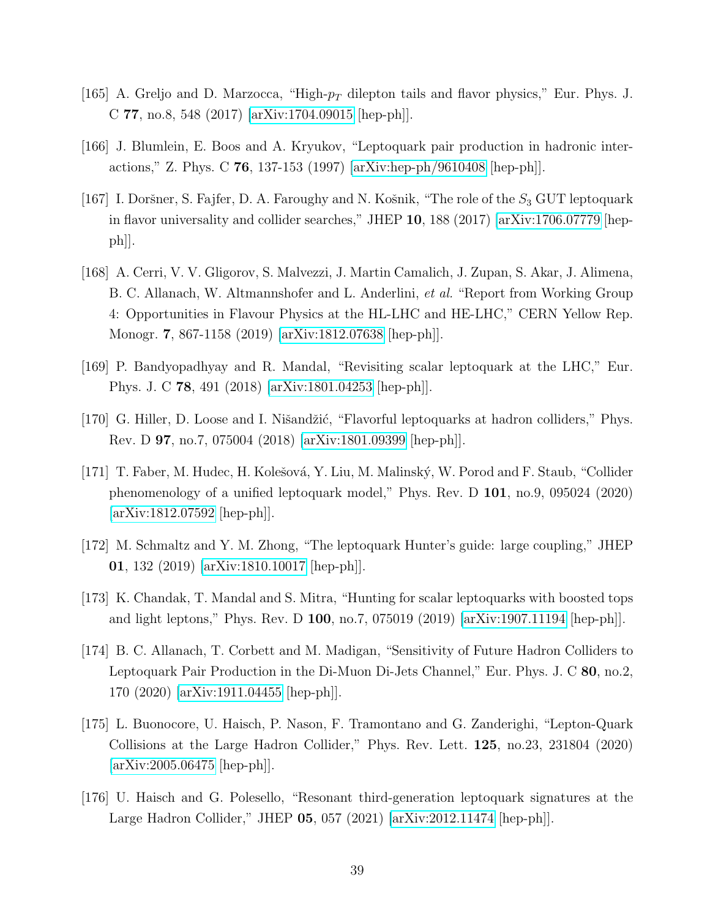[165] A. Greljo and D. Marzocca, "High-$p_T$ dilepton tails and flavor physics," Eur. Phys. J. C **77**, no.8, 548 (2017) [arXiv:1704.09015 [hep-ph]].

[166] J. Blumlein, E. Boos and A. Kryukov, "Leptoquark pair production in hadronic interactions," Z. Phys. C **76**, 137-153 (1997) [arXiv:hep-ph/9610408 [hep-ph]].

[167] I. Doršner, S. Fajfer, D. A. Faroughy and N. Košnik, "The role of the $S_3$ GUT leptoquark in flavor universality and collider searches," JHEP **10**, 188 (2017) [arXiv:1706.07779 [hep-ph]].

[168] A. Cerri, V. V. Gligorov, S. Malvezzi, J. Martin Camalich, J. Zupan, S. Akar, J. Alimena, B. C. Allanach, W. Altmannshofer and L. Anderlini, *et al.* "Report from Working Group 4: Opportunities in Flavour Physics at the HL-LHC and HE-LHC," CERN Yellow Rep. Monogr. **7**, 867-1158 (2019) [arXiv:1812.07638 [hep-ph]].

[169] P. Bandyopadhyay and R. Mandal, "Revisiting scalar leptoquark at the LHC," Eur. Phys. J. C **78**, 491 (2018) [arXiv:1801.04253 [hep-ph]].

[170] G. Hiller, D. Loose and I. Nišandžić, "Flavorful leptoquarks at hadron colliders," Phys. Rev. D **97**, no.7, 075004 (2018) [arXiv:1801.09399 [hep-ph]].

[171] T. Faber, M. Hudec, H. Kolešová, Y. Liu, M. Malinský, W. Porod and F. Staub, "Collider phenomenology of a unified leptoquark model," Phys. Rev. D **101**, no.9, 095024 (2020) [arXiv:1812.07592 [hep-ph]].

[172] M. Schmaltz and Y. M. Zhong, "The leptoquark Hunter's guide: large coupling," JHEP **01**, 132 (2019) [arXiv:1810.10017 [hep-ph]].

[173] K. Chandak, T. Mandal and S. Mitra, "Hunting for scalar leptoquarks with boosted tops and light leptons," Phys. Rev. D **100**, no.7, 075019 (2019) [arXiv:1907.11194 [hep-ph]].

[174] B. C. Allanach, T. Corbett and M. Madigan, "Sensitivity of Future Hadron Colliders to Leptoquark Pair Production in the Di-Muon Di-Jets Channel," Eur. Phys. J. C **80**, no.2, 170 (2020) [arXiv:1911.04455 [hep-ph]].

[175] L. Buonocore, U. Haisch, P. Nason, F. Tramontano and G. Zanderighi, "Lepton-Quark Collisions at the Large Hadron Collider," Phys. Rev. Lett. **125**, no.23, 231804 (2020) [arXiv:2005.06475 [hep-ph]].

[176] U. Haisch and G. Polesello, "Resonant third-generation leptoquark signatures at the Large Hadron Collider," JHEP **05**, 057 (2021) [arXiv:2012.11474 [hep-ph]].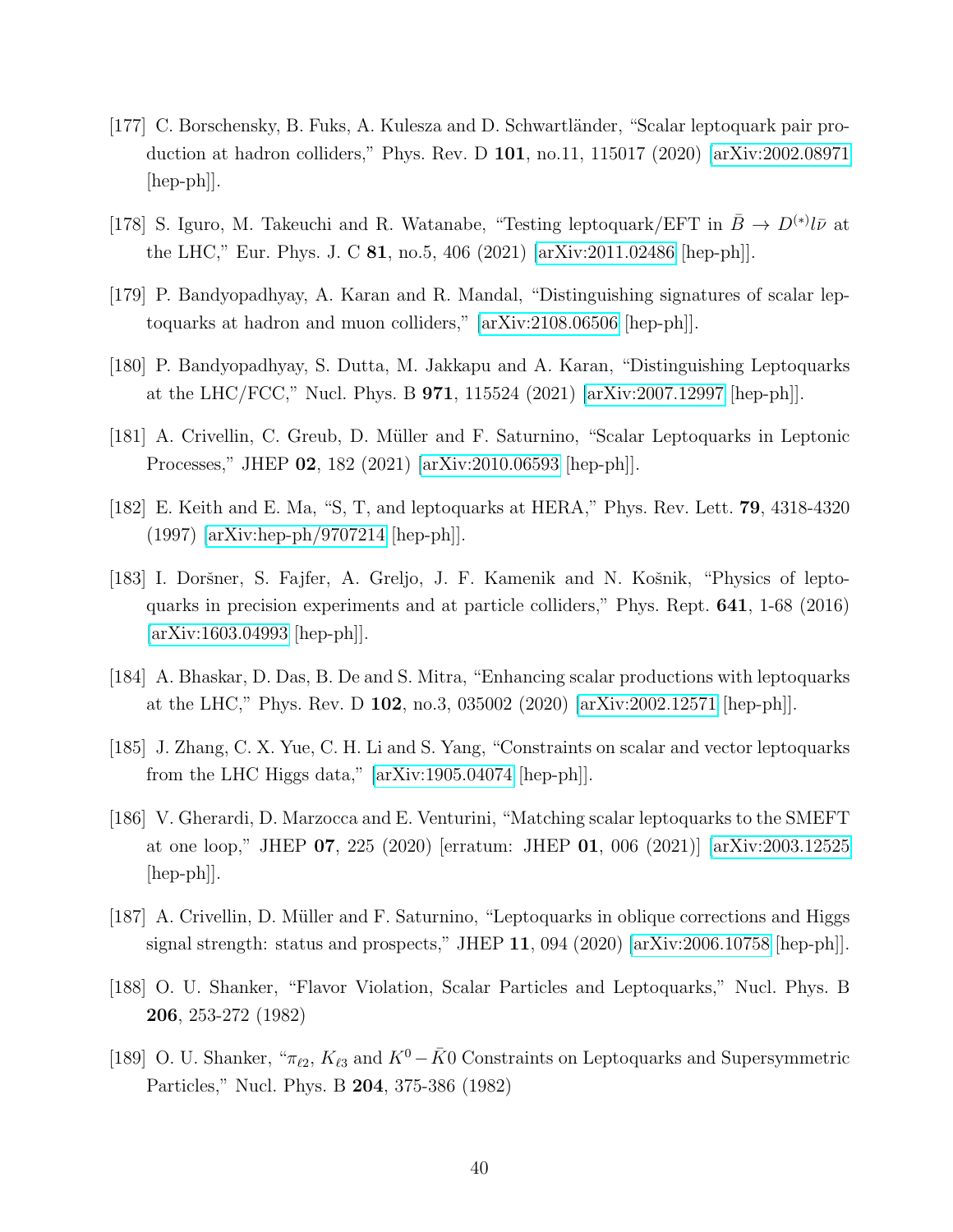[177] C. Borschensky, B. Fuks, A. Kulesza and D. Schwartländer, "Scalar leptoquark pair production at hadron colliders," Phys. Rev. D **101**, no.11, 115017 (2020) [arXiv:2002.08971 [hep-ph]].

[178] S. Iguro, M. Takeuchi and R. Watanabe, "Testing leptoquark/EFT in $\bar{B} \to D^{(*)} l \bar{\nu}$ at the LHC," Eur. Phys. J. C **81**, no.5, 406 (2021) [arXiv:2011.02486 [hep-ph]].

[179] P. Bandyopadhyay, A. Karan and R. Mandal, "Distinguishing signatures of scalar leptoquarks at hadron and muon colliders," [arXiv:2108.06506 [hep-ph]].

[180] P. Bandyopadhyay, S. Dutta, M. Jakkapu and A. Karan, "Distinguishing Leptoquarks at the LHC/FCC," Nucl. Phys. B **971**, 115524 (2021) [arXiv:2007.12997 [hep-ph]].

[181] A. Crivellin, C. Greub, D. Müller and F. Saturnino, "Scalar Leptoquarks in Leptonic Processes," JHEP **02**, 182 (2021) [arXiv:2010.06593 [hep-ph]].

[182] E. Keith and E. Ma, "S, T, and leptoquarks at HERA," Phys. Rev. Lett. **79**, 4318-4320 (1997) [arXiv:hep-ph/9707214 [hep-ph]].

[183] I. Doršner, S. Fajfer, A. Greljo, J. F. Kamenik and N. Košnik, "Physics of leptoquarks in precision experiments and at particle colliders," Phys. Rept. **641**, 1-68 (2016) [arXiv:1603.04993 [hep-ph]].

[184] A. Bhaskar, D. Das, B. De and S. Mitra, "Enhancing scalar productions with leptoquarks at the LHC," Phys. Rev. D **102**, no.3, 035002 (2020) [arXiv:2002.12571 [hep-ph]].

[185] J. Zhang, C. X. Yue, C. H. Li and S. Yang, "Constraints on scalar and vector leptoquarks from the LHC Higgs data," [arXiv:1905.04074 [hep-ph]].

[186] V. Gherardi, D. Marzocca and E. Venturini, "Matching scalar leptoquarks to the SMEFT at one loop," JHEP **07**, 225 (2020) [erratum: JHEP **01**, 006 (2021)] [arXiv:2003.12525 [hep-ph]].

[187] A. Crivellin, D. Müller and F. Saturnino, "Leptoquarks in oblique corrections and Higgs signal strength: status and prospects," JHEP **11**, 094 (2020) [arXiv:2006.10758 [hep-ph]].

[188] O. U. Shanker, "Flavor Violation, Scalar Particles and Leptoquarks," Nucl. Phys. B **206**, 253-272 (1982)

[189] O. U. Shanker, "$\pi_{\ell 2}$, $K_{\ell 3}$ and $K^0 - \bar{K}0$ Constraints on Leptoquarks and Supersymmetric Particles," Nucl. Phys. B **204**, 375-386 (1982)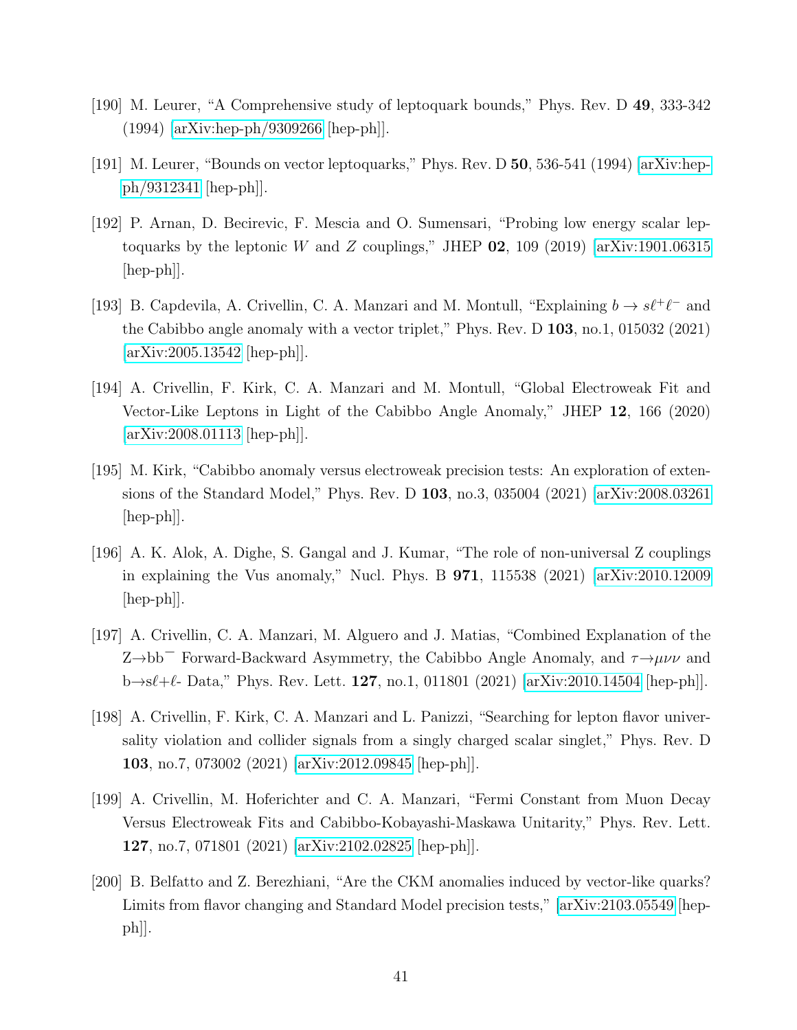[190] M. Leurer, “A Comprehensive study of leptoquark bounds,” Phys. Rev. D **49**, 333-342 (1994) [arXiv:hep-ph/9309266 [hep-ph]].

[191] M. Leurer, “Bounds on vector leptoquarks,” Phys. Rev. D **50**, 536-541 (1994) [arXiv:hep-ph/9312341 [hep-ph]].

[192] P. Arnan, D. Becirevic, F. Mescia and O. Sumensari, “Probing low energy scalar leptoquarks by the leptonic $W$ and $Z$ couplings,” JHEP **02**, 109 (2019) [arXiv:1901.06315 [hep-ph]].

[193] B. Capdevila, A. Crivellin, C. A. Manzari and M. Montull, “Explaining $b \to s\ell^+\ell^-$ and the Cabibbo angle anomaly with a vector triplet,” Phys. Rev. D **103**, no.1, 015032 (2021) [arXiv:2005.13542 [hep-ph]].

[194] A. Crivellin, F. Kirk, C. A. Manzari and M. Montull, “Global Electroweak Fit and Vector-Like Leptons in Light of the Cabibbo Angle Anomaly,” JHEP **12**, 166 (2020) [arXiv:2008.01113 [hep-ph]].

[195] M. Kirk, “Cabibbo anomaly versus electroweak precision tests: An exploration of extensions of the Standard Model,” Phys. Rev. D **103**, no.3, 035004 (2021) [arXiv:2008.03261 [hep-ph]].

[196] A. K. Alok, A. Dighe, S. Gangal and J. Kumar, “The role of non-universal Z couplings in explaining the Vus anomaly,” Nucl. Phys. B **971**, 115538 (2021) [arXiv:2010.12009 [hep-ph]].

[197] A. Crivellin, C. A. Manzari, M. Alguero and J. Matias, “Combined Explanation of the Z→bb¯ Forward-Backward Asymmetry, the Cabibbo Angle Anomaly, and $\tau \to \mu\nu\nu$ and b→sℓ+ℓ- Data,” Phys. Rev. Lett. **127**, no.1, 011801 (2021) [arXiv:2010.14504 [hep-ph]].

[198] A. Crivellin, F. Kirk, C. A. Manzari and L. Panizzi, “Searching for lepton flavor universality violation and collider signals from a singly charged scalar singlet,” Phys. Rev. D **103**, no.7, 073002 (2021) [arXiv:2012.09845 [hep-ph]].

[199] A. Crivellin, M. Hoferichter and C. A. Manzari, “Fermi Constant from Muon Decay Versus Electroweak Fits and Cabibbo-Kobayashi-Maskawa Unitarity,” Phys. Rev. Lett. **127**, no.7, 071801 (2021) [arXiv:2102.02825 [hep-ph]].

[200] B. Belfatto and Z. Berezhiani, “Are the CKM anomalies induced by vector-like quarks? Limits from flavor changing and Standard Model precision tests,” [arXiv:2103.05549 [hep-ph]].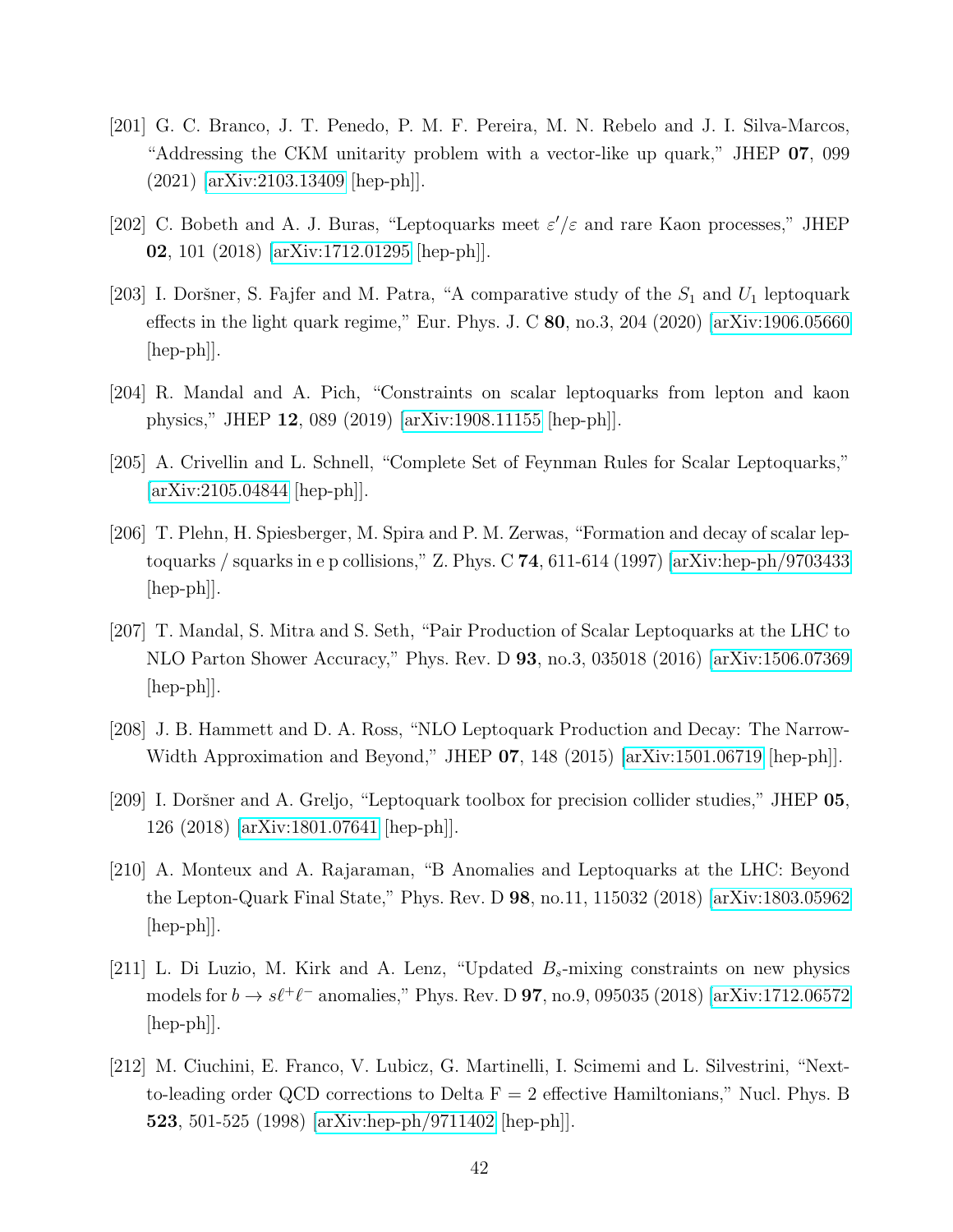[201] G. C. Branco, J. T. Penedo, P. M. F. Pereira, M. N. Rebelo and J. I. Silva-Marcos, "Addressing the CKM unitarity problem with a vector-like up quark," JHEP **07**, 099 (2021) [arXiv:2103.13409 [hep-ph]].

[202] C. Bobeth and A. J. Buras, "Leptoquarks meet $\varepsilon'/\varepsilon$ and rare Kaon processes," JHEP **02**, 101 (2018) [arXiv:1712.01295 [hep-ph]].

[203] I. Doršner, S. Fajfer and M. Patra, "A comparative study of the $S_1$ and $U_1$ leptoquark effects in the light quark regime," Eur. Phys. J. C **80**, no.3, 204 (2020) [arXiv:1906.05660 [hep-ph]].

[204] R. Mandal and A. Pich, "Constraints on scalar leptoquarks from lepton and kaon physics," JHEP **12**, 089 (2019) [arXiv:1908.11155 [hep-ph]].

[205] A. Crivellin and L. Schnell, "Complete Set of Feynman Rules for Scalar Leptoquarks," [arXiv:2105.04844 [hep-ph]].

[206] T. Plehn, H. Spiesberger, M. Spira and P. M. Zerwas, "Formation and decay of scalar leptoquarks / squarks in e p collisions," Z. Phys. C **74**, 611-614 (1997) [arXiv:hep-ph/9703433 [hep-ph]].

[207] T. Mandal, S. Mitra and S. Seth, "Pair Production of Scalar Leptoquarks at the LHC to NLO Parton Shower Accuracy," Phys. Rev. D **93**, no.3, 035018 (2016) [arXiv:1506.07369 [hep-ph]].

[208] J. B. Hammett and D. A. Ross, "NLO Leptoquark Production and Decay: The Narrow-Width Approximation and Beyond," JHEP **07**, 148 (2015) [arXiv:1501.06719 [hep-ph]].

[209] I. Doršner and A. Greljo, "Leptoquark toolbox for precision collider studies," JHEP **05**, 126 (2018) [arXiv:1801.07641 [hep-ph]].

[210] A. Monteux and A. Rajaraman, "B Anomalies and Leptoquarks at the LHC: Beyond the Lepton-Quark Final State," Phys. Rev. D **98**, no.11, 115032 (2018) [arXiv:1803.05962 [hep-ph]].

[211] L. Di Luzio, M. Kirk and A. Lenz, "Updated $B_s$-mixing constraints on new physics models for $b \to s\ell^+\ell^-$ anomalies," Phys. Rev. D **97**, no.9, 095035 (2018) [arXiv:1712.06572 [hep-ph]].

[212] M. Ciuchini, E. Franco, V. Lubicz, G. Martinelli, I. Scimemi and L. Silvestrini, "Next-to-leading order QCD corrections to Delta F = 2 effective Hamiltonians," Nucl. Phys. B **523**, 501-525 (1998) [arXiv:hep-ph/9711402 [hep-ph]].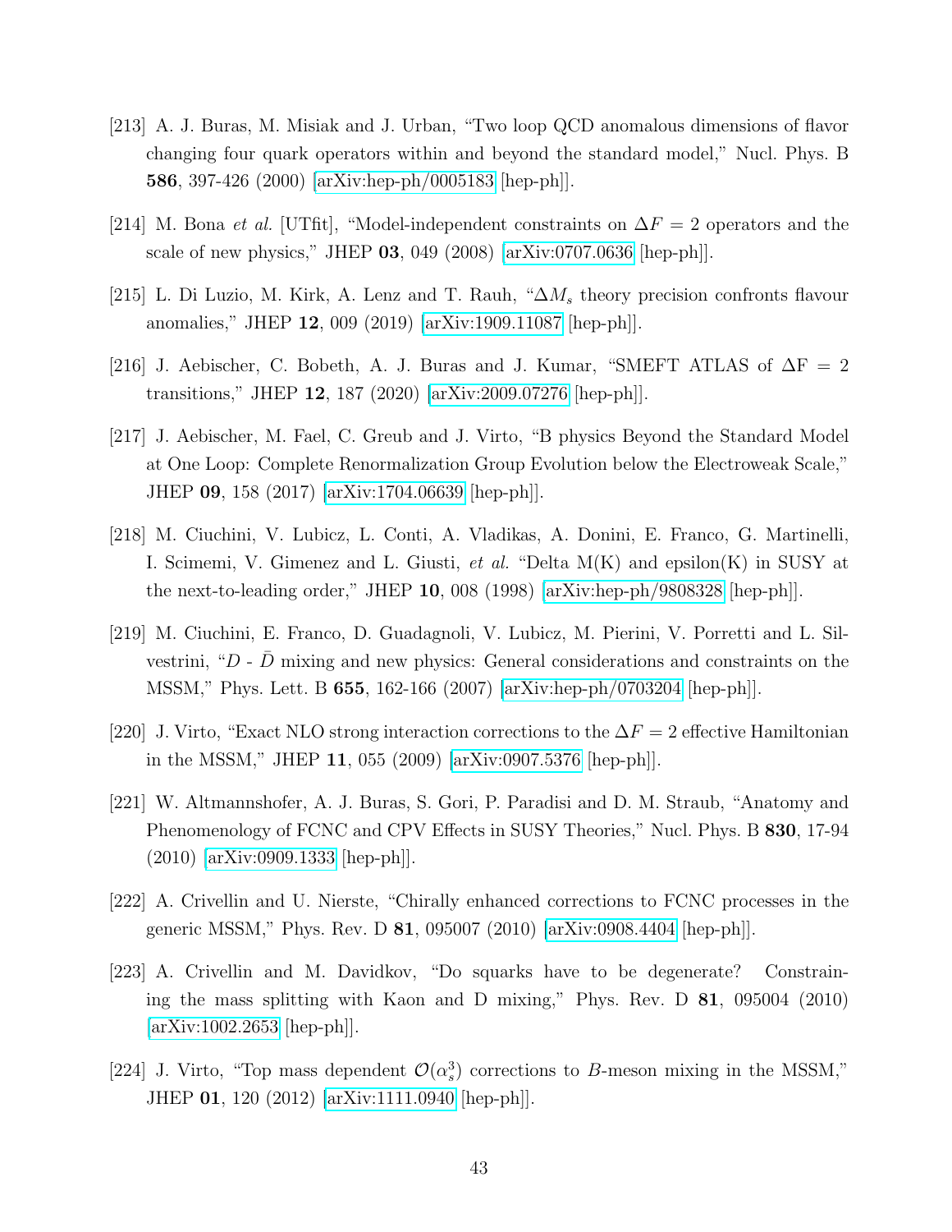[213] A. J. Buras, M. Misiak and J. Urban, "Two loop QCD anomalous dimensions of flavor changing four quark operators within and beyond the standard model," Nucl. Phys. B **586**, 397-426 (2000) [arXiv:hep-ph/0005183 [hep-ph]].

[214] M. Bona *et al.* [UTfit], "Model-independent constraints on $\Delta F = 2$ operators and the scale of new physics," JHEP **03**, 049 (2008) [arXiv:0707.0636 [hep-ph]].

[215] L. Di Luzio, M. Kirk, A. Lenz and T. Rauh, "$\Delta M_s$ theory precision confronts flavour anomalies," JHEP **12**, 009 (2019) [arXiv:1909.11087 [hep-ph]].

[216] J. Aebischer, C. Bobeth, A. J. Buras and J. Kumar, "SMEFT ATLAS of $\Delta$F = 2 transitions," JHEP **12**, 187 (2020) [arXiv:2009.07276 [hep-ph]].

[217] J. Aebischer, M. Fael, C. Greub and J. Virto, "B physics Beyond the Standard Model at One Loop: Complete Renormalization Group Evolution below the Electroweak Scale," JHEP **09**, 158 (2017) [arXiv:1704.06639 [hep-ph]].

[218] M. Ciuchini, V. Lubicz, L. Conti, A. Vladikas, A. Donini, E. Franco, G. Martinelli, I. Scimemi, V. Gimenez and L. Giusti, *et al.* "Delta M(K) and epsilon(K) in SUSY at the next-to-leading order," JHEP **10**, 008 (1998) [arXiv:hep-ph/9808328 [hep-ph]].

[219] M. Ciuchini, E. Franco, D. Guadagnoli, V. Lubicz, M. Pierini, V. Porretti and L. Silvestrini, "$D$ - $\bar{D}$ mixing and new physics: General considerations and constraints on the MSSM," Phys. Lett. B **655**, 162-166 (2007) [arXiv:hep-ph/0703204 [hep-ph]].

[220] J. Virto, "Exact NLO strong interaction corrections to the $\Delta F = 2$ effective Hamiltonian in the MSSM," JHEP **11**, 055 (2009) [arXiv:0907.5376 [hep-ph]].

[221] W. Altmannshofer, A. J. Buras, S. Gori, P. Paradisi and D. M. Straub, "Anatomy and Phenomenology of FCNC and CPV Effects in SUSY Theories," Nucl. Phys. B **830**, 17-94 (2010) [arXiv:0909.1333 [hep-ph]].

[222] A. Crivellin and U. Nierste, "Chirally enhanced corrections to FCNC processes in the generic MSSM," Phys. Rev. D **81**, 095007 (2010) [arXiv:0908.4404 [hep-ph]].

[223] A. Crivellin and M. Davidkov, "Do squarks have to be degenerate? Constraining the mass splitting with Kaon and D mixing," Phys. Rev. D **81**, 095004 (2010) [arXiv:1002.2653 [hep-ph]].

[224] J. Virto, "Top mass dependent $\mathcal{O}(\alpha_s^3)$ corrections to $B$-meson mixing in the MSSM," JHEP **01**, 120 (2012) [arXiv:1111.0940 [hep-ph]].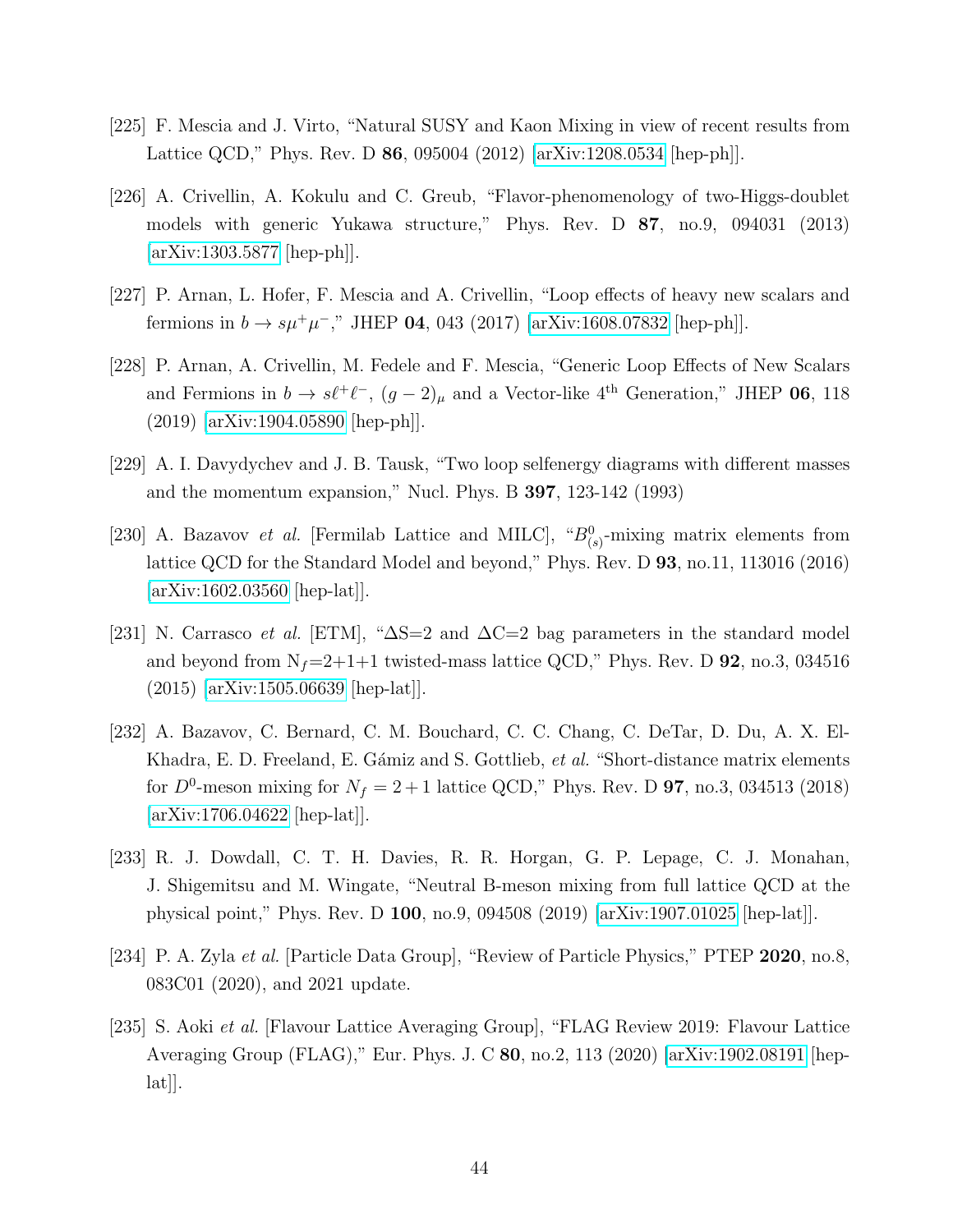[225] F. Mescia and J. Virto, “Natural SUSY and Kaon Mixing in view of recent results from Lattice QCD,” Phys. Rev. D **86**, 095004 (2012) [arXiv:1208.0534 [hep-ph]].

[226] A. Crivellin, A. Kokulu and C. Greub, “Flavor-phenomenology of two-Higgs-doublet models with generic Yukawa structure,” Phys. Rev. D **87**, no.9, 094031 (2013) [arXiv:1303.5877 [hep-ph]].

[227] P. Arnan, L. Hofer, F. Mescia and A. Crivellin, “Loop effects of heavy new scalars and fermions in $b \to s\mu^+\mu^-$,” JHEP **04**, 043 (2017) [arXiv:1608.07832 [hep-ph]].

[228] P. Arnan, A. Crivellin, M. Fedele and F. Mescia, “Generic Loop Effects of New Scalars and Fermions in $b \to s\ell^+\ell^-$, $(g-2)_\mu$ and a Vector-like $4^{\text{th}}$ Generation,” JHEP **06**, 118 (2019) [arXiv:1904.05890 [hep-ph]].

[229] A. I. Davydychev and J. B. Tausk, “Two loop selfenergy diagrams with different masses and the momentum expansion,” Nucl. Phys. B **397**, 123-142 (1993)

[230] A. Bazavov *et al.* [Fermilab Lattice and MILC], “$B^0_{(s)}$-mixing matrix elements from lattice QCD for the Standard Model and beyond,” Phys. Rev. D **93**, no.11, 113016 (2016) [arXiv:1602.03560 [hep-lat]].

[231] N. Carrasco *et al.* [ETM], “$\Delta$S=2 and $\Delta$C=2 bag parameters in the standard model and beyond from $\mathrm{N}_f$=2+1+1 twisted-mass lattice QCD,” Phys. Rev. D **92**, no.3, 034516 (2015) [arXiv:1505.06639 [hep-lat]].

[232] A. Bazavov, C. Bernard, C. M. Bouchard, C. C. Chang, C. DeTar, D. Du, A. X. El-Khadra, E. D. Freeland, E. Gámiz and S. Gottlieb, *et al.* “Short-distance matrix elements for $D^0$-meson mixing for $N_f = 2+1$ lattice QCD,” Phys. Rev. D **97**, no.3, 034513 (2018) [arXiv:1706.04622 [hep-lat]].

[233] R. J. Dowdall, C. T. H. Davies, R. R. Horgan, G. P. Lepage, C. J. Monahan, J. Shigemitsu and M. Wingate, “Neutral B-meson mixing from full lattice QCD at the physical point,” Phys. Rev. D **100**, no.9, 094508 (2019) [arXiv:1907.01025 [hep-lat]].

[234] P. A. Zyla *et al.* [Particle Data Group], “Review of Particle Physics,” PTEP **2020**, no.8, 083C01 (2020), and 2021 update.

[235] S. Aoki *et al.* [Flavour Lattice Averaging Group], “FLAG Review 2019: Flavour Lattice Averaging Group (FLAG),” Eur. Phys. J. C **80**, no.2, 113 (2020) [arXiv:1902.08191 [hep-lat]].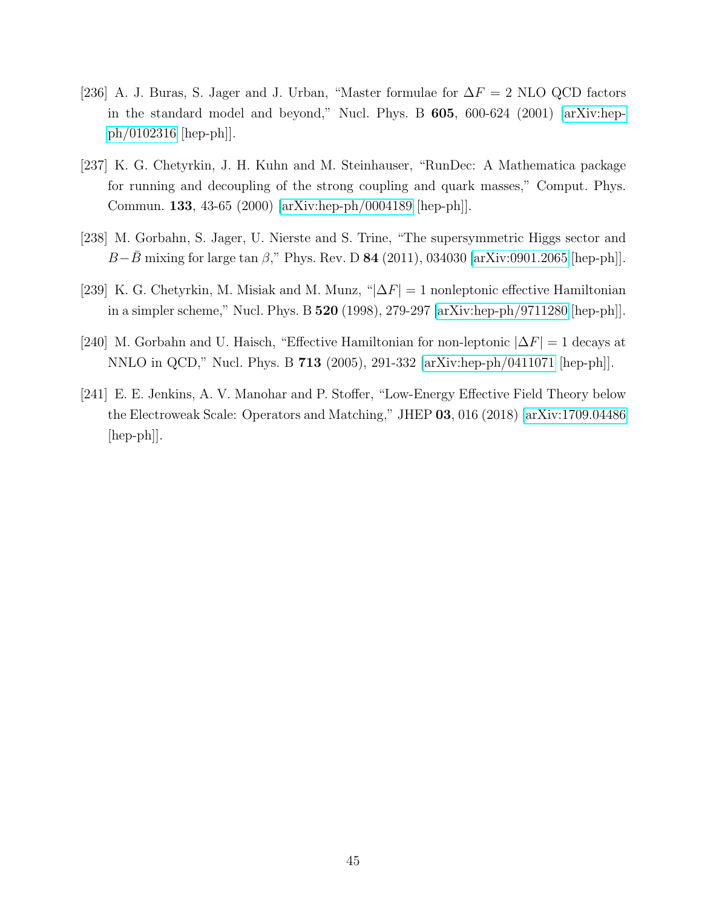[236] A. J. Buras, S. Jager and J. Urban, "Master formulae for $\Delta F = 2$ NLO QCD factors in the standard model and beyond," Nucl. Phys. B **605**, 600-624 (2001) [arXiv:hep-ph/0102316 [hep-ph]].

[237] K. G. Chetyrkin, J. H. Kuhn and M. Steinhauser, "RunDec: A Mathematica package for running and decoupling of the strong coupling and quark masses," Comput. Phys. Commun. **133**, 43-65 (2000) [arXiv:hep-ph/0004189 [hep-ph]].

[238] M. Gorbahn, S. Jager, U. Nierste and S. Trine, "The supersymmetric Higgs sector and $B-\bar{B}$ mixing for large $\tan\beta$," Phys. Rev. D **84** (2011), 034030 [arXiv:0901.2065 [hep-ph]].

[239] K. G. Chetyrkin, M. Misiak and M. Munz, "$|\Delta F| = 1$ nonleptonic effective Hamiltonian in a simpler scheme," Nucl. Phys. B **520** (1998), 279-297 [arXiv:hep-ph/9711280 [hep-ph]].

[240] M. Gorbahn and U. Haisch, "Effective Hamiltonian for non-leptonic $|\Delta F| = 1$ decays at NNLO in QCD," Nucl. Phys. B **713** (2005), 291-332 [arXiv:hep-ph/0411071 [hep-ph]].

[241] E. E. Jenkins, A. V. Manohar and P. Stoffer, "Low-Energy Effective Field Theory below the Electroweak Scale: Operators and Matching," JHEP **03**, 016 (2018) [arXiv:1709.04486 [hep-ph]].